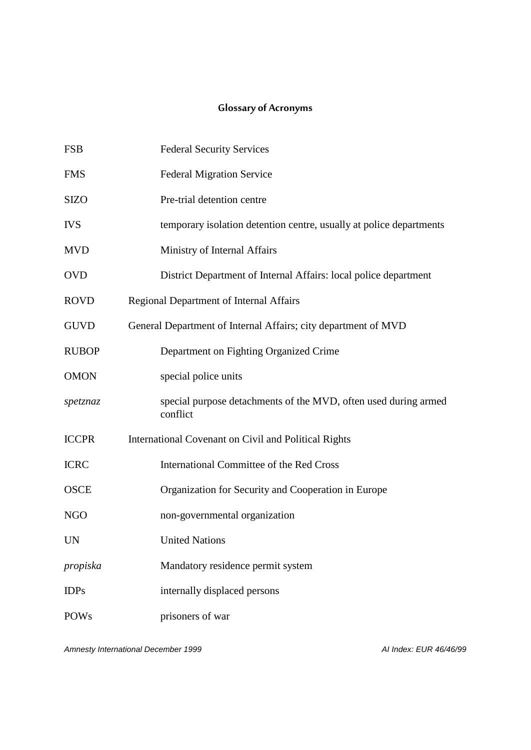## Glossary of Acronyms

| | |
|---|---|
| FSB | Federal Security Services |
| FMS | Federal Migration Service |
| SIZO | Pre-trial detention centre |
| IVS | temporary isolation detention centre, usually at police departments |
| MVD | Ministry of Internal Affairs |
| OVD | District Department of Internal Affairs: local police department |
| ROVD | Regional Department of Internal Affairs |
| GUVD | General Department of Internal Affairs; city department of MVD |
| RUBOP | Department on Fighting Organized Crime |
| OMON | special police units |
| *spetznaz* | special purpose detachments of the MVD, often used during armed conflict |
| ICCPR | International Covenant on Civil and Political Rights |
| ICRC | International Committee of the Red Cross |
| OSCE | Organization for Security and Cooperation in Europe |
| NGO | non-governmental organization |
| UN | United Nations |
| *propiska* | Mandatory residence permit system |
| IDPs | internally displaced persons |
| POWs | prisoners of war |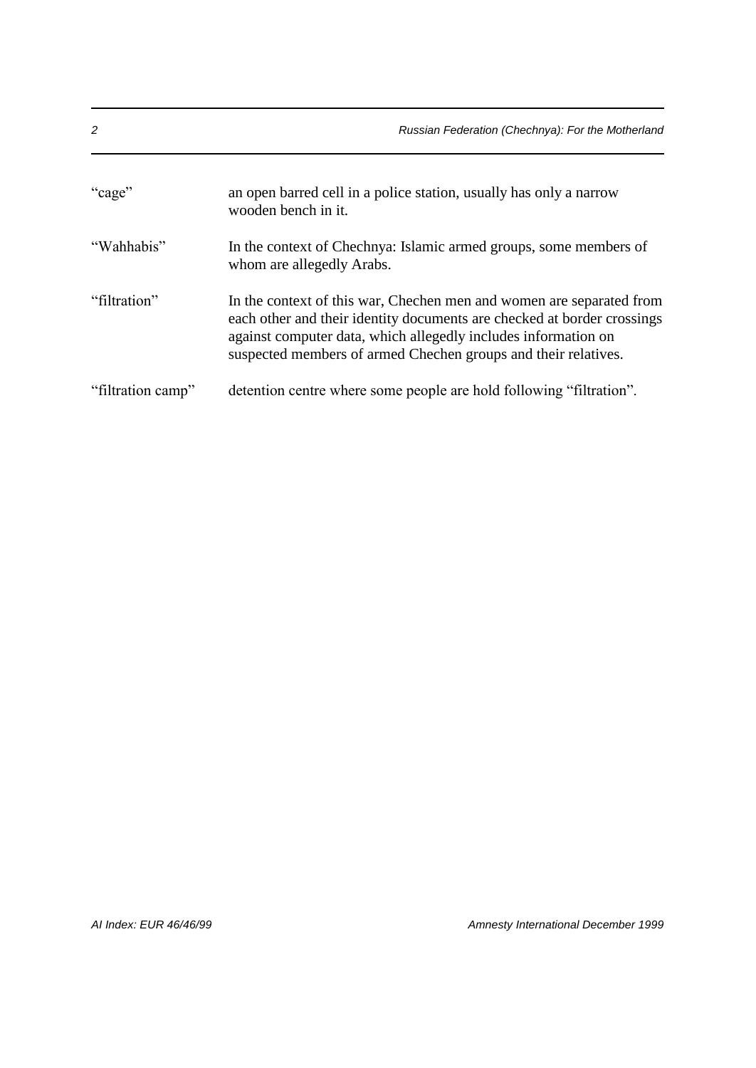| | |
|---|---|
| "cage" | an open barred cell in a police station, usually has only a narrow wooden bench in it. |
| "Wahhabis" | In the context of Chechnya: Islamic armed groups, some members of whom are allegedly Arabs. |
| "filtration" | In the context of this war, Chechen men and women are separated from each other and their identity documents are checked at border crossings against computer data, which allegedly includes information on suspected members of armed Chechen groups and their relatives. |
| "filtration camp" | detention centre where some people are hold following "filtration". |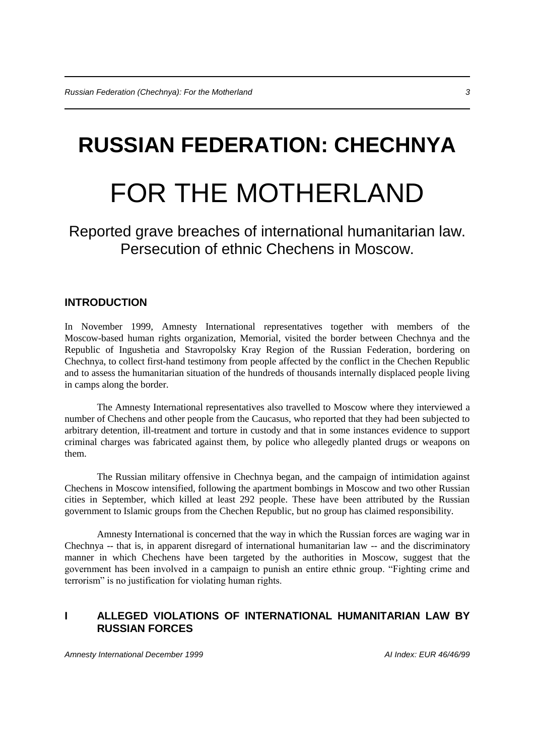# RUSSIAN FEDERATION: CHECHNYA

# FOR THE MOTHERLAND

Reported grave breaches of international humanitarian law.
Persecution of ethnic Chechens in Moscow.

## INTRODUCTION

In November 1999, Amnesty International representatives together with members of the Moscow-based human rights organization, Memorial, visited the border between Chechnya and the Republic of Ingushetia and Stavropolsky Kray Region of the Russian Federation, bordering on Chechnya, to collect first-hand testimony from people affected by the conflict in the Chechen Republic and to assess the humanitarian situation of the hundreds of thousands internally displaced people living in camps along the border.

The Amnesty International representatives also travelled to Moscow where they interviewed a number of Chechens and other people from the Caucasus, who reported that they had been subjected to arbitrary detention, ill-treatment and torture in custody and that in some instances evidence to support criminal charges was fabricated against them, by police who allegedly planted drugs or weapons on them.

The Russian military offensive in Chechnya began, and the campaign of intimidation against Chechens in Moscow intensified, following the apartment bombings in Moscow and two other Russian cities in September, which killed at least 292 people. These have been attributed by the Russian government to Islamic groups from the Chechen Republic, but no group has claimed responsibility.

Amnesty International is concerned that the way in which the Russian forces are waging war in Chechnya -- that is, in apparent disregard of international humanitarian law -- and the discriminatory manner in which Chechens have been targeted by the authorities in Moscow, suggest that the government has been involved in a campaign to punish an entire ethnic group. "Fighting crime and terrorism" is no justification for violating human rights.

## I ALLEGED VIOLATIONS OF INTERNATIONAL HUMANITARIAN LAW BY RUSSIAN FORCES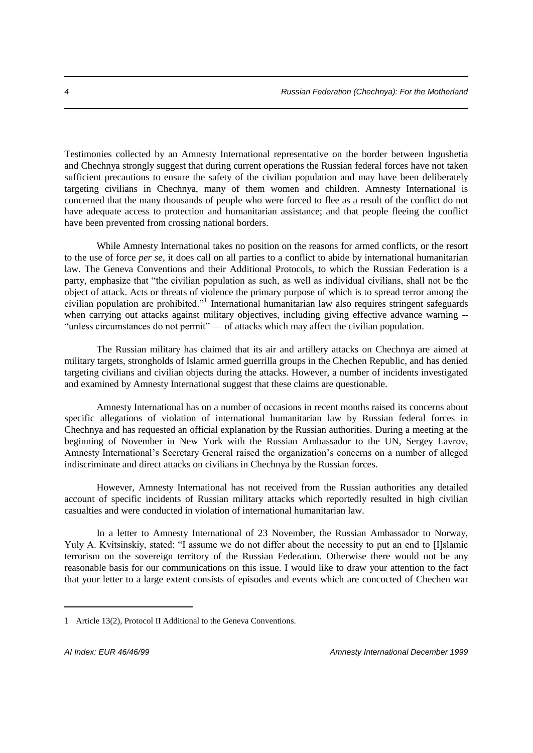Testimonies collected by an Amnesty International representative on the border between Ingushetia and Chechnya strongly suggest that during current operations the Russian federal forces have not taken sufficient precautions to ensure the safety of the civilian population and may have been deliberately targeting civilians in Chechnya, many of them women and children. Amnesty International is concerned that the many thousands of people who were forced to flee as a result of the conflict do not have adequate access to protection and humanitarian assistance; and that people fleeing the conflict have been prevented from crossing national borders.

While Amnesty International takes no position on the reasons for armed conflicts, or the resort to the use of force *per se*, it does call on all parties to a conflict to abide by international humanitarian law. The Geneva Conventions and their Additional Protocols, to which the Russian Federation is a party, emphasize that "the civilian population as such, as well as individual civilians, shall not be the object of attack. Acts or threats of violence the primary purpose of which is to spread terror among the civilian population are prohibited."[1] International humanitarian law also requires stringent safeguards when carrying out attacks against military objectives, including giving effective advance warning -- "unless circumstances do not permit" — of attacks which may affect the civilian population.

The Russian military has claimed that its air and artillery attacks on Chechnya are aimed at military targets, strongholds of Islamic armed guerrilla groups in the Chechen Republic, and has denied targeting civilians and civilian objects during the attacks. However, a number of incidents investigated and examined by Amnesty International suggest that these claims are questionable.

Amnesty International has on a number of occasions in recent months raised its concerns about specific allegations of violation of international humanitarian law by Russian federal forces in Chechnya and has requested an official explanation by the Russian authorities. During a meeting at the beginning of November in New York with the Russian Ambassador to the UN, Sergey Lavrov, Amnesty International's Secretary General raised the organization's concerns on a number of alleged indiscriminate and direct attacks on civilians in Chechnya by the Russian forces.

However, Amnesty International has not received from the Russian authorities any detailed account of specific incidents of Russian military attacks which reportedly resulted in high civilian casualties and were conducted in violation of international humanitarian law.

In a letter to Amnesty International of 23 November, the Russian Ambassador to Norway, Yuly A. Kvitsinskiy, stated: "I assume we do not differ about the necessity to put an end to [I]slamic terrorism on the sovereign territory of the Russian Federation. Otherwise there would not be any reasonable basis for our communications on this issue. I would like to draw your attention to the fact that your letter to a large extent consists of episodes and events which are concocted of Chechen war

---

1 Article 13(2), Protocol II Additional to the Geneva Conventions.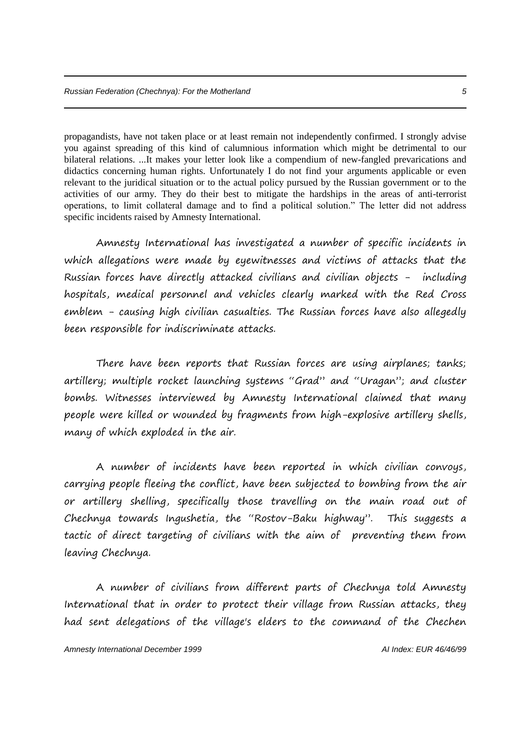propagandists, have not taken place or at least remain not independently confirmed. I strongly advise you against spreading of this kind of calumnious information which might be detrimental to our bilateral relations. ...It makes your letter look like a compendium of new-fangled prevarications and didactics concerning human rights. Unfortunately I do not find your arguments applicable or even relevant to the juridical situation or to the actual policy pursued by the Russian government or to the activities of our army. They do their best to mitigate the hardships in the areas of anti-terrorist operations, to limit collateral damage and to find a political solution." The letter did not address specific incidents raised by Amnesty International.

Amnesty International has investigated a number of specific incidents in which allegations were made by eyewitnesses and victims of attacks that the Russian forces have directly attacked civilians and civilian objects - including hospitals, medical personnel and vehicles clearly marked with the Red Cross emblem - causing high civilian casualties. The Russian forces have also allegedly been responsible for indiscriminate attacks.

There have been reports that Russian forces are using airplanes; tanks; artillery; multiple rocket launching systems "Grad" and "Uragan"; and cluster bombs. Witnesses interviewed by Amnesty International claimed that many people were killed or wounded by fragments from high-explosive artillery shells, many of which exploded in the air.

A number of incidents have been reported in which civilian convoys, carrying people fleeing the conflict, have been subjected to bombing from the air or artillery shelling, specifically those travelling on the main road out of Chechnya towards Ingushetia, the "Rostov-Baku highway". This suggests a tactic of direct targeting of civilians with the aim of preventing them from leaving Chechnya.

A number of civilians from different parts of Chechnya told Amnesty International that in order to protect their village from Russian attacks, they had sent delegations of the village's elders to the command of the Chechen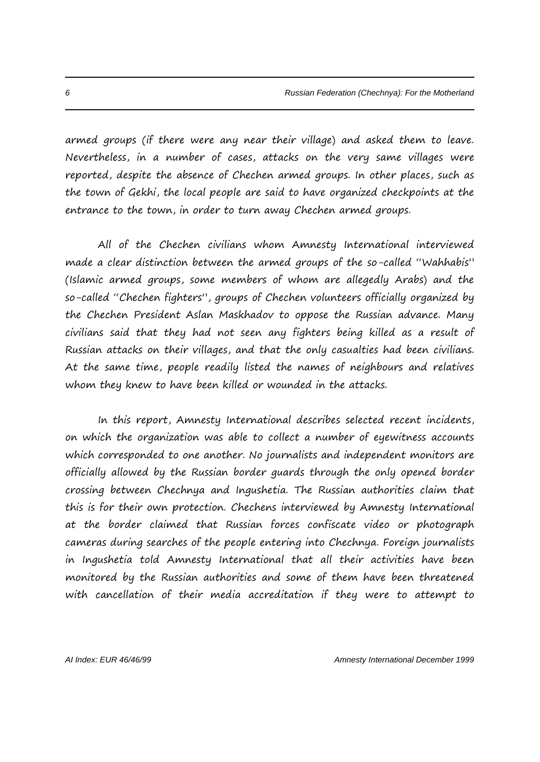armed groups (if there were any near their village) and asked them to leave. Nevertheless, in a number of cases, attacks on the very same villages were reported, despite the absence of Chechen armed groups. In other places, such as the town of Gekhi, the local people are said to have organized checkpoints at the entrance to the town, in order to turn away Chechen armed groups.

All of the Chechen civilians whom Amnesty International interviewed made a clear distinction between the armed groups of the so-called "Wahhabis" (Islamic armed groups, some members of whom are allegedly Arabs) and the so-called "Chechen fighters", groups of Chechen volunteers officially organized by the Chechen President Aslan Maskhadov to oppose the Russian advance. Many civilians said that they had not seen any fighters being killed as a result of Russian attacks on their villages, and that the only casualties had been civilians. At the same time, people readily listed the names of neighbours and relatives whom they knew to have been killed or wounded in the attacks.

In this report, Amnesty International describes selected recent incidents, on which the organization was able to collect a number of eyewitness accounts which corresponded to one another. No journalists and independent monitors are officially allowed by the Russian border guards through the only opened border crossing between Chechnya and Ingushetia. The Russian authorities claim that this is for their own protection. Chechens interviewed by Amnesty International at the border claimed that Russian forces confiscate video or photograph cameras during searches of the people entering into Chechnya. Foreign journalists in Ingushetia told Amnesty International that all their activities have been monitored by the Russian authorities and some of them have been threatened with cancellation of their media accreditation if they were to attempt to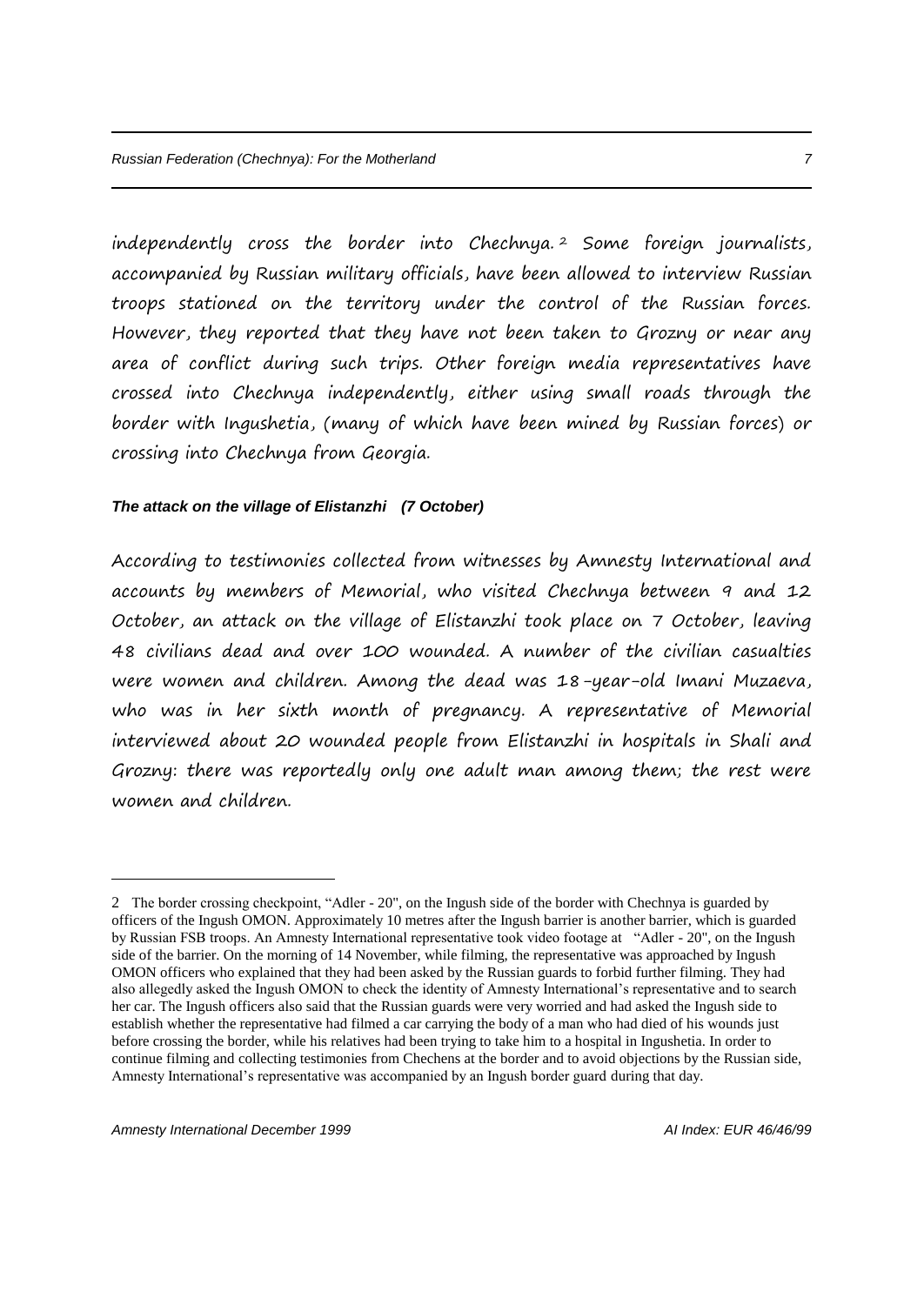independently cross the border into Chechnya.[2] Some foreign journalists, accompanied by Russian military officials, have been allowed to interview Russian troops stationed on the territory under the control of the Russian forces. However, they reported that they have not been taken to Grozny or near any area of conflict during such trips. Other foreign media representatives have crossed into Chechnya independently, either using small roads through the border with Ingushetia, (many of which have been mined by Russian forces) or crossing into Chechnya from Georgia.

***The attack on the village of Elistanzhi (7 October)***

According to testimonies collected from witnesses by Amnesty International and accounts by members of Memorial, who visited Chechnya between 9 and 12 October, an attack on the village of Elistanzhi took place on 7 October, leaving 48 civilians dead and over 100 wounded. A number of the civilian casualties were women and children. Among the dead was 18-year-old Imani Muzaeva, who was in her sixth month of pregnancy. A representative of Memorial interviewed about 20 wounded people from Elistanzhi in hospitals in Shali and Grozny: there was reportedly only one adult man among them; the rest were women and children.

---

2 The border crossing checkpoint, "Adler - 20", on the Ingush side of the border with Chechnya is guarded by officers of the Ingush OMON. Approximately 10 metres after the Ingush barrier is another barrier, which is guarded by Russian FSB troops. An Amnesty International representative took video footage at "Adler - 20", on the Ingush side of the barrier. On the morning of 14 November, while filming, the representative was approached by Ingush OMON officers who explained that they had been asked by the Russian guards to forbid further filming. They had also allegedly asked the Ingush OMON to check the identity of Amnesty International's representative and to search her car. The Ingush officers also said that the Russian guards were very worried and had asked the Ingush side to establish whether the representative had filmed a car carrying the body of a man who had died of his wounds just before crossing the border, while his relatives had been trying to take him to a hospital in Ingushetia. In order to continue filming and collecting testimonies from Chechens at the border and to avoid objections by the Russian side, Amnesty International's representative was accompanied by an Ingush border guard during that day.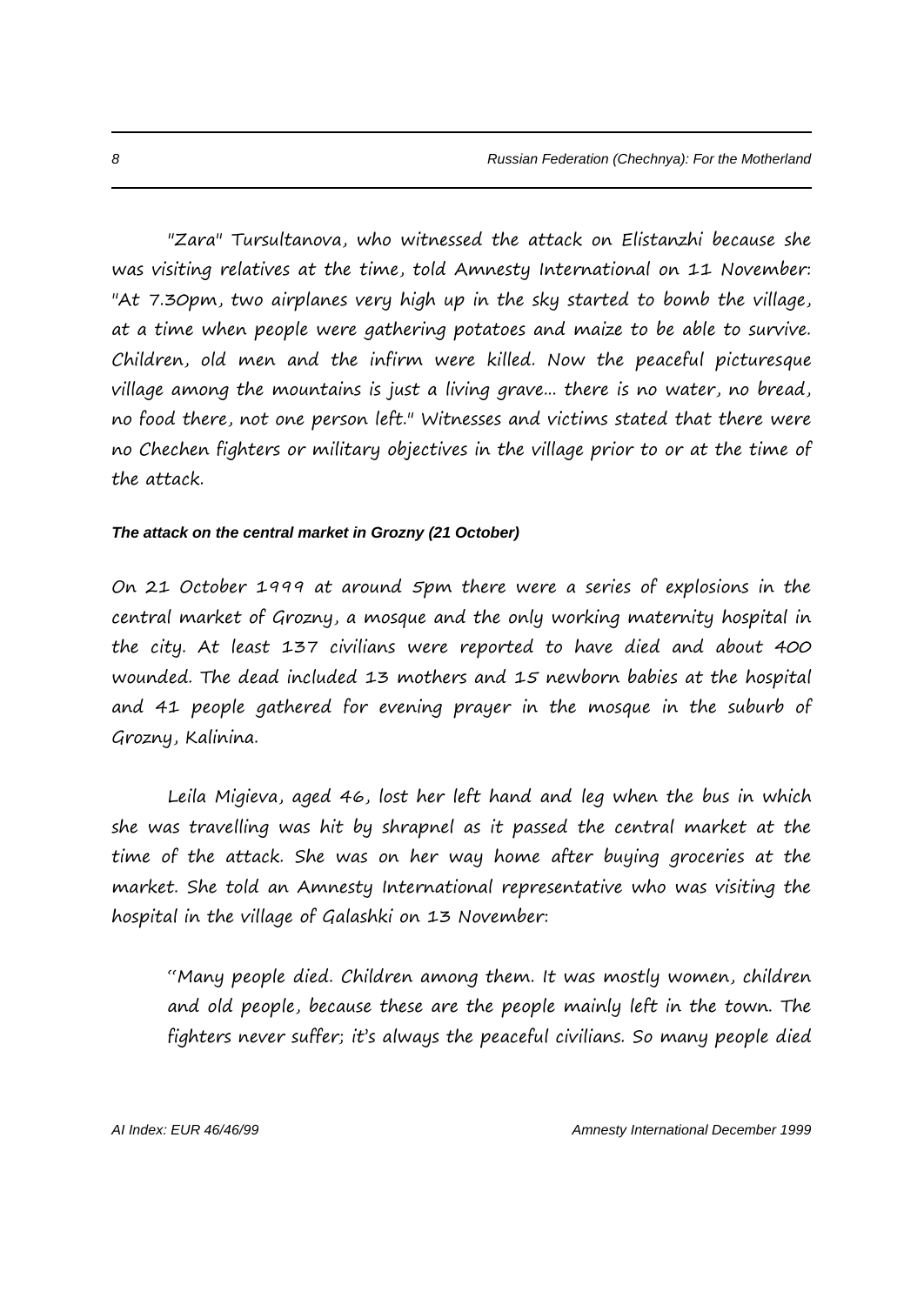"Zara" Tursultanova, who witnessed the attack on Elistanzhi because she was visiting relatives at the time, told Amnesty International on 11 November: "At 7.30pm, two airplanes very high up in the sky started to bomb the village, at a time when people were gathering potatoes and maize to be able to survive. Children, old men and the infirm were killed. Now the peaceful picturesque village among the mountains is just a living grave... there is no water, no bread, no food there, not one person left." Witnesses and victims stated that there were no Chechen fighters or military objectives in the village prior to or at the time of the attack.

***The attack on the central market in Grozny (21 October)***

On 21 October 1999 at around 5pm there were a series of explosions in the central market of Grozny, a mosque and the only working maternity hospital in the city. At least 137 civilians were reported to have died and about 400 wounded. The dead included 13 mothers and 15 newborn babies at the hospital and 41 people gathered for evening prayer in the mosque in the suburb of Grozny, Kalinina.

Leila Migieva, aged 46, lost her left hand and leg when the bus in which she was travelling was hit by shrapnel as it passed the central market at the time of the attack. She was on her way home after buying groceries at the market. She told an Amnesty International representative who was visiting the hospital in the village of Galashki on 13 November:

> "Many people died. Children among them. It was mostly women, children and old people, because these are the people mainly left in the town. The fighters never suffer; it's always the peaceful civilians. So many people died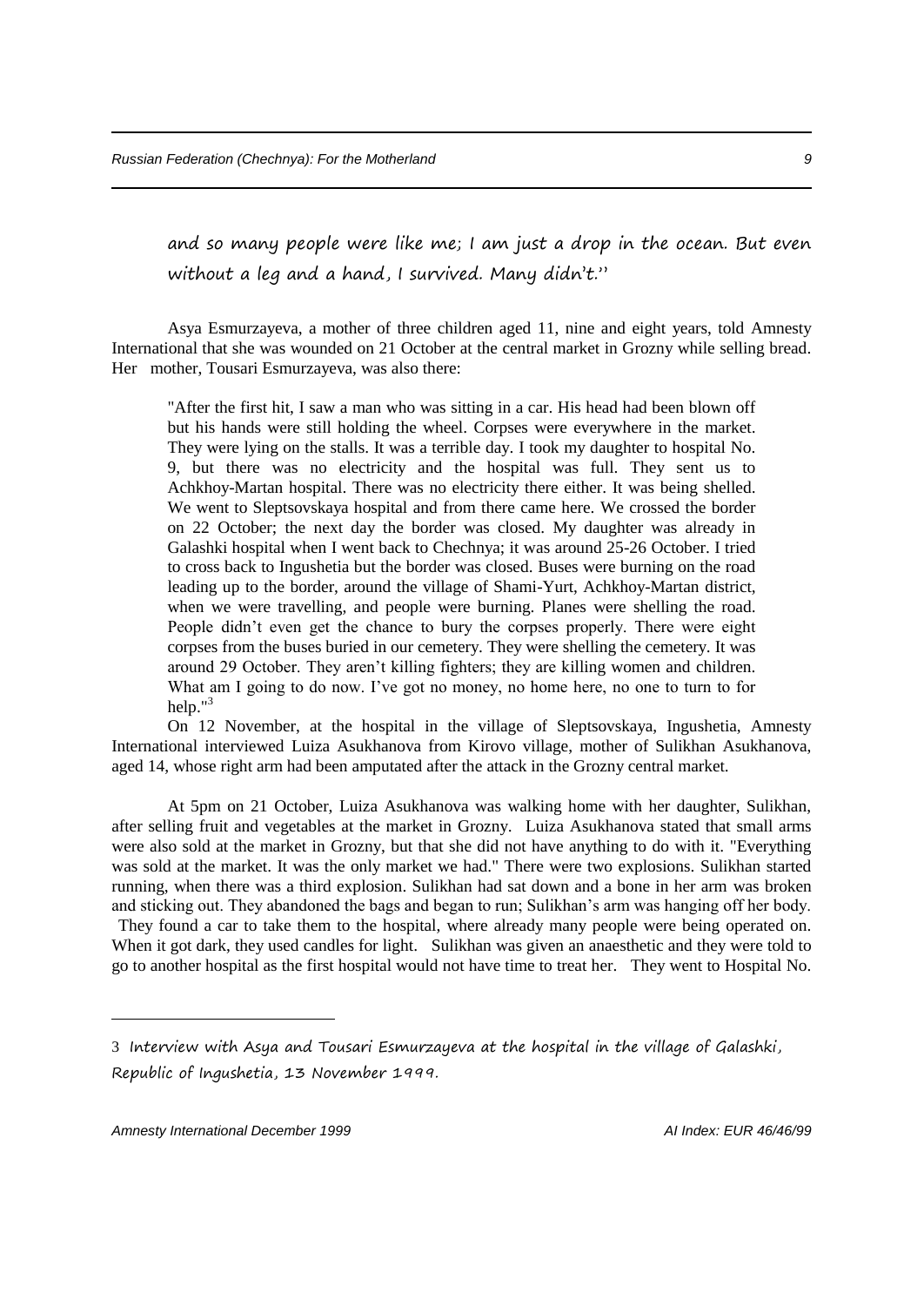and so many people were like me; I am just a drop in the ocean. But even without a leg and a hand, I survived. Many didn't."

Asya Esmurzayeva, a mother of three children aged 11, nine and eight years, told Amnesty International that she was wounded on 21 October at the central market in Grozny while selling bread. Her mother, Tousari Esmurzayeva, was also there:

> "After the first hit, I saw a man who was sitting in a car. His head had been blown off but his hands were still holding the wheel. Corpses were everywhere in the market. They were lying on the stalls. It was a terrible day. I took my daughter to hospital No. 9, but there was no electricity and the hospital was full. They sent us to Achkhoy-Martan hospital. There was no electricity there either. It was being shelled. We went to Sleptsovskaya hospital and from there came here. We crossed the border on 22 October; the next day the border was closed. My daughter was already in Galashki hospital when I went back to Chechnya; it was around 25-26 October. I tried to cross back to Ingushetia but the border was closed. Buses were burning on the road leading up to the border, around the village of Shami-Yurt, Achkhoy-Martan district, when we were travelling, and people were burning. Planes were shelling the road. People didn't even get the chance to bury the corpses properly. There were eight corpses from the buses buried in our cemetery. They were shelling the cemetery. It was around 29 October. They aren't killing fighters; they are killing women and children. What am I going to do now. I've got no money, no home here, no one to turn to for help."[3]

On 12 November, at the hospital in the village of Sleptsovskaya, Ingushetia, Amnesty International interviewed Luiza Asukhanova from Kirovo village, mother of Sulikhan Asukhanova, aged 14, whose right arm had been amputated after the attack in the Grozny central market.

At 5pm on 21 October, Luiza Asukhanova was walking home with her daughter, Sulikhan, after selling fruit and vegetables at the market in Grozny. Luiza Asukhanova stated that small arms were also sold at the market in Grozny, but that she did not have anything to do with it. "Everything was sold at the market. It was the only market we had." There were two explosions. Sulikhan started running, when there was a third explosion. Sulikhan had sat down and a bone in her arm was broken and sticking out. They abandoned the bags and began to run; Sulikhan's arm was hanging off her body. They found a car to take them to the hospital, where already many people were being operated on. When it got dark, they used candles for light. Sulikhan was given an anaesthetic and they were told to go to another hospital as the first hospital would not have time to treat her. They went to Hospital No.

---

3 Interview with Asya and Tousari Esmurzayeva at the hospital in the village of Galashki, Republic of Ingushetia, 13 November 1999.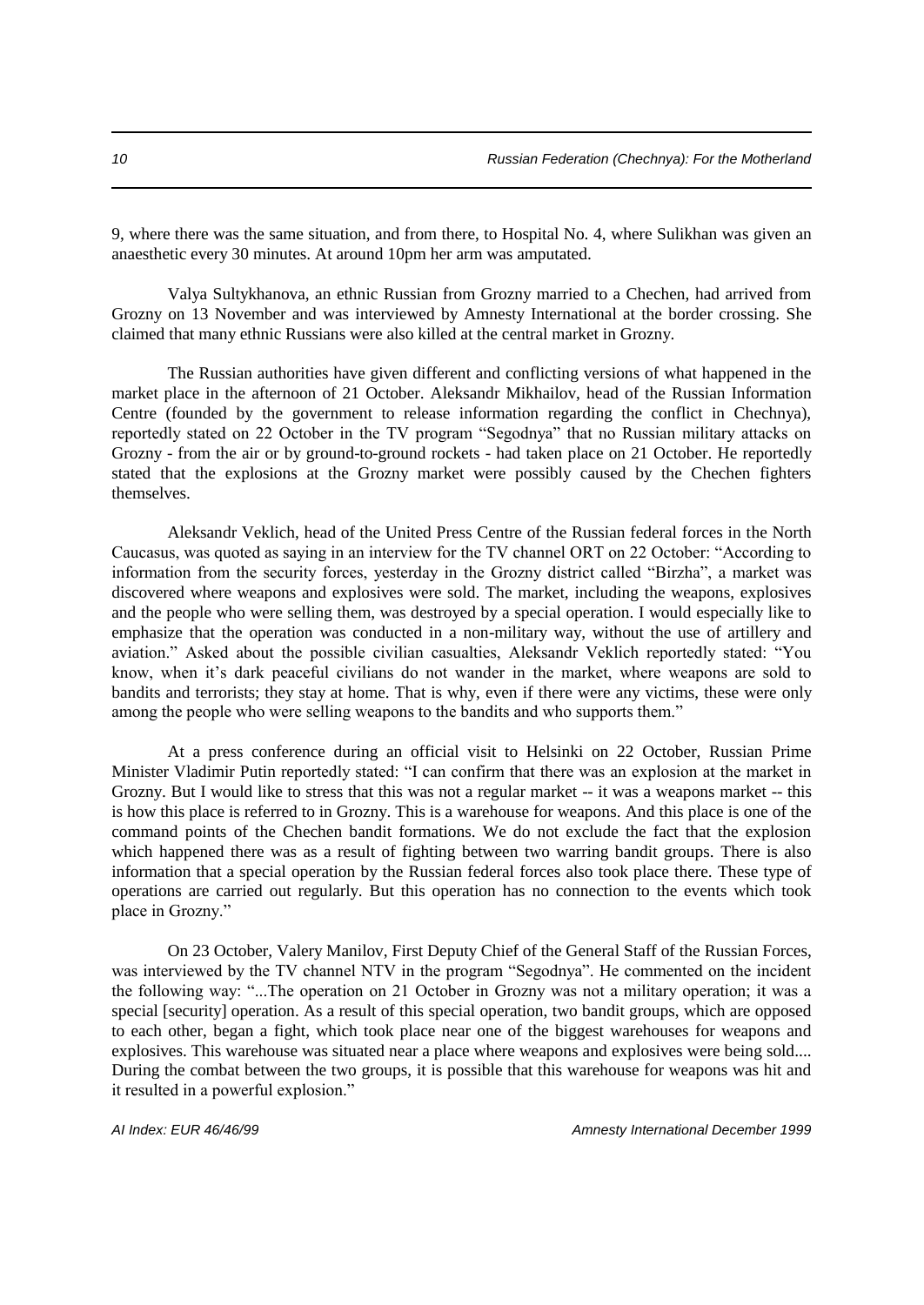9, where there was the same situation, and from there, to Hospital No. 4, where Sulikhan was given an anaesthetic every 30 minutes. At around 10pm her arm was amputated.

Valya Sultykhanova, an ethnic Russian from Grozny married to a Chechen, had arrived from Grozny on 13 November and was interviewed by Amnesty International at the border crossing. She claimed that many ethnic Russians were also killed at the central market in Grozny.

The Russian authorities have given different and conflicting versions of what happened in the market place in the afternoon of 21 October. Aleksandr Mikhailov, head of the Russian Information Centre (founded by the government to release information regarding the conflict in Chechnya), reportedly stated on 22 October in the TV program "Segodnya" that no Russian military attacks on Grozny - from the air or by ground-to-ground rockets - had taken place on 21 October. He reportedly stated that the explosions at the Grozny market were possibly caused by the Chechen fighters themselves.

Aleksandr Veklich, head of the United Press Centre of the Russian federal forces in the North Caucasus, was quoted as saying in an interview for the TV channel ORT on 22 October: "According to information from the security forces, yesterday in the Grozny district called "Birzha", a market was discovered where weapons and explosives were sold. The market, including the weapons, explosives and the people who were selling them, was destroyed by a special operation. I would especially like to emphasize that the operation was conducted in a non-military way, without the use of artillery and aviation." Asked about the possible civilian casualties, Aleksandr Veklich reportedly stated: "You know, when it's dark peaceful civilians do not wander in the market, where weapons are sold to bandits and terrorists; they stay at home. That is why, even if there were any victims, these were only among the people who were selling weapons to the bandits and who supports them."

At a press conference during an official visit to Helsinki on 22 October, Russian Prime Minister Vladimir Putin reportedly stated: "I can confirm that there was an explosion at the market in Grozny. But I would like to stress that this was not a regular market -- it was a weapons market -- this is how this place is referred to in Grozny. This is a warehouse for weapons. And this place is one of the command points of the Chechen bandit formations. We do not exclude the fact that the explosion which happened there was as a result of fighting between two warring bandit groups. There is also information that a special operation by the Russian federal forces also took place there. These type of operations are carried out regularly. But this operation has no connection to the events which took place in Grozny."

On 23 October, Valery Manilov, First Deputy Chief of the General Staff of the Russian Forces, was interviewed by the TV channel NTV in the program "Segodnya". He commented on the incident the following way: "...The operation on 21 October in Grozny was not a military operation; it was a special [security] operation. As a result of this special operation, two bandit groups, which are opposed to each other, began a fight, which took place near one of the biggest warehouses for weapons and explosives. This warehouse was situated near a place where weapons and explosives were being sold.... During the combat between the two groups, it is possible that this warehouse for weapons was hit and it resulted in a powerful explosion."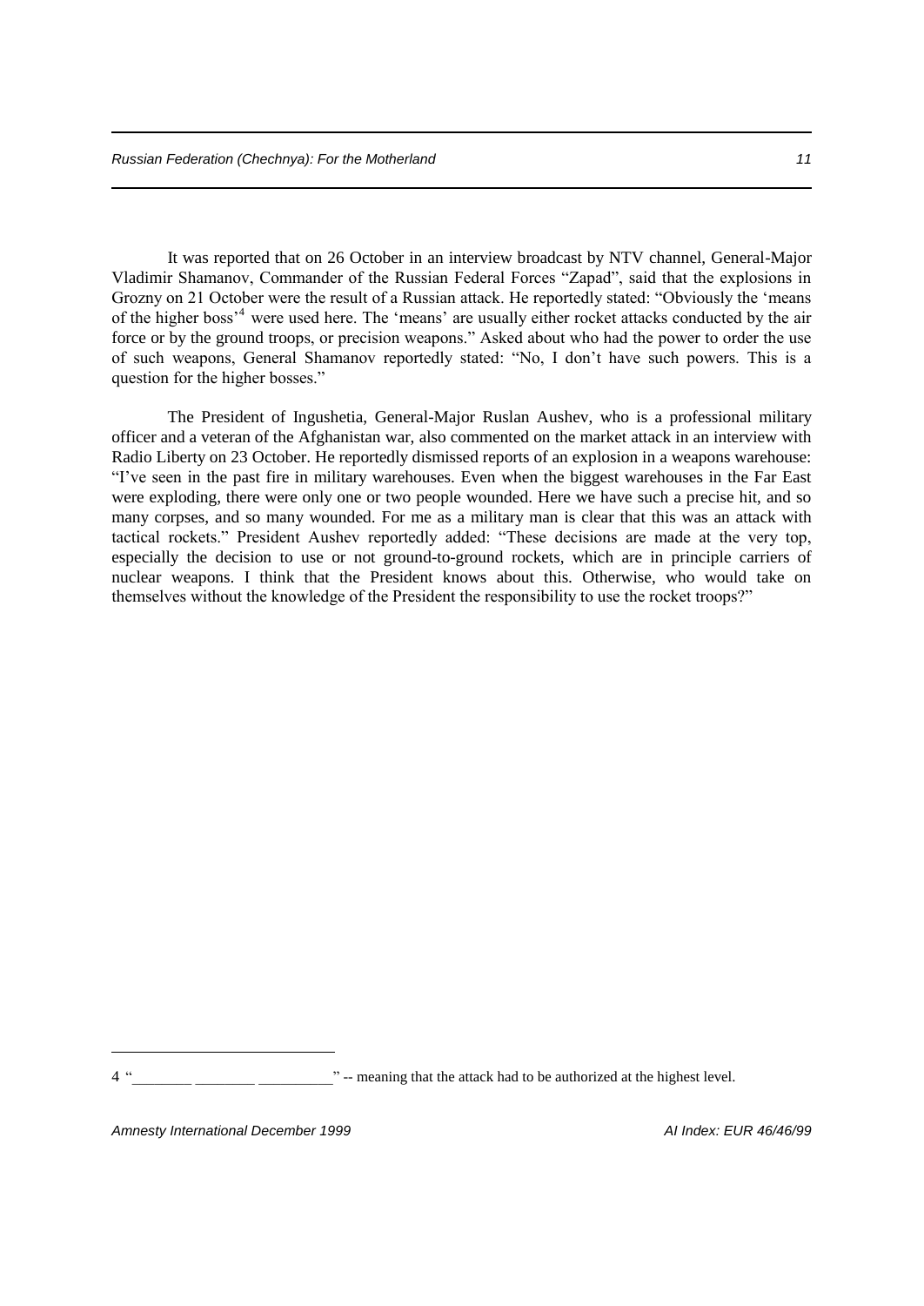It was reported that on 26 October in an interview broadcast by NTV channel, General-Major Vladimir Shamanov, Commander of the Russian Federal Forces "Zapad", said that the explosions in Grozny on 21 October were the result of a Russian attack. He reportedly stated: "Obviously the 'means of the higher boss'[4] were used here. The 'means' are usually either rocket attacks conducted by the air force or by the ground troops, or precision weapons." Asked about who had the power to order the use of such weapons, General Shamanov reportedly stated: "No, I don't have such powers. This is a question for the higher bosses."

The President of Ingushetia, General-Major Ruslan Aushev, who is a professional military officer and a veteran of the Afghanistan war, also commented on the market attack in an interview with Radio Liberty on 23 October. He reportedly dismissed reports of an explosion in a weapons warehouse: "I've seen in the past fire in military warehouses. Even when the biggest warehouses in the Far East were exploding, there were only one or two people wounded. Here we have such a precise hit, and so many corpses, and so many wounded. For me as a military man is clear that this was an attack with tactical rockets." President Aushev reportedly added: "These decisions are made at the very top, especially the decision to use or not ground-to-ground rockets, which are in principle carriers of nuclear weapons. I think that the President knows about this. Otherwise, who would take on themselves without the knowledge of the President the responsibility to use the rocket troops?"

---

4 "________ ________ __________" -- meaning that the attack had to be authorized at the highest level.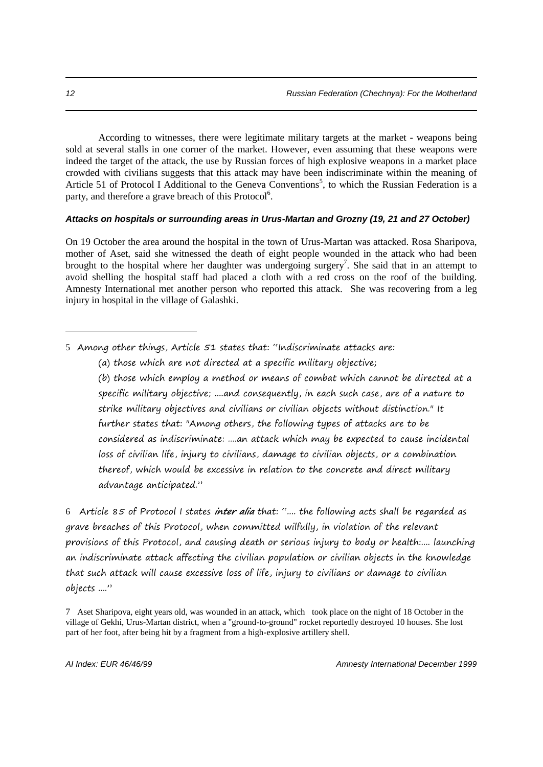According to witnesses, there were legitimate military targets at the market - weapons being sold at several stalls in one corner of the market. However, even assuming that these weapons were indeed the target of the attack, the use by Russian forces of high explosive weapons in a market place crowded with civilians suggests that this attack may have been indiscriminate within the meaning of Article 51 of Protocol I Additional to the Geneva Conventions[5], to which the Russian Federation is a party, and therefore a grave breach of this Protocol[6].

### *Attacks on hospitals or surrounding areas in Urus-Martan and Grozny (19, 21 and 27 October)*

On 19 October the area around the hospital in the town of Urus-Martan was attacked. Rosa Sharipova, mother of Aset, said she witnessed the death of eight people wounded in the attack who had been brought to the hospital where her daughter was undergoing surgery[7]. She said that in an attempt to avoid shelling the hospital staff had placed a cloth with a red cross on the roof of the building. Amnesty International met another person who reported this attack. She was recovering from a leg injury in hospital in the village of Galashki.

---

5 Among other things, Article 51 states that: ''Indiscriminate attacks are:

(a) those which are not directed at a specific military objective;

(b) those which employ a method or means of combat which cannot be directed at a specific military objective; ....and consequently, in each such case, are of a nature to strike military objectives and civilians or civilian objects without distinction." It further states that: "Among others, the following types of attacks are to be considered as indiscriminate: ....an attack which may be expected to cause incidental loss of civilian life, injury to civilians, damage to civilian objects, or a combination thereof, which would be excessive in relation to the concrete and direct military advantage anticipated.''

6 Article 85 of Protocol I states ***inter alia*** that: ''.... the following acts shall be regarded as grave breaches of this Protocol, when committed wilfully, in violation of the relevant provisions of this Protocol, and causing death or serious injury to body or health:.... launching an indiscriminate attack affecting the civilian population or civilian objects in the knowledge that such attack will cause excessive loss of life, injury to civilians or damage to civilian objects ....''

7 Aset Sharipova, eight years old, was wounded in an attack, which took place on the night of 18 October in the village of Gekhi, Urus-Martan district, when a "ground-to-ground" rocket reportedly destroyed 10 houses. She lost part of her foot, after being hit by a fragment from a high-explosive artillery shell.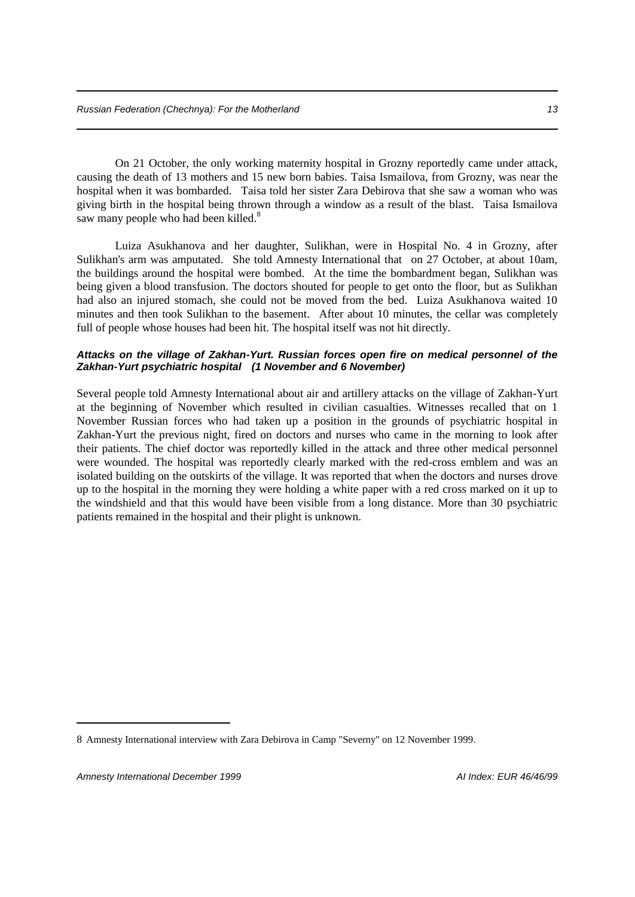On 21 October, the only working maternity hospital in Grozny reportedly came under attack, causing the death of 13 mothers and 15 new born babies. Taisa Ismailova, from Grozny, was near the hospital when it was bombarded. Taisa told her sister Zara Debirova that she saw a woman who was giving birth in the hospital being thrown through a window as a result of the blast. Taisa Ismailova saw many people who had been killed.[8]

Luiza Asukhanova and her daughter, Sulikhan, were in Hospital No. 4 in Grozny, after Sulikhan's arm was amputated. She told Amnesty International that on 27 October, at about 10am, the buildings around the hospital were bombed. At the time the bombardment began, Sulikhan was being given a blood transfusion. The doctors shouted for people to get onto the floor, but as Sulikhan had also an injured stomach, she could not be moved from the bed. Luiza Asukhanova waited 10 minutes and then took Sulikhan to the basement. After about 10 minutes, the cellar was completely full of people whose houses had been hit. The hospital itself was not hit directly.

***Attacks on the village of Zakhan-Yurt. Russian forces open fire on medical personnel of the Zakhan-Yurt psychiatric hospital (1 November and 6 November)***

Several people told Amnesty International about air and artillery attacks on the village of Zakhan-Yurt at the beginning of November which resulted in civilian casualties. Witnesses recalled that on 1 November Russian forces who had taken up a position in the grounds of psychiatric hospital in Zakhan-Yurt the previous night, fired on doctors and nurses who came in the morning to look after their patients. The chief doctor was reportedly killed in the attack and three other medical personnel were wounded. The hospital was reportedly clearly marked with the red-cross emblem and was an isolated building on the outskirts of the village. It was reported that when the doctors and nurses drove up to the hospital in the morning they were holding a white paper with a red cross marked on it up to the windshield and that this would have been visible from a long distance. More than 30 psychiatric patients remained in the hospital and their plight is unknown.

---

8 Amnesty International interview with Zara Debirova in Camp "Severny" on 12 November 1999.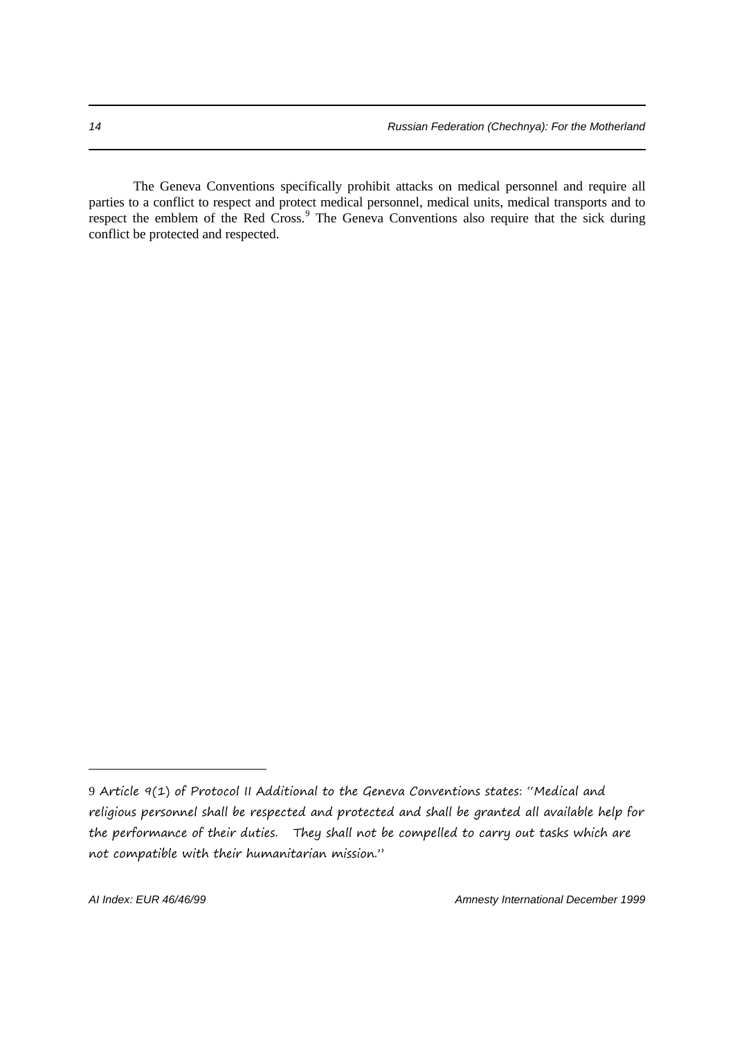The Geneva Conventions specifically prohibit attacks on medical personnel and require all parties to a conflict to respect and protect medical personnel, medical units, medical transports and to respect the emblem of the Red Cross.[9] The Geneva Conventions also require that the sick during conflict be protected and respected.

---

9 Article 9(1) of Protocol II Additional to the Geneva Conventions states: "Medical and religious personnel shall be respected and protected and shall be granted all available help for the performance of their duties. They shall not be compelled to carry out tasks which are not compatible with their humanitarian mission."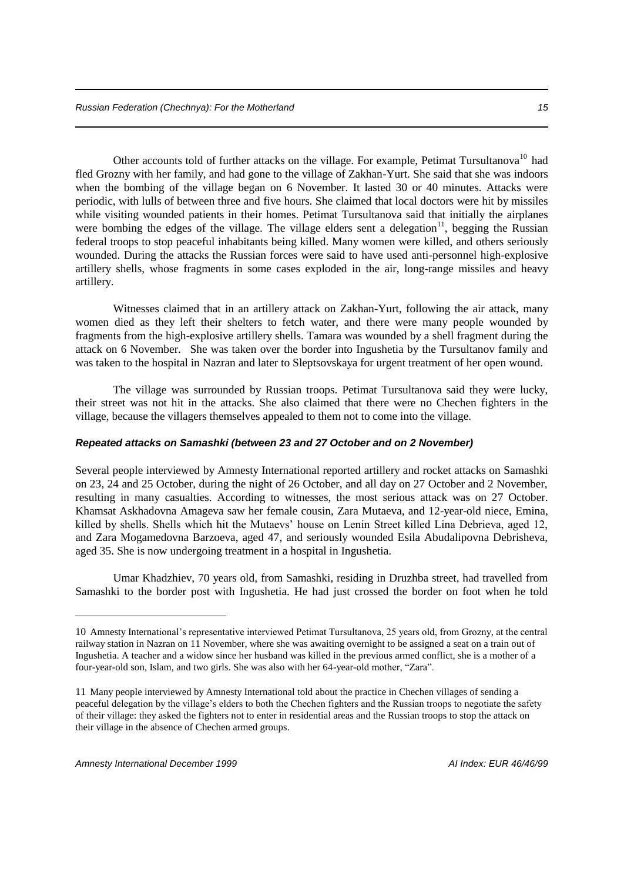Other accounts told of further attacks on the village. For example, Petimat Tursultanova[10] had fled Grozny with her family, and had gone to the village of Zakhan-Yurt. She said that she was indoors when the bombing of the village began on 6 November. It lasted 30 or 40 minutes. Attacks were periodic, with lulls of between three and five hours. She claimed that local doctors were hit by missiles while visiting wounded patients in their homes. Petimat Tursultanova said that initially the airplanes were bombing the edges of the village. The village elders sent a delegation[11], begging the Russian federal troops to stop peaceful inhabitants being killed. Many women were killed, and others seriously wounded. During the attacks the Russian forces were said to have used anti-personnel high-explosive artillery shells, whose fragments in some cases exploded in the air, long-range missiles and heavy artillery.

Witnesses claimed that in an artillery attack on Zakhan-Yurt, following the air attack, many women died as they left their shelters to fetch water, and there were many people wounded by fragments from the high-explosive artillery shells. Tamara was wounded by a shell fragment during the attack on 6 November. She was taken over the border into Ingushetia by the Tursultanov family and was taken to the hospital in Nazran and later to Sleptsovskaya for urgent treatment of her open wound.

The village was surrounded by Russian troops. Petimat Tursultanova said they were lucky, their street was not hit in the attacks. She also claimed that there were no Chechen fighters in the village, because the villagers themselves appealed to them not to come into the village.

#### *Repeated attacks on Samashki (between 23 and 27 October and on 2 November)*

Several people interviewed by Amnesty International reported artillery and rocket attacks on Samashki on 23, 24 and 25 October, during the night of 26 October, and all day on 27 October and 2 November, resulting in many casualties. According to witnesses, the most serious attack was on 27 October. Khamsat Askhadovna Amageva saw her female cousin, Zara Mutaeva, and 12-year-old niece, Emina, killed by shells. Shells which hit the Mutaevs' house on Lenin Street killed Lina Debrieva, aged 12, and Zara Mogamedovna Barzoeva, aged 47, and seriously wounded Esila Abudalipovna Debrisheva, aged 35. She is now undergoing treatment in a hospital in Ingushetia.

Umar Khadzhiev, 70 years old, from Samashki, residing in Druzhba street, had travelled from Samashki to the border post with Ingushetia. He had just crossed the border on foot when he told

---

10 Amnesty International's representative interviewed Petimat Tursultanova, 25 years old, from Grozny, at the central railway station in Nazran on 11 November, where she was awaiting overnight to be assigned a seat on a train out of Ingushetia. A teacher and a widow since her husband was killed in the previous armed conflict, she is a mother of a four-year-old son, Islam, and two girls. She was also with her 64-year-old mother, "Zara".

11 Many people interviewed by Amnesty International told about the practice in Chechen villages of sending a peaceful delegation by the village's elders to both the Chechen fighters and the Russian troops to negotiate the safety of their village: they asked the fighters not to enter in residential areas and the Russian troops to stop the attack on their village in the absence of Chechen armed groups.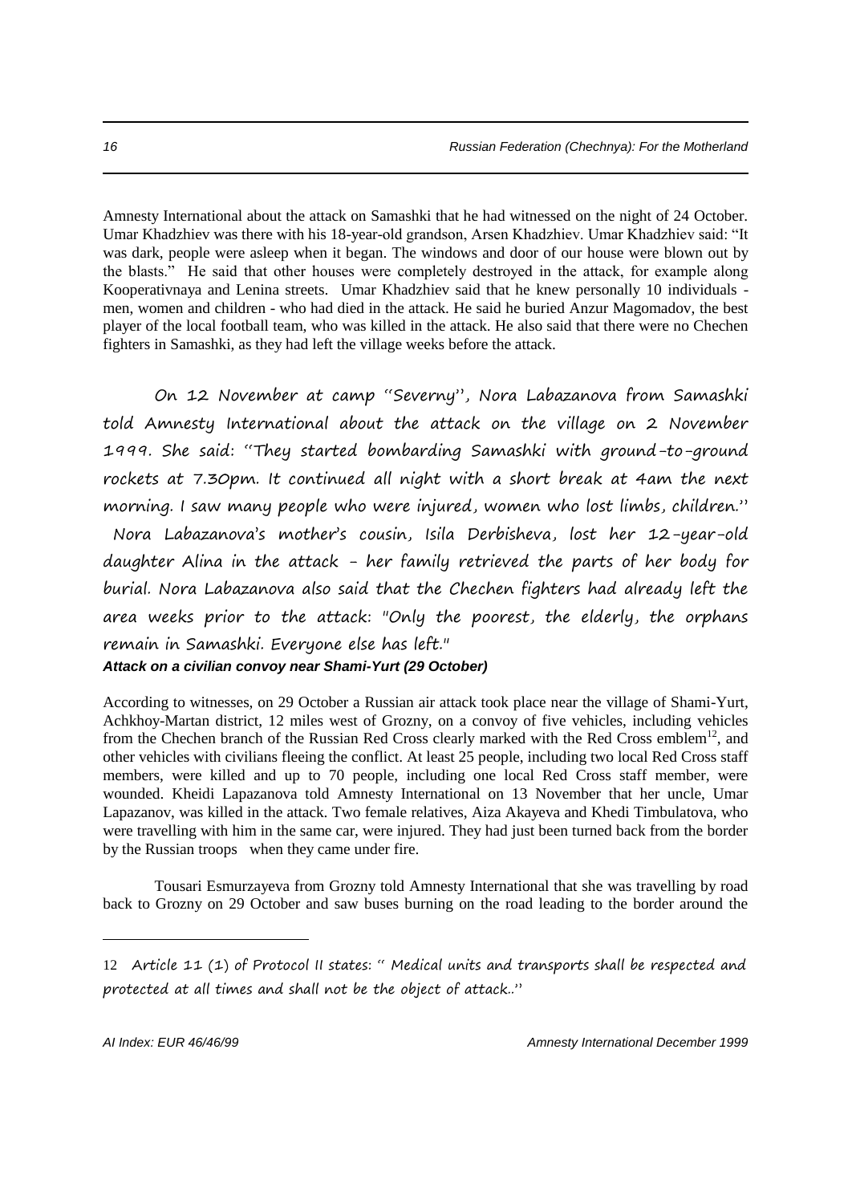Amnesty International about the attack on Samashki that he had witnessed on the night of 24 October. Umar Khadzhiev was there with his 18-year-old grandson, Arsen Khadzhiev. Umar Khadzhiev said: "It was dark, people were asleep when it began. The windows and door of our house were blown out by the blasts." He said that other houses were completely destroyed in the attack, for example along Kooperativnaya and Lenina streets. Umar Khadzhiev said that he knew personally 10 individuals - men, women and children - who had died in the attack. He said he buried Anzur Magomadov, the best player of the local football team, who was killed in the attack. He also said that there were no Chechen fighters in Samashki, as they had left the village weeks before the attack.

On 12 November at camp "Severny", Nora Labazanova from Samashki told Amnesty International about the attack on the village on 2 November 1999. She said: "They started bombarding Samashki with ground-to-ground rockets at 7.30pm. It continued all night with a short break at 4am the next morning. I saw many people who were injured, women who lost limbs, children." Nora Labazanova's mother's cousin, Isila Derbisheva, lost her 12-year-old daughter Alina in the attack - her family retrieved the parts of her body for burial. Nora Labazanova also said that the Chechen fighters had already left the area weeks prior to the attack: "Only the poorest, the elderly, the orphans remain in Samashki. Everyone else has left."

***Attack on a civilian convoy near Shami-Yurt (29 October)***

According to witnesses, on 29 October a Russian air attack took place near the village of Shami-Yurt, Achkhoy-Martan district, 12 miles west of Grozny, on a convoy of five vehicles, including vehicles from the Chechen branch of the Russian Red Cross clearly marked with the Red Cross emblem[12], and other vehicles with civilians fleeing the conflict. At least 25 people, including two local Red Cross staff members, were killed and up to 70 people, including one local Red Cross staff member, were wounded. Kheidi Lapazanova told Amnesty International on 13 November that her uncle, Umar Lapazanov, was killed in the attack. Two female relatives, Aiza Akayeva and Khedi Timbulatova, who were travelling with him in the same car, were injured. They had just been turned back from the border by the Russian troops when they came under fire.

Tousari Esmurzayeva from Grozny told Amnesty International that she was travelling by road back to Grozny on 29 October and saw buses burning on the road leading to the border around the

---

12 Article 11 (1) of Protocol II states: " Medical units and transports shall be respected and protected at all times and shall not be the object of attack.."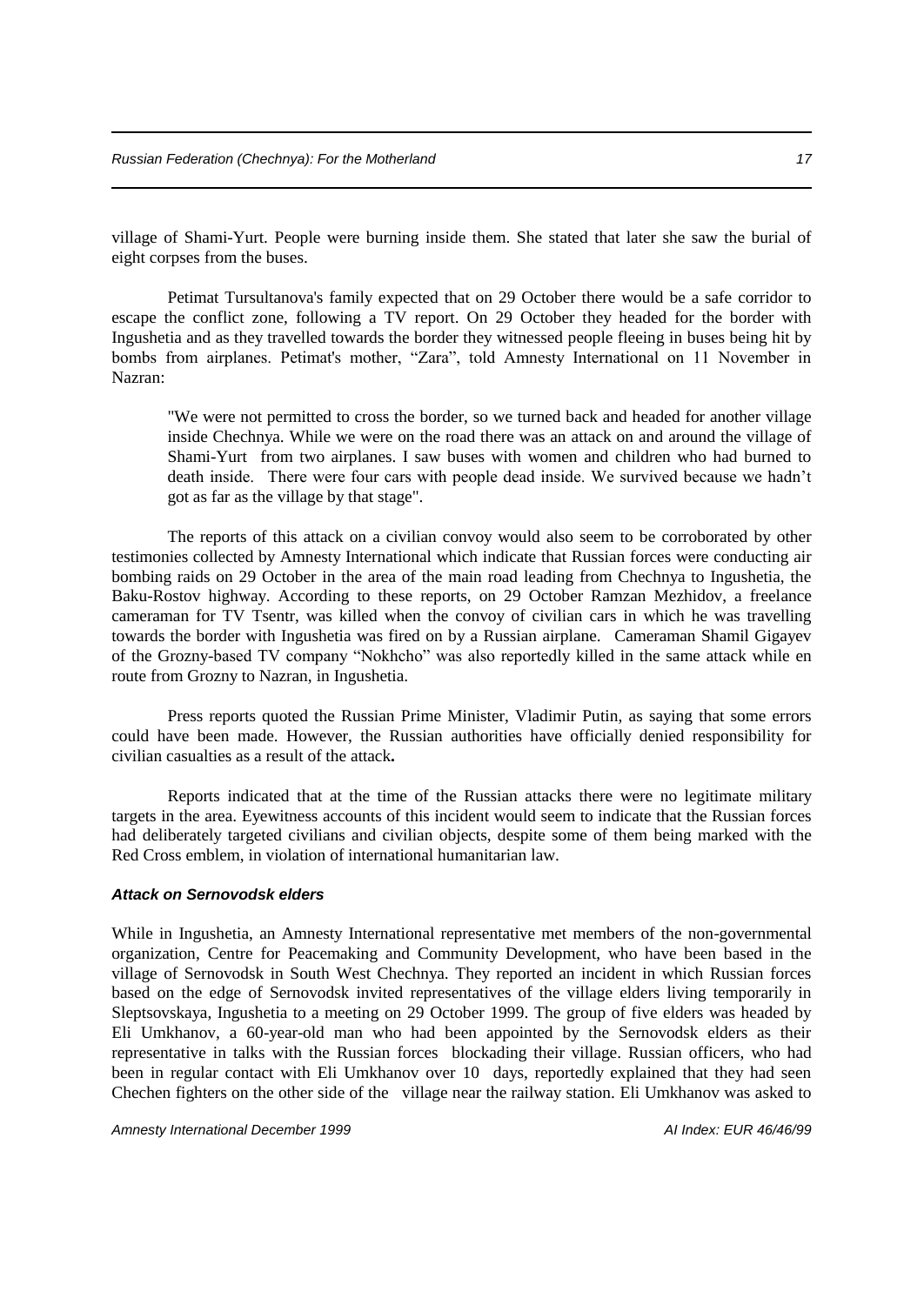village of Shami-Yurt. People were burning inside them. She stated that later she saw the burial of eight corpses from the buses.

Petimat Tursultanova's family expected that on 29 October there would be a safe corridor to escape the conflict zone, following a TV report. On 29 October they headed for the border with Ingushetia and as they travelled towards the border they witnessed people fleeing in buses being hit by bombs from airplanes. Petimat's mother, "Zara", told Amnesty International on 11 November in Nazran:

> "We were not permitted to cross the border, so we turned back and headed for another village inside Chechnya. While we were on the road there was an attack on and around the village of Shami-Yurt from two airplanes. I saw buses with women and children who had burned to death inside. There were four cars with people dead inside. We survived because we hadn't got as far as the village by that stage".

The reports of this attack on a civilian convoy would also seem to be corroborated by other testimonies collected by Amnesty International which indicate that Russian forces were conducting air bombing raids on 29 October in the area of the main road leading from Chechnya to Ingushetia, the Baku-Rostov highway. According to these reports, on 29 October Ramzan Mezhidov, a freelance cameraman for TV Tsentr, was killed when the convoy of civilian cars in which he was travelling towards the border with Ingushetia was fired on by a Russian airplane. Cameraman Shamil Gigayev of the Grozny-based TV company "Nokhcho" was also reportedly killed in the same attack while en route from Grozny to Nazran, in Ingushetia.

Press reports quoted the Russian Prime Minister, Vladimir Putin, as saying that some errors could have been made. However, the Russian authorities have officially denied responsibility for civilian casualties as a result of the attack**.**

Reports indicated that at the time of the Russian attacks there were no legitimate military targets in the area. Eyewitness accounts of this incident would seem to indicate that the Russian forces had deliberately targeted civilians and civilian objects, despite some of them being marked with the Red Cross emblem, in violation of international humanitarian law.

#### *Attack on Sernovodsk elders*

While in Ingushetia, an Amnesty International representative met members of the non-governmental organization, Centre for Peacemaking and Community Development, who have been based in the village of Sernovodsk in South West Chechnya. They reported an incident in which Russian forces based on the edge of Sernovodsk invited representatives of the village elders living temporarily in Sleptsovskaya, Ingushetia to a meeting on 29 October 1999. The group of five elders was headed by Eli Umkhanov, a 60-year-old man who had been appointed by the Sernovodsk elders as their representative in talks with the Russian forces blockading their village. Russian officers, who had been in regular contact with Eli Umkhanov over 10 days, reportedly explained that they had seen Chechen fighters on the other side of the village near the railway station. Eli Umkhanov was asked to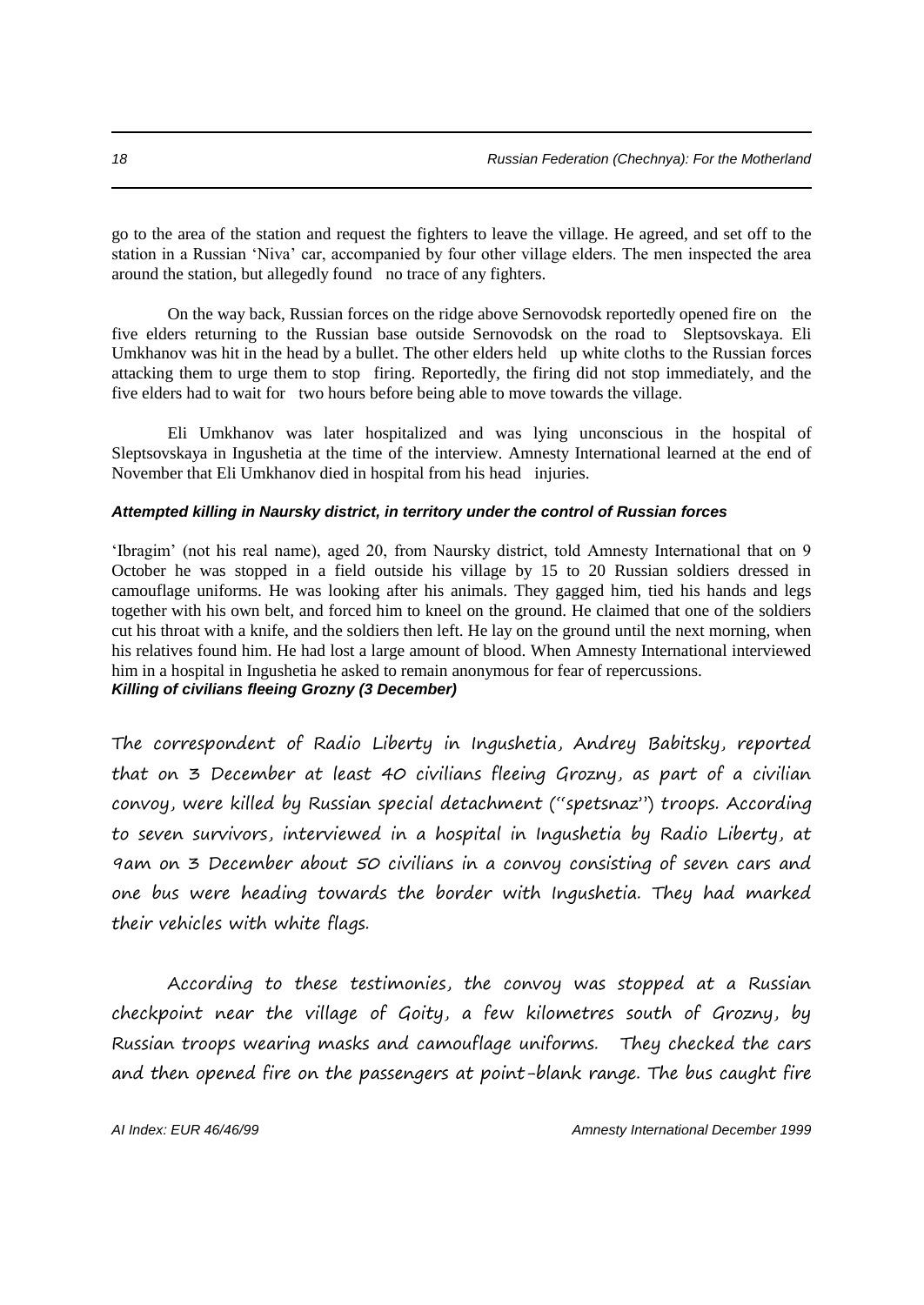go to the area of the station and request the fighters to leave the village. He agreed, and set off to the station in a Russian 'Niva' car, accompanied by four other village elders. The men inspected the area around the station, but allegedly found no trace of any fighters.

On the way back, Russian forces on the ridge above Sernovodsk reportedly opened fire on the five elders returning to the Russian base outside Sernovodsk on the road to Sleptsovskaya. Eli Umkhanov was hit in the head by a bullet. The other elders held up white cloths to the Russian forces attacking them to urge them to stop firing. Reportedly, the firing did not stop immediately, and the five elders had to wait for two hours before being able to move towards the village.

Eli Umkhanov was later hospitalized and was lying unconscious in the hospital of Sleptsovskaya in Ingushetia at the time of the interview. Amnesty International learned at the end of November that Eli Umkhanov died in hospital from his head injuries.

***Attempted killing in Naursky district, in territory under the control of Russian forces***

'Ibragim' (not his real name), aged 20, from Naursky district, told Amnesty International that on 9 October he was stopped in a field outside his village by 15 to 20 Russian soldiers dressed in camouflage uniforms. He was looking after his animals. They gagged him, tied his hands and legs together with his own belt, and forced him to kneel on the ground. He claimed that one of the soldiers cut his throat with a knife, and the soldiers then left. He lay on the ground until the next morning, when his relatives found him. He had lost a large amount of blood. When Amnesty International interviewed him in a hospital in Ingushetia he asked to remain anonymous for fear of repercussions.

***Killing of civilians fleeing Grozny (3 December)***

The correspondent of Radio Liberty in Ingushetia, Andrey Babitsky, reported that on 3 December at least 40 civilians fleeing Grozny, as part of a civilian convoy, were killed by Russian special detachment ("spetsnaz") troops. According to seven survivors, interviewed in a hospital in Ingushetia by Radio Liberty, at 9am on 3 December about 50 civilians in a convoy consisting of seven cars and one bus were heading towards the border with Ingushetia. They had marked their vehicles with white flags.

According to these testimonies, the convoy was stopped at a Russian checkpoint near the village of Goity, a few kilometres south of Grozny, by Russian troops wearing masks and camouflage uniforms. They checked the cars and then opened fire on the passengers at point-blank range. The bus caught fire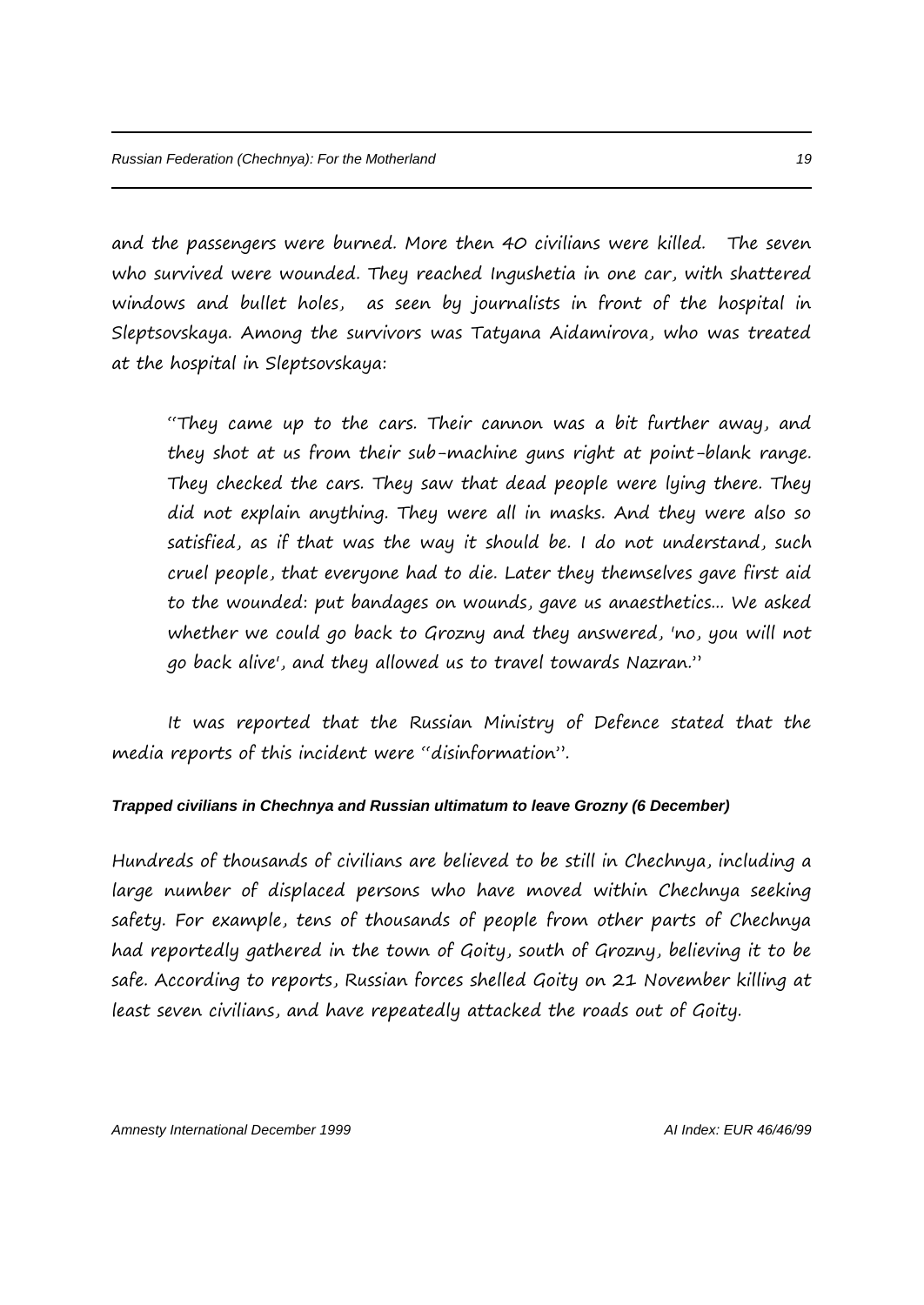and the passengers were burned. More then 40 civilians were killed. The seven who survived were wounded. They reached Ingushetia in one car, with shattered windows and bullet holes, as seen by journalists in front of the hospital in Sleptsovskaya. Among the survivors was Tatyana Aidamirova, who was treated at the hospital in Sleptsovskaya:

> "They came up to the cars. Their cannon was a bit further away, and they shot at us from their sub-machine guns right at point-blank range. They checked the cars. They saw that dead people were lying there. They did not explain anything. They were all in masks. And they were also so satisfied, as if that was the way it should be. I do not understand, such cruel people, that everyone had to die. Later they themselves gave first aid to the wounded: put bandages on wounds, gave us anaesthetics... We asked whether we could go back to Grozny and they answered, 'no, you will not go back alive', and they allowed us to travel towards Nazran."

It was reported that the Russian Ministry of Defence stated that the media reports of this incident were "disinformation".

#### ***Trapped civilians in Chechnya and Russian ultimatum to leave Grozny (6 December)***

Hundreds of thousands of civilians are believed to be still in Chechnya, including a large number of displaced persons who have moved within Chechnya seeking safety. For example, tens of thousands of people from other parts of Chechnya had reportedly gathered in the town of Goity, south of Grozny, believing it to be safe. According to reports, Russian forces shelled Goity on 21 November killing at least seven civilians, and have repeatedly attacked the roads out of Goity.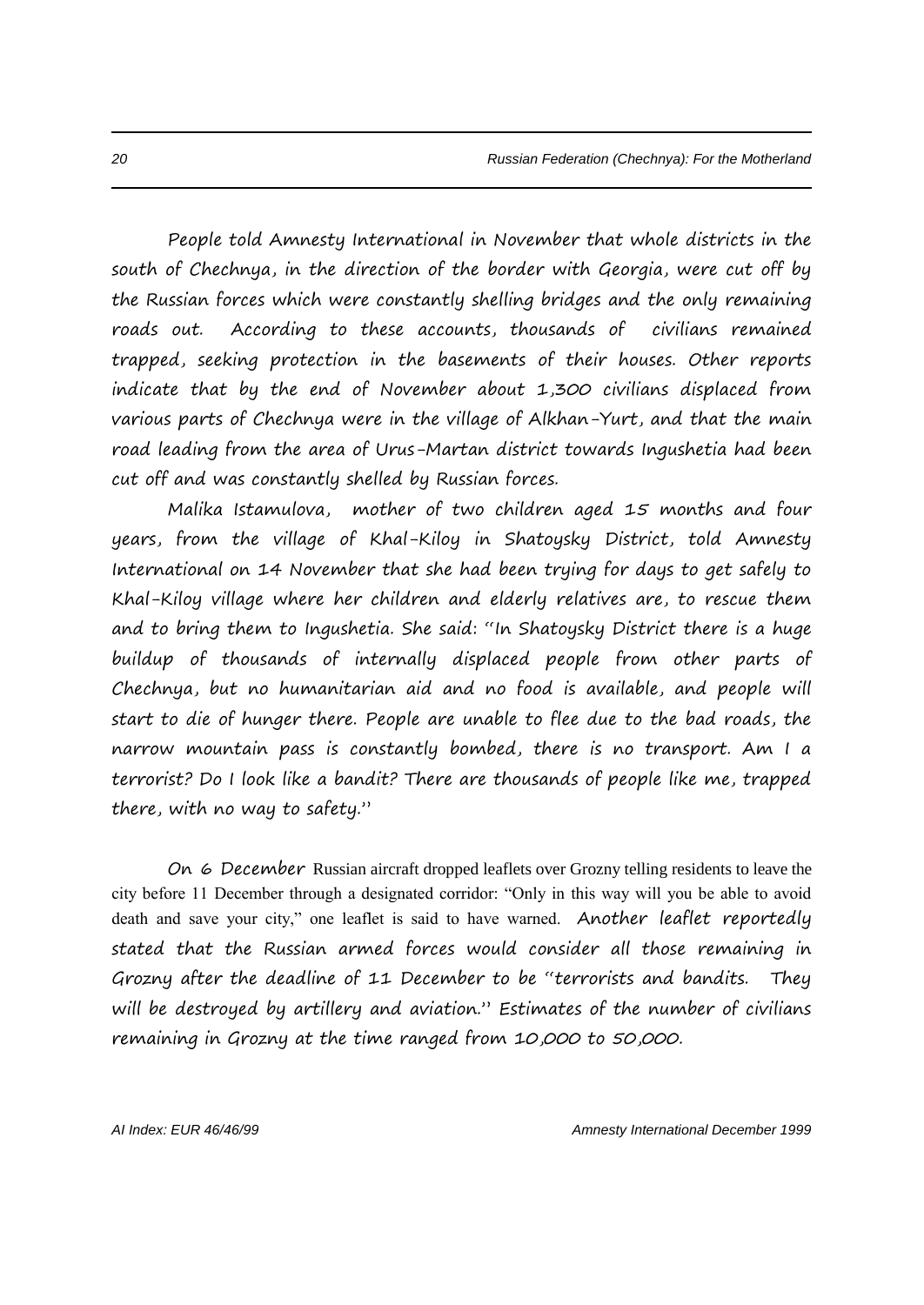People told Amnesty International in November that whole districts in the south of Chechnya, in the direction of the border with Georgia, were cut off by the Russian forces which were constantly shelling bridges and the only remaining roads out. According to these accounts, thousands of civilians remained trapped, seeking protection in the basements of their houses. Other reports indicate that by the end of November about 1,300 civilians displaced from various parts of Chechnya were in the village of Alkhan-Yurt, and that the main road leading from the area of Urus-Martan district towards Ingushetia had been cut off and was constantly shelled by Russian forces.

Malika Istamulova, mother of two children aged 15 months and four years, from the village of Khal-Kiloy in Shatoysky District, told Amnesty International on 14 November that she had been trying for days to get safely to Khal-Kiloy village where her children and elderly relatives are, to rescue them and to bring them to Ingushetia. She said: "In Shatoysky District there is a huge buildup of thousands of internally displaced people from other parts of Chechnya, but no humanitarian aid and no food is available, and people will start to die of hunger there. People are unable to flee due to the bad roads, the narrow mountain pass is constantly bombed, there is no transport. Am I a terrorist? Do I look like a bandit? There are thousands of people like me, trapped there, with no way to safety."

On 6 December Russian aircraft dropped leaflets over Grozny telling residents to leave the city before 11 December through a designated corridor: "Only in this way will you be able to avoid death and save your city," one leaflet is said to have warned. Another leaflet reportedly stated that the Russian armed forces would consider all those remaining in Grozny after the deadline of 11 December to be "terrorists and bandits. They will be destroyed by artillery and aviation." Estimates of the number of civilians remaining in Grozny at the time ranged from 10,000 to 50,000.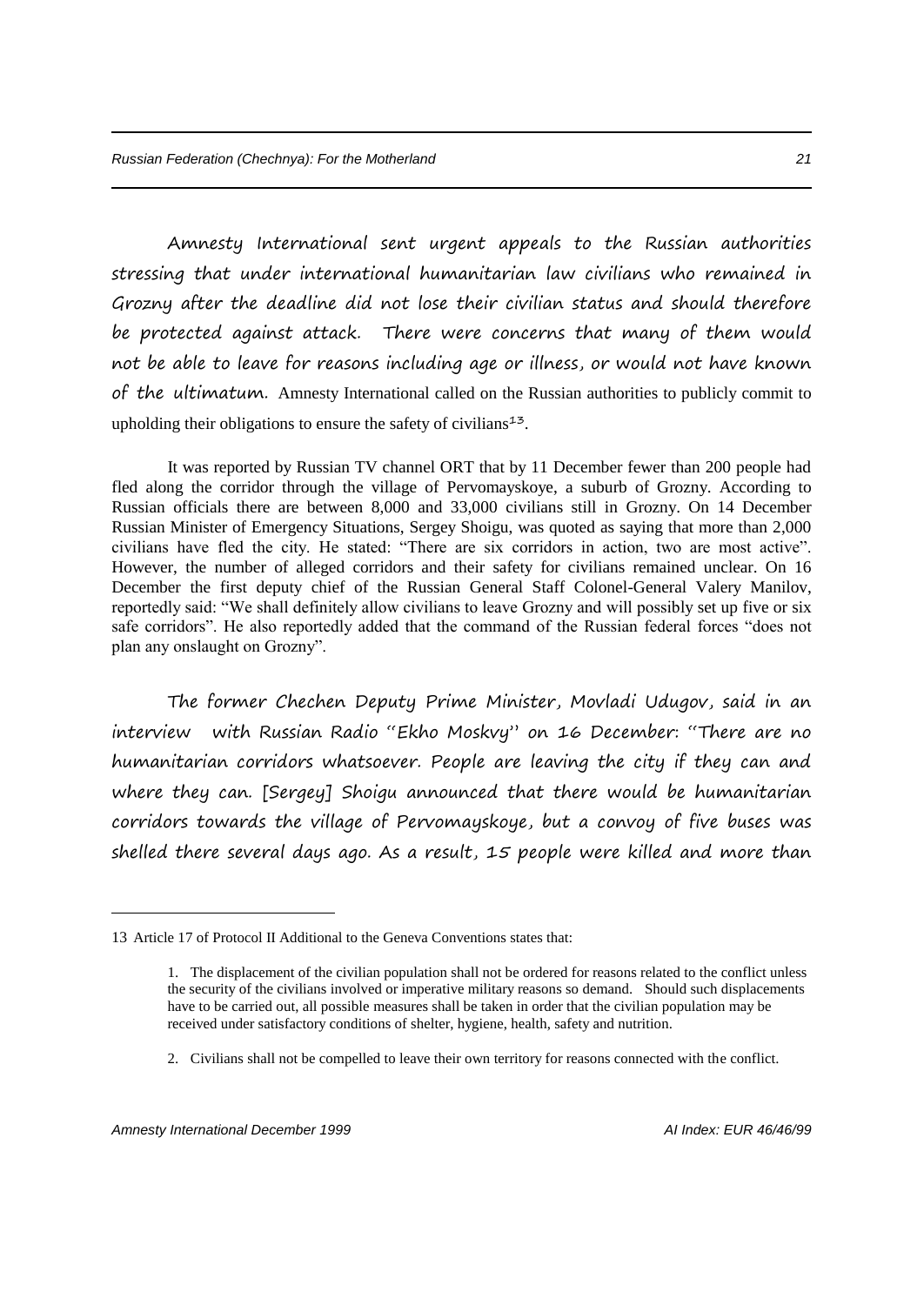Amnesty International sent urgent appeals to the Russian authorities stressing that under international humanitarian law civilians who remained in Grozny after the deadline did not lose their civilian status and should therefore be protected against attack. There were concerns that many of them would not be able to leave for reasons including age or illness, or would not have known of the ultimatum. Amnesty International called on the Russian authorities to publicly commit to upholding their obligations to ensure the safety of civilians[13].

It was reported by Russian TV channel ORT that by 11 December fewer than 200 people had fled along the corridor through the village of Pervomayskoye, a suburb of Grozny. According to Russian officials there are between 8,000 and 33,000 civilians still in Grozny. On 14 December Russian Minister of Emergency Situations, Sergey Shoigu, was quoted as saying that more than 2,000 civilians have fled the city. He stated: "There are six corridors in action, two are most active". However, the number of alleged corridors and their safety for civilians remained unclear. On 16 December the first deputy chief of the Russian General Staff Colonel-General Valery Manilov, reportedly said: "We shall definitely allow civilians to leave Grozny and will possibly set up five or six safe corridors". He also reportedly added that the command of the Russian federal forces "does not plan any onslaught on Grozny".

The former Chechen Deputy Prime Minister, Movladi Udugov, said in an interview with Russian Radio "Ekho Moskvy" on 16 December: "There are no humanitarian corridors whatsoever. People are leaving the city if they can and where they can. [Sergey] Shoigu announced that there would be humanitarian corridors towards the village of Pervomayskoye, but a convoy of five buses was shelled there several days ago. As a result, 15 people were killed and more than

---

13 Article 17 of Protocol II Additional to the Geneva Conventions states that:

1. The displacement of the civilian population shall not be ordered for reasons related to the conflict unless the security of the civilians involved or imperative military reasons so demand. Should such displacements have to be carried out, all possible measures shall be taken in order that the civilian population may be received under satisfactory conditions of shelter, hygiene, health, safety and nutrition.

2. Civilians shall not be compelled to leave their own territory for reasons connected with the conflict.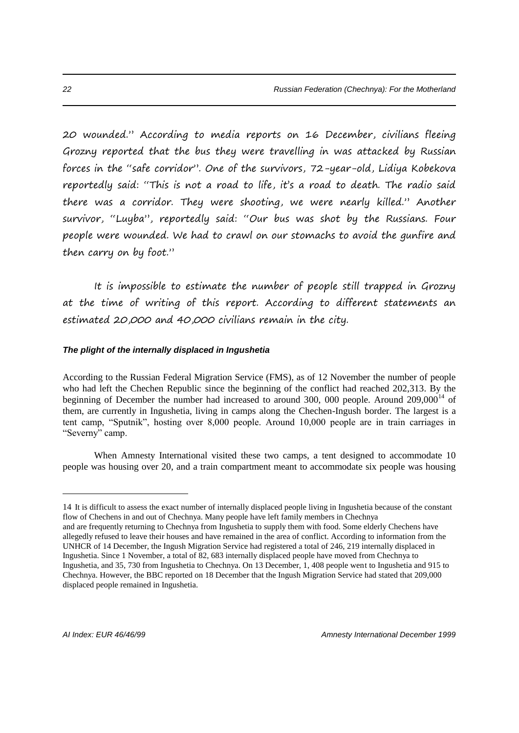20 wounded." According to media reports on 16 December, civilians fleeing Grozny reported that the bus they were travelling in was attacked by Russian forces in the "safe corridor". One of the survivors, 72-year-old, Lidiya Kobekova reportedly said: "This is not a road to life, it's a road to death. The radio said there was a corridor. They were shooting, we were nearly killed." Another survivor, "Luyba", reportedly said: "Our bus was shot by the Russians. Four people were wounded. We had to crawl on our stomachs to avoid the gunfire and then carry on by foot."

It is impossible to estimate the number of people still trapped in Grozny at the time of writing of this report. According to different statements an estimated 20,000 and 40,000 civilians remain in the city.

### *The plight of the internally displaced in Ingushetia*

According to the Russian Federal Migration Service (FMS), as of 12 November the number of people who had left the Chechen Republic since the beginning of the conflict had reached 202,313. By the beginning of December the number had increased to around 300, 000 people. Around 209,000[14] of them, are currently in Ingushetia, living in camps along the Chechen-Ingush border. The largest is a tent camp, "Sputnik", hosting over 8,000 people. Around 10,000 people are in train carriages in "Severny" camp.

When Amnesty International visited these two camps, a tent designed to accommodate 10 people was housing over 20, and a train compartment meant to accommodate six people was housing

---

14 It is difficult to assess the exact number of internally displaced people living in Ingushetia because of the constant flow of Chechens in and out of Chechnya. Many people have left family members in Chechnya and are frequently returning to Chechnya from Ingushetia to supply them with food. Some elderly Chechens have allegedly refused to leave their houses and have remained in the area of conflict. According to information from the UNHCR of 14 December, the Ingush Migration Service had registered a total of 246, 219 internally displaced in Ingushetia. Since 1 November, a total of 82, 683 internally displaced people have moved from Chechnya to Ingushetia, and 35, 730 from Ingushetia to Chechnya. On 13 December, 1, 408 people went to Ingushetia and 915 to Chechnya. However, the BBC reported on 18 December that the Ingush Migration Service had stated that 209,000 displaced people remained in Ingushetia.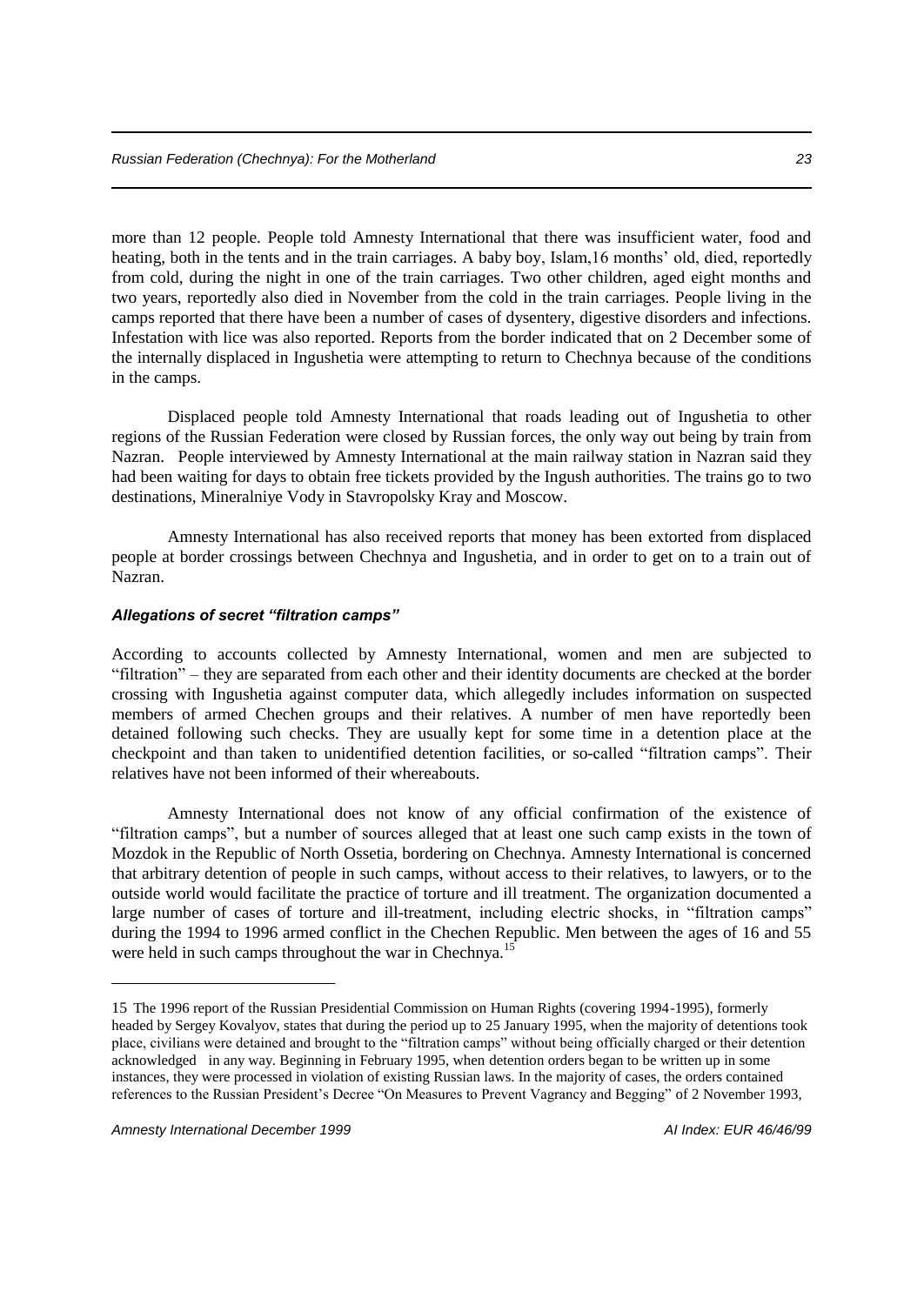more than 12 people. People told Amnesty International that there was insufficient water, food and heating, both in the tents and in the train carriages. A baby boy, Islam,16 months' old, died, reportedly from cold, during the night in one of the train carriages. Two other children, aged eight months and two years, reportedly also died in November from the cold in the train carriages. People living in the camps reported that there have been a number of cases of dysentery, digestive disorders and infections. Infestation with lice was also reported. Reports from the border indicated that on 2 December some of the internally displaced in Ingushetia were attempting to return to Chechnya because of the conditions in the camps.

Displaced people told Amnesty International that roads leading out of Ingushetia to other regions of the Russian Federation were closed by Russian forces, the only way out being by train from Nazran. People interviewed by Amnesty International at the main railway station in Nazran said they had been waiting for days to obtain free tickets provided by the Ingush authorities. The trains go to two destinations, Mineralniye Vody in Stavropolsky Kray and Moscow.

Amnesty International has also received reports that money has been extorted from displaced people at border crossings between Chechnya and Ingushetia, and in order to get on to a train out of Nazran.

### *Allegations of secret "filtration camps"*

According to accounts collected by Amnesty International, women and men are subjected to "filtration" – they are separated from each other and their identity documents are checked at the border crossing with Ingushetia against computer data, which allegedly includes information on suspected members of armed Chechen groups and their relatives. A number of men have reportedly been detained following such checks. They are usually kept for some time in a detention place at the checkpoint and than taken to unidentified detention facilities, or so-called "filtration camps". Their relatives have not been informed of their whereabouts.

Amnesty International does not know of any official confirmation of the existence of "filtration camps", but a number of sources alleged that at least one such camp exists in the town of Mozdok in the Republic of North Ossetia, bordering on Chechnya. Amnesty International is concerned that arbitrary detention of people in such camps, without access to their relatives, to lawyers, or to the outside world would facilitate the practice of torture and ill treatment. The organization documented a large number of cases of torture and ill-treatment, including electric shocks, in "filtration camps" during the 1994 to 1996 armed conflict in the Chechen Republic. Men between the ages of 16 and 55 were held in such camps throughout the war in Chechnya.[15]

---

15 The 1996 report of the Russian Presidential Commission on Human Rights (covering 1994-1995), formerly headed by Sergey Kovalyov, states that during the period up to 25 January 1995, when the majority of detentions took place, civilians were detained and brought to the "filtration camps" without being officially charged or their detention acknowledged in any way. Beginning in February 1995, when detention orders began to be written up in some instances, they were processed in violation of existing Russian laws. In the majority of cases, the orders contained references to the Russian President's Decree "On Measures to Prevent Vagrancy and Begging" of 2 November 1993,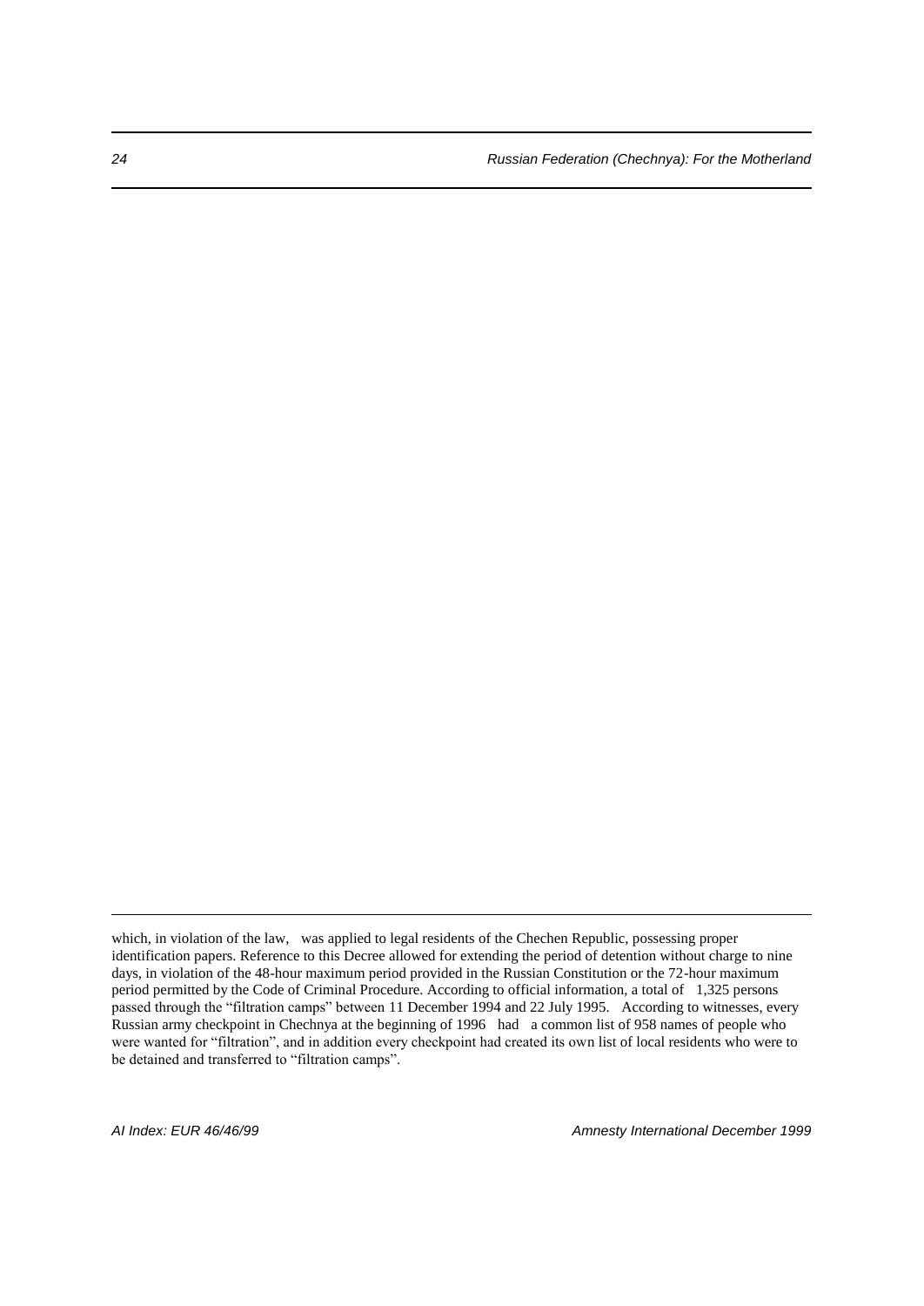which, in violation of the law, was applied to legal residents of the Chechen Republic, possessing proper identification papers. Reference to this Decree allowed for extending the period of detention without charge to nine days, in violation of the 48-hour maximum period provided in the Russian Constitution or the 72-hour maximum period permitted by the Code of Criminal Procedure. According to official information, a total of 1,325 persons passed through the "filtration camps" between 11 December 1994 and 22 July 1995. According to witnesses, every Russian army checkpoint in Chechnya at the beginning of 1996 had a common list of 958 names of people who were wanted for "filtration", and in addition every checkpoint had created its own list of local residents who were to be detained and transferred to "filtration camps".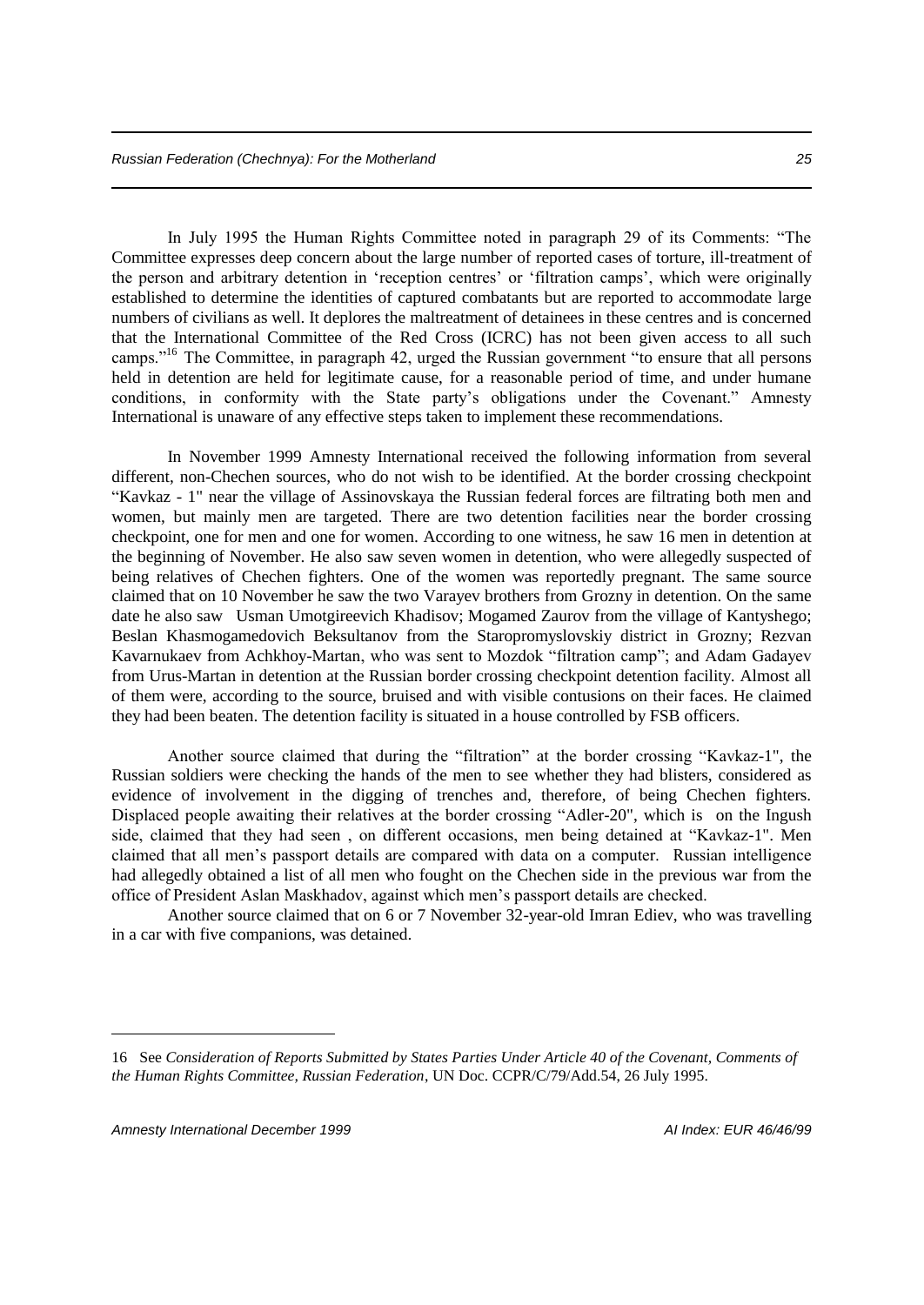In July 1995 the Human Rights Committee noted in paragraph 29 of its Comments: "The Committee expresses deep concern about the large number of reported cases of torture, ill-treatment of the person and arbitrary detention in 'reception centres' or 'filtration camps', which were originally established to determine the identities of captured combatants but are reported to accommodate large numbers of civilians as well. It deplores the maltreatment of detainees in these centres and is concerned that the International Committee of the Red Cross (ICRC) has not been given access to all such camps."[16] The Committee, in paragraph 42, urged the Russian government "to ensure that all persons held in detention are held for legitimate cause, for a reasonable period of time, and under humane conditions, in conformity with the State party's obligations under the Covenant." Amnesty International is unaware of any effective steps taken to implement these recommendations.

In November 1999 Amnesty International received the following information from several different, non-Chechen sources, who do not wish to be identified. At the border crossing checkpoint "Kavkaz - 1" near the village of Assinovskaya the Russian federal forces are filtrating both men and women, but mainly men are targeted. There are two detention facilities near the border crossing checkpoint, one for men and one for women. According to one witness, he saw 16 men in detention at the beginning of November. He also saw seven women in detention, who were allegedly suspected of being relatives of Chechen fighters. One of the women was reportedly pregnant. The same source claimed that on 10 November he saw the two Varayev brothers from Grozny in detention. On the same date he also saw Usman Umotgireevich Khadisov; Mogamed Zaurov from the village of Kantyshego; Beslan Khasmogamedovich Beksultanov from the Staropromyslovskiy district in Grozny; Rezvan Kavarnukaev from Achkhoy-Martan, who was sent to Mozdok "filtration camp"; and Adam Gadayev from Urus-Martan in detention at the Russian border crossing checkpoint detention facility. Almost all of them were, according to the source, bruised and with visible contusions on their faces. He claimed they had been beaten. The detention facility is situated in a house controlled by FSB officers.

Another source claimed that during the "filtration" at the border crossing "Kavkaz-1", the Russian soldiers were checking the hands of the men to see whether they had blisters, considered as evidence of involvement in the digging of trenches and, therefore, of being Chechen fighters. Displaced people awaiting their relatives at the border crossing "Adler-20", which is on the Ingush side, claimed that they had seen , on different occasions, men being detained at "Kavkaz-1". Men claimed that all men's passport details are compared with data on a computer. Russian intelligence had allegedly obtained a list of all men who fought on the Chechen side in the previous war from the office of President Aslan Maskhadov, against which men's passport details are checked.

Another source claimed that on 6 or 7 November 32-year-old Imran Ediev, who was travelling in a car with five companions, was detained.

---

16 See *Consideration of Reports Submitted by States Parties Under Article 40 of the Covenant, Comments of the Human Rights Committee, Russian Federation*, UN Doc. CCPR/C/79/Add.54, 26 July 1995.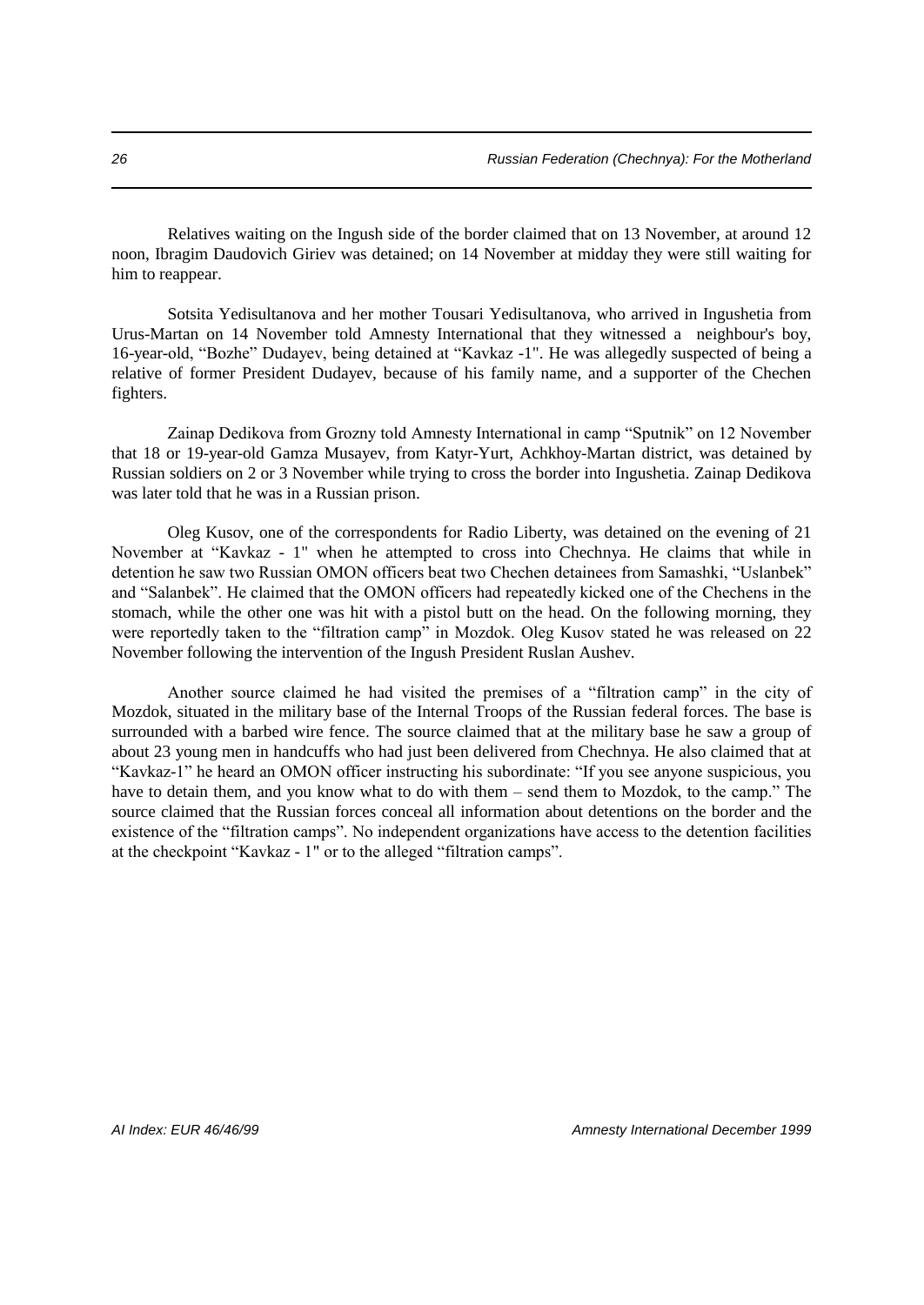Relatives waiting on the Ingush side of the border claimed that on 13 November, at around 12 noon, Ibragim Daudovich Giriev was detained; on 14 November at midday they were still waiting for him to reappear.

Sotsita Yedisultanova and her mother Tousari Yedisultanova, who arrived in Ingushetia from Urus-Martan on 14 November told Amnesty International that they witnessed a neighbour's boy, 16-year-old, "Bozhe" Dudayev, being detained at "Kavkaz -1". He was allegedly suspected of being a relative of former President Dudayev, because of his family name, and a supporter of the Chechen fighters.

Zainap Dedikova from Grozny told Amnesty International in camp "Sputnik" on 12 November that 18 or 19-year-old Gamza Musayev, from Katyr-Yurt, Achkhoy-Martan district, was detained by Russian soldiers on 2 or 3 November while trying to cross the border into Ingushetia. Zainap Dedikova was later told that he was in a Russian prison.

Oleg Kusov, one of the correspondents for Radio Liberty, was detained on the evening of 21 November at "Kavkaz - 1" when he attempted to cross into Chechnya. He claims that while in detention he saw two Russian OMON officers beat two Chechen detainees from Samashki, "Uslanbek" and "Salanbek". He claimed that the OMON officers had repeatedly kicked one of the Chechens in the stomach, while the other one was hit with a pistol butt on the head. On the following morning, they were reportedly taken to the "filtration camp" in Mozdok. Oleg Kusov stated he was released on 22 November following the intervention of the Ingush President Ruslan Aushev.

Another source claimed he had visited the premises of a "filtration camp" in the city of Mozdok, situated in the military base of the Internal Troops of the Russian federal forces. The base is surrounded with a barbed wire fence. The source claimed that at the military base he saw a group of about 23 young men in handcuffs who had just been delivered from Chechnya. He also claimed that at "Kavkaz-1" he heard an OMON officer instructing his subordinate: "If you see anyone suspicious, you have to detain them, and you know what to do with them – send them to Mozdok, to the camp." The source claimed that the Russian forces conceal all information about detentions on the border and the existence of the "filtration camps". No independent organizations have access to the detention facilities at the checkpoint "Kavkaz - 1" or to the alleged "filtration camps".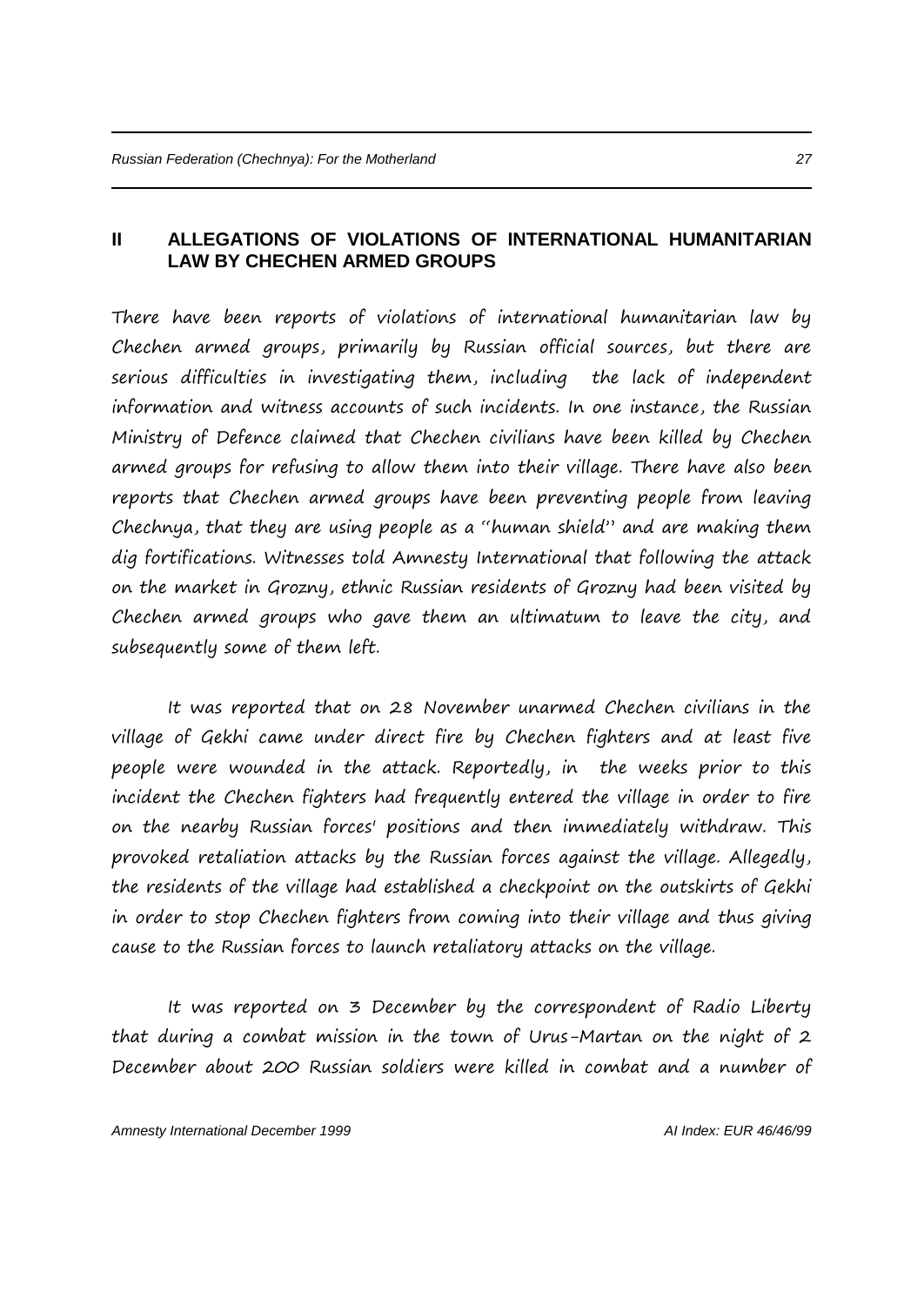## II ALLEGATIONS OF VIOLATIONS OF INTERNATIONAL HUMANITARIAN LAW BY CHECHEN ARMED GROUPS

There have been reports of violations of international humanitarian law by Chechen armed groups, primarily by Russian official sources, but there are serious difficulties in investigating them, including the lack of independent information and witness accounts of such incidents. In one instance, the Russian Ministry of Defence claimed that Chechen civilians have been killed by Chechen armed groups for refusing to allow them into their village. There have also been reports that Chechen armed groups have been preventing people from leaving Chechnya, that they are using people as a "human shield" and are making them dig fortifications. Witnesses told Amnesty International that following the attack on the market in Grozny, ethnic Russian residents of Grozny had been visited by Chechen armed groups who gave them an ultimatum to leave the city, and subsequently some of them left.

It was reported that on 28 November unarmed Chechen civilians in the village of Gekhi came under direct fire by Chechen fighters and at least five people were wounded in the attack. Reportedly, in the weeks prior to this incident the Chechen fighters had frequently entered the village in order to fire on the nearby Russian forces' positions and then immediately withdraw. This provoked retaliation attacks by the Russian forces against the village. Allegedly, the residents of the village had established a checkpoint on the outskirts of Gekhi in order to stop Chechen fighters from coming into their village and thus giving cause to the Russian forces to launch retaliatory attacks on the village.

It was reported on 3 December by the correspondent of Radio Liberty that during a combat mission in the town of Urus-Martan on the night of 2 December about 200 Russian soldiers were killed in combat and a number of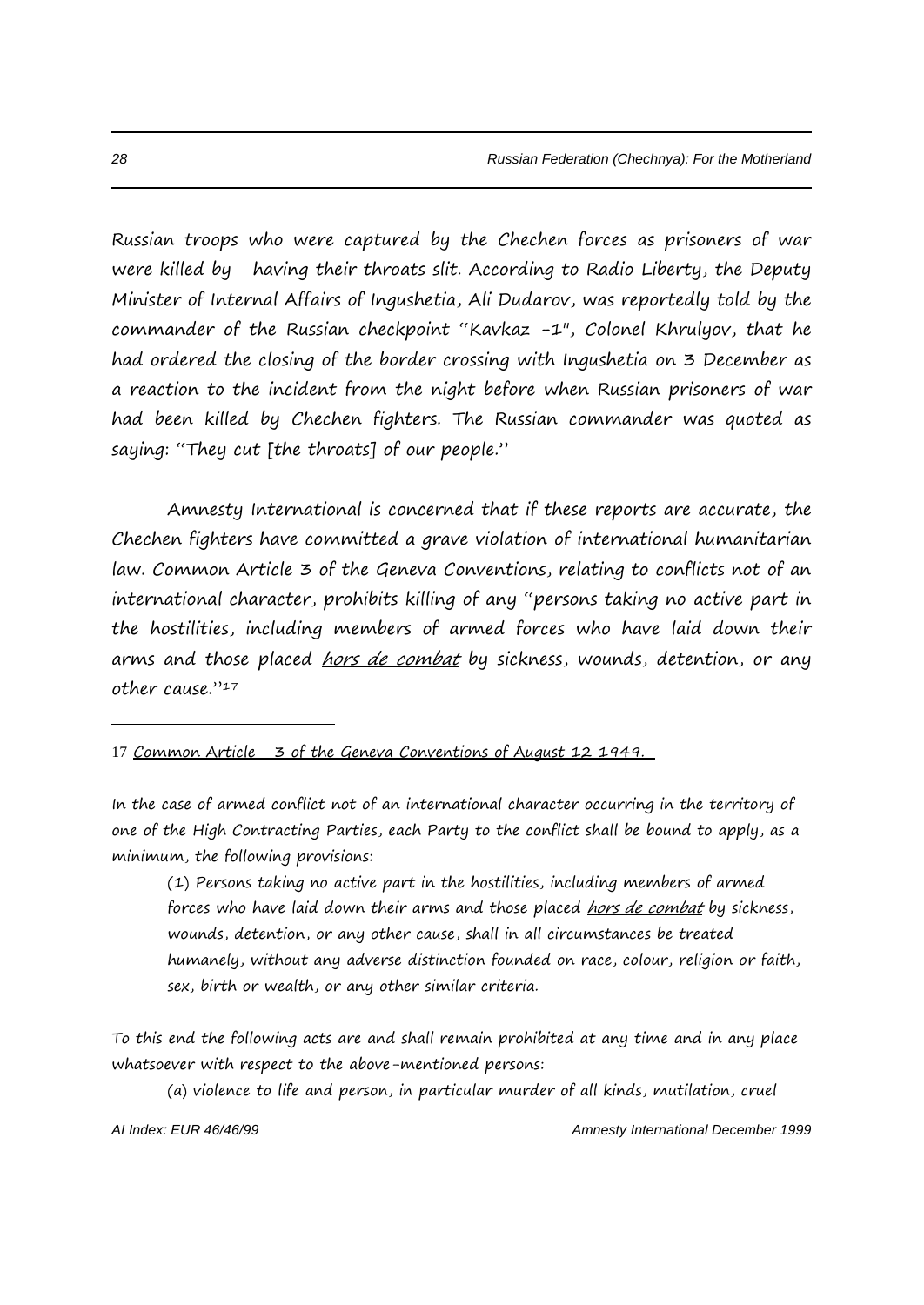Russian troops who were captured by the Chechen forces as prisoners of war were killed by having their throats slit. According to Radio Liberty, the Deputy Minister of Internal Affairs of Ingushetia, Ali Dudarov, was reportedly told by the commander of the Russian checkpoint "Kavkaz -1", Colonel Khrulyov, that he had ordered the closing of the border crossing with Ingushetia on 3 December as a reaction to the incident from the night before when Russian prisoners of war had been killed by Chechen fighters. The Russian commander was quoted as saying: "They cut [the throats] of our people."

Amnesty International is concerned that if these reports are accurate, the Chechen fighters have committed a grave violation of international humanitarian law. Common Article 3 of the Geneva Conventions, relating to conflicts not of an international character, prohibits killing of any "persons taking no active part in the hostilities, including members of armed forces who have laid down their arms and those placed *hors de combat* by sickness, wounds, detention, or any other cause."[17]

---

[17] Common Article 3 of the Geneva Conventions of August 12 1949.

In the case of armed conflict not of an international character occurring in the territory of one of the High Contracting Parties, each Party to the conflict shall be bound to apply, as a minimum, the following provisions:

> (1) Persons taking no active part in the hostilities, including members of armed forces who have laid down their arms and those placed *hors de combat* by sickness, wounds, detention, or any other cause, shall in all circumstances be treated humanely, without any adverse distinction founded on race, colour, religion or faith, sex, birth or wealth, or any other similar criteria.

To this end the following acts are and shall remain prohibited at any time and in any place whatsoever with respect to the above-mentioned persons:

> (a) violence to life and person, in particular murder of all kinds, mutilation, cruel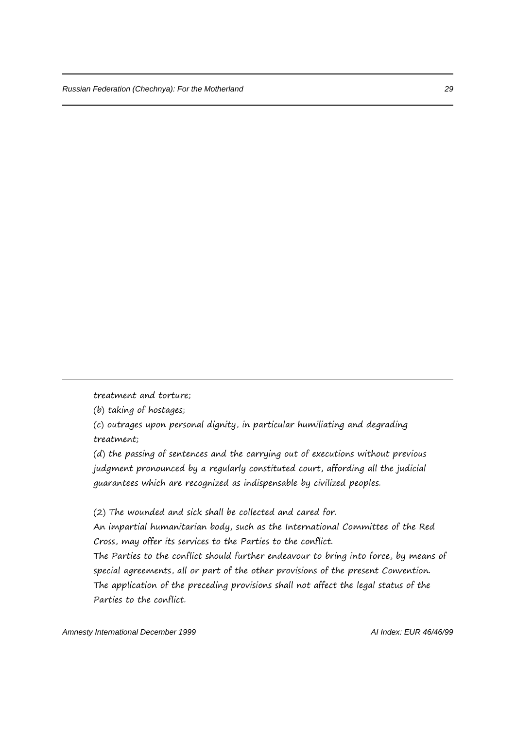treatment and torture;

(b) taking of hostages;

(c) outrages upon personal dignity, in particular humiliating and degrading treatment;

(d) the passing of sentences and the carrying out of executions without previous judgment pronounced by a regularly constituted court, affording all the judicial guarantees which are recognized as indispensable by civilized peoples.

(2) The wounded and sick shall be collected and cared for.

An impartial humanitarian body, such as the International Committee of the Red Cross, may offer its services to the Parties to the conflict.

The Parties to the conflict should further endeavour to bring into force, by means of special agreements, all or part of the other provisions of the present Convention.

The application of the preceding provisions shall not affect the legal status of the Parties to the conflict.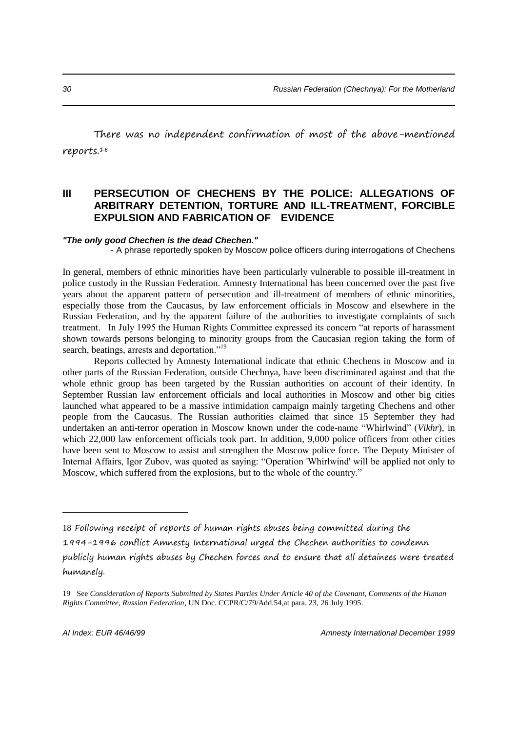There was no independent confirmation of most of the above-mentioned reports.[18]

## III PERSECUTION OF CHECHENS BY THE POLICE: ALLEGATIONS OF ARBITRARY DETENTION, TORTURE AND ILL-TREATMENT, FORCIBLE EXPULSION AND FABRICATION OF EVIDENCE

***"The only good Chechen is the dead Chechen."***

- A phrase reportedly spoken by Moscow police officers during interrogations of Chechens

In general, members of ethnic minorities have been particularly vulnerable to possible ill-treatment in police custody in the Russian Federation. Amnesty International has been concerned over the past five years about the apparent pattern of persecution and ill-treatment of members of ethnic minorities, especially those from the Caucasus, by law enforcement officials in Moscow and elsewhere in the Russian Federation, and by the apparent failure of the authorities to investigate complaints of such treatment. In July 1995 the Human Rights Committee expressed its concern "at reports of harassment shown towards persons belonging to minority groups from the Caucasian region taking the form of search, beatings, arrests and deportation."[19]

Reports collected by Amnesty International indicate that ethnic Chechens in Moscow and in other parts of the Russian Federation, outside Chechnya, have been discriminated against and that the whole ethnic group has been targeted by the Russian authorities on account of their identity. In September Russian law enforcement officials and local authorities in Moscow and other big cities launched what appeared to be a massive intimidation campaign mainly targeting Chechens and other people from the Caucasus. The Russian authorities claimed that since 15 September they had undertaken an anti-terror operation in Moscow known under the code-name "Whirlwind" (*Vikhr*), in which 22,000 law enforcement officials took part. In addition, 9,000 police officers from other cities have been sent to Moscow to assist and strengthen the Moscow police force. The Deputy Minister of Internal Affairs, Igor Zubov, was quoted as saying: "Operation 'Whirlwind' will be applied not only to Moscow, which suffered from the explosions, but to the whole of the country."

---

18 Following receipt of reports of human rights abuses being committed during the 1994-1996 conflict Amnesty International urged the Chechen authorities to condemn publicly human rights abuses by Chechen forces and to ensure that all detainees were treated humanely.

19 See *Consideration of Reports Submitted by States Parties Under Article 40 of the Covenant, Comments of the Human Rights Committee, Russian Federation*, UN Doc. CCPR/C/79/Add.54,at para. 23, 26 July 1995.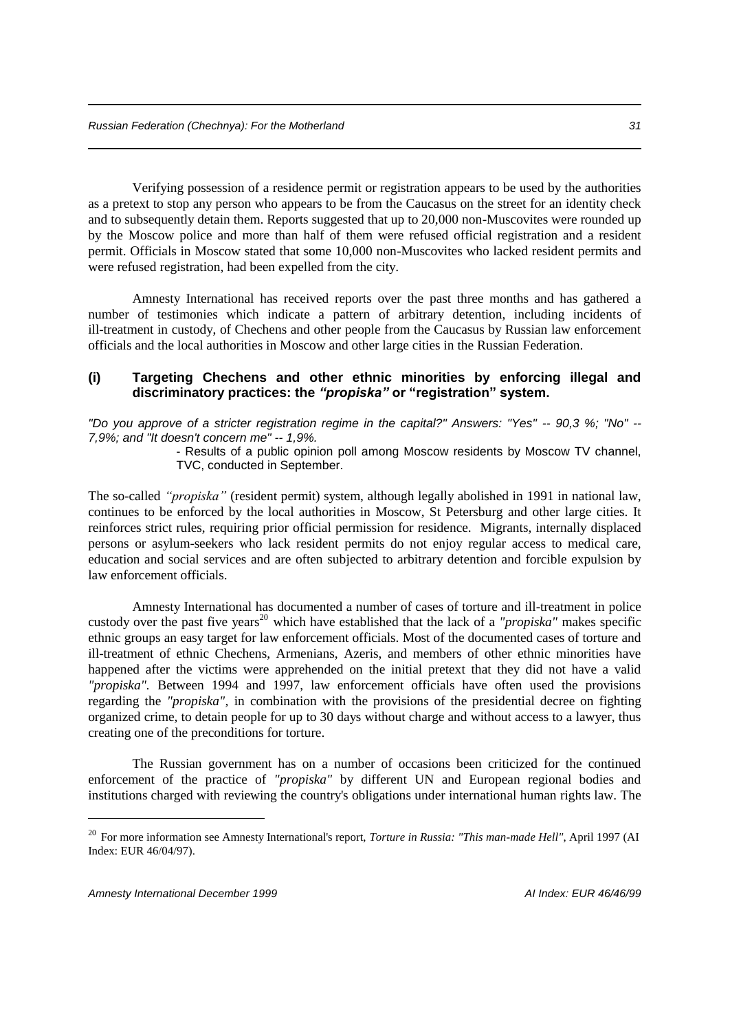Verifying possession of a residence permit or registration appears to be used by the authorities as a pretext to stop any person who appears to be from the Caucasus on the street for an identity check and to subsequently detain them. Reports suggested that up to 20,000 non-Muscovites were rounded up by the Moscow police and more than half of them were refused official registration and a resident permit. Officials in Moscow stated that some 10,000 non-Muscovites who lacked resident permits and were refused registration, had been expelled from the city.

Amnesty International has received reports over the past three months and has gathered a number of testimonies which indicate a pattern of arbitrary detention, including incidents of ill-treatment in custody, of Chechens and other people from the Caucasus by Russian law enforcement officials and the local authorities in Moscow and other large cities in the Russian Federation.

### (i) Targeting Chechens and other ethnic minorities by enforcing illegal and discriminatory practices: the *"propiska"* or "registration" system.

*"Do you approve of a stricter registration regime in the capital?" Answers: "Yes" -- 90,3 %; "No" -- 7,9%; and "It doesn't concern me" -- 1,9%.*

> - Results of a public opinion poll among Moscow residents by Moscow TV channel, TVC, conducted in September.

The so-called *"propiska"* (resident permit) system, although legally abolished in 1991 in national law, continues to be enforced by the local authorities in Moscow, St Petersburg and other large cities. It reinforces strict rules, requiring prior official permission for residence. Migrants, internally displaced persons or asylum-seekers who lack resident permits do not enjoy regular access to medical care, education and social services and are often subjected to arbitrary detention and forcible expulsion by law enforcement officials.

Amnesty International has documented a number of cases of torture and ill-treatment in police custody over the past five years[20] which have established that the lack of a *"propiska"* makes specific ethnic groups an easy target for law enforcement officials. Most of the documented cases of torture and ill-treatment of ethnic Chechens, Armenians, Azeris, and members of other ethnic minorities have happened after the victims were apprehended on the initial pretext that they did not have a valid *"propiska"*. Between 1994 and 1997, law enforcement officials have often used the provisions regarding the *"propiska"*, in combination with the provisions of the presidential decree on fighting organized crime, to detain people for up to 30 days without charge and without access to a lawyer, thus creating one of the preconditions for torture.

The Russian government has on a number of occasions been criticized for the continued enforcement of the practice of *"propiska"* by different UN and European regional bodies and institutions charged with reviewing the country's obligations under international human rights law. The

---

[20] For more information see Amnesty International's report, *Torture in Russia: "This man-made Hell"*, April 1997 (AI Index: EUR 46/04/97).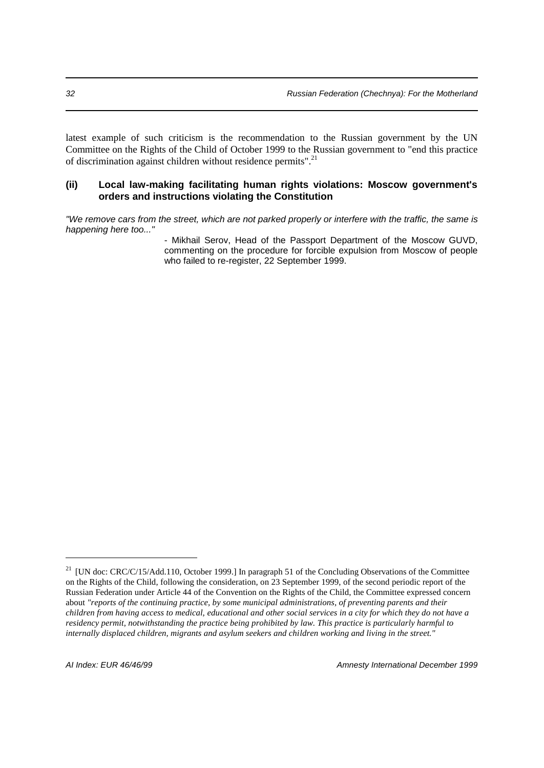latest example of such criticism is the recommendation to the Russian government by the UN Committee on the Rights of the Child of October 1999 to the Russian government to "end this practice of discrimination against children without residence permits".[21]

### (ii) Local law-making facilitating human rights violations: Moscow government's orders and instructions violating the Constitution

*"We remove cars from the street, which are not parked properly or interfere with the traffic, the same is happening here too..."*

> - Mikhail Serov, Head of the Passport Department of the Moscow GUVD, commenting on the procedure for forcible expulsion from Moscow of people who failed to re-register, 22 September 1999.

---

[21] [UN doc: CRC/C/15/Add.110, October 1999.] In paragraph 51 of the Concluding Observations of the Committee on the Rights of the Child, following the consideration, on 23 September 1999, of the second periodic report of the Russian Federation under Article 44 of the Convention on the Rights of the Child, the Committee expressed concern about *"reports of the continuing practice, by some municipal administrations, of preventing parents and their children from having access to medical, educational and other social services in a city for which they do not have a residency permit, notwithstanding the practice being prohibited by law. This practice is particularly harmful to internally displaced children, migrants and asylum seekers and children working and living in the street."*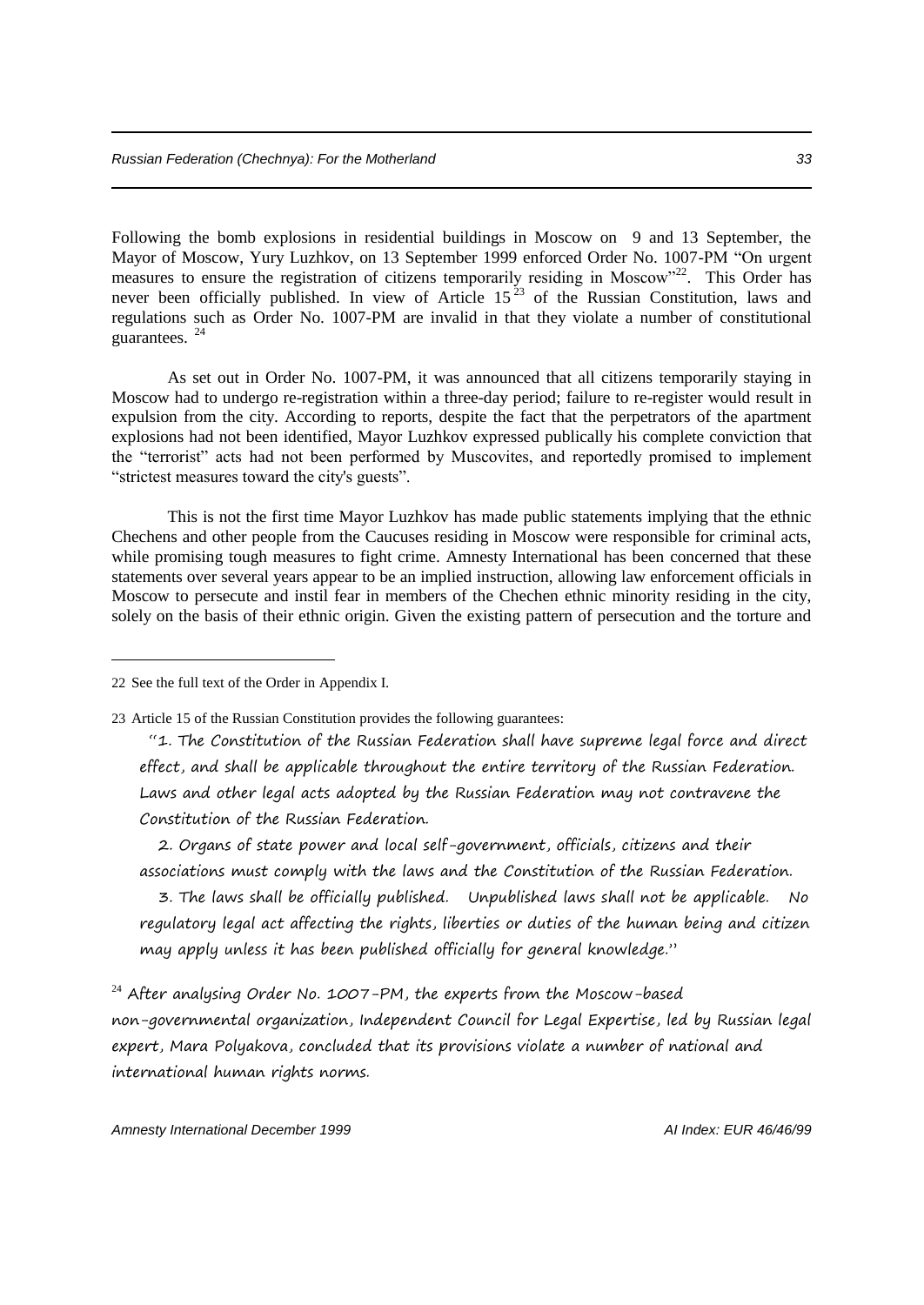Following the bomb explosions in residential buildings in Moscow on 9 and 13 September, the Mayor of Moscow, Yury Luzhkov, on 13 September 1999 enforced Order No. 1007-PM "On urgent measures to ensure the registration of citizens temporarily residing in Moscow"[22]. This Order has never been officially published. In view of Article 15[23] of the Russian Constitution, laws and regulations such as Order No. 1007-PM are invalid in that they violate a number of constitutional guarantees. [24]

As set out in Order No. 1007-PM, it was announced that all citizens temporarily staying in Moscow had to undergo re-registration within a three-day period; failure to re-register would result in expulsion from the city. According to reports, despite the fact that the perpetrators of the apartment explosions had not been identified, Mayor Luzhkov expressed publically his complete conviction that the "terrorist" acts had not been performed by Muscovites, and reportedly promised to implement "strictest measures toward the city's guests".

This is not the first time Mayor Luzhkov has made public statements implying that the ethnic Chechens and other people from the Caucuses residing in Moscow were responsible for criminal acts, while promising tough measures to fight crime. Amnesty International has been concerned that these statements over several years appear to be an implied instruction, allowing law enforcement officials in Moscow to persecute and instil fear in members of the Chechen ethnic minority residing in the city, solely on the basis of their ethnic origin. Given the existing pattern of persecution and the torture and

---

22 See the full text of the Order in Appendix I.

23 Article 15 of the Russian Constitution provides the following guarantees:

"1. The Constitution of the Russian Federation shall have supreme legal force and direct effect, and shall be applicable throughout the entire territory of the Russian Federation. Laws and other legal acts adopted by the Russian Federation may not contravene the Constitution of the Russian Federation.

2. Organs of state power and local self-government, officials, citizens and their associations must comply with the laws and the Constitution of the Russian Federation.

3. The laws shall be officially published. Unpublished laws shall not be applicable. No regulatory legal act affecting the rights, liberties or duties of the human being and citizen may apply unless it has been published officially for general knowledge."

24 After analysing Order No. 1007-PM, the experts from the Moscow-based non-governmental organization, Independent Council for Legal Expertise, led by Russian legal expert, Mara Polyakova, concluded that its provisions violate a number of national and international human rights norms.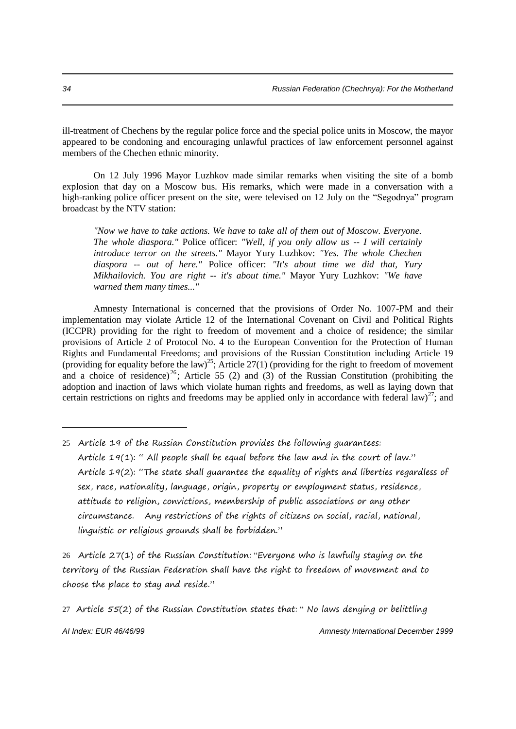ill-treatment of Chechens by the regular police force and the special police units in Moscow, the mayor appeared to be condoning and encouraging unlawful practices of law enforcement personnel against members of the Chechen ethnic minority.

On 12 July 1996 Mayor Luzhkov made similar remarks when visiting the site of a bomb explosion that day on a Moscow bus. His remarks, which were made in a conversation with a high-ranking police officer present on the site, were televised on 12 July on the "Segodnya" program broadcast by the NTV station:

> *"Now we have to take actions. We have to take all of them out of Moscow. Everyone. The whole diaspora."* Police officer: *"Well, if you only allow us -- I will certainly introduce terror on the streets."* Mayor Yury Luzhkov: *"Yes. The whole Chechen diaspora -- out of here."* Police officer: *"It's about time we did that, Yury Mikhailovich. You are right -- it's about time."* Mayor Yury Luzhkov: *"We have warned them many times..."*

Amnesty International is concerned that the provisions of Order No. 1007-PM and their implementation may violate Article 12 of the International Covenant on Civil and Political Rights (ICCPR) providing for the right to freedom of movement and a choice of residence; the similar provisions of Article 2 of Protocol No. 4 to the European Convention for the Protection of Human Rights and Fundamental Freedoms; and provisions of the Russian Constitution including Article 19 (providing for equality before the law)[25]; Article 27(1) (providing for the right to freedom of movement and a choice of residence)[26]; Article 55 (2) and (3) of the Russian Constitution (prohibiting the adoption and inaction of laws which violate human rights and freedoms, as well as laying down that certain restrictions on rights and freedoms may be applied only in accordance with federal law)[27]; and

---

25 Article 19 of the Russian Constitution provides the following guarantees:
Article 19(1): " All people shall be equal before the law and in the court of law."
Article 19(2): "The state shall guarantee the equality of rights and liberties regardless of sex, race, nationality, language, origin, property or employment status, residence, attitude to religion, convictions, membership of public associations or any other circumstance. Any restrictions of the rights of citizens on social, racial, national, linguistic or religious grounds shall be forbidden."

26 Article 27(1) of the Russian Constitution: "Everyone who is lawfully staying on the territory of the Russian Federation shall have the right to freedom of movement and to choose the place to stay and reside."

27 Article 55(2) of the Russian Constitution states that: " No laws denying or belittling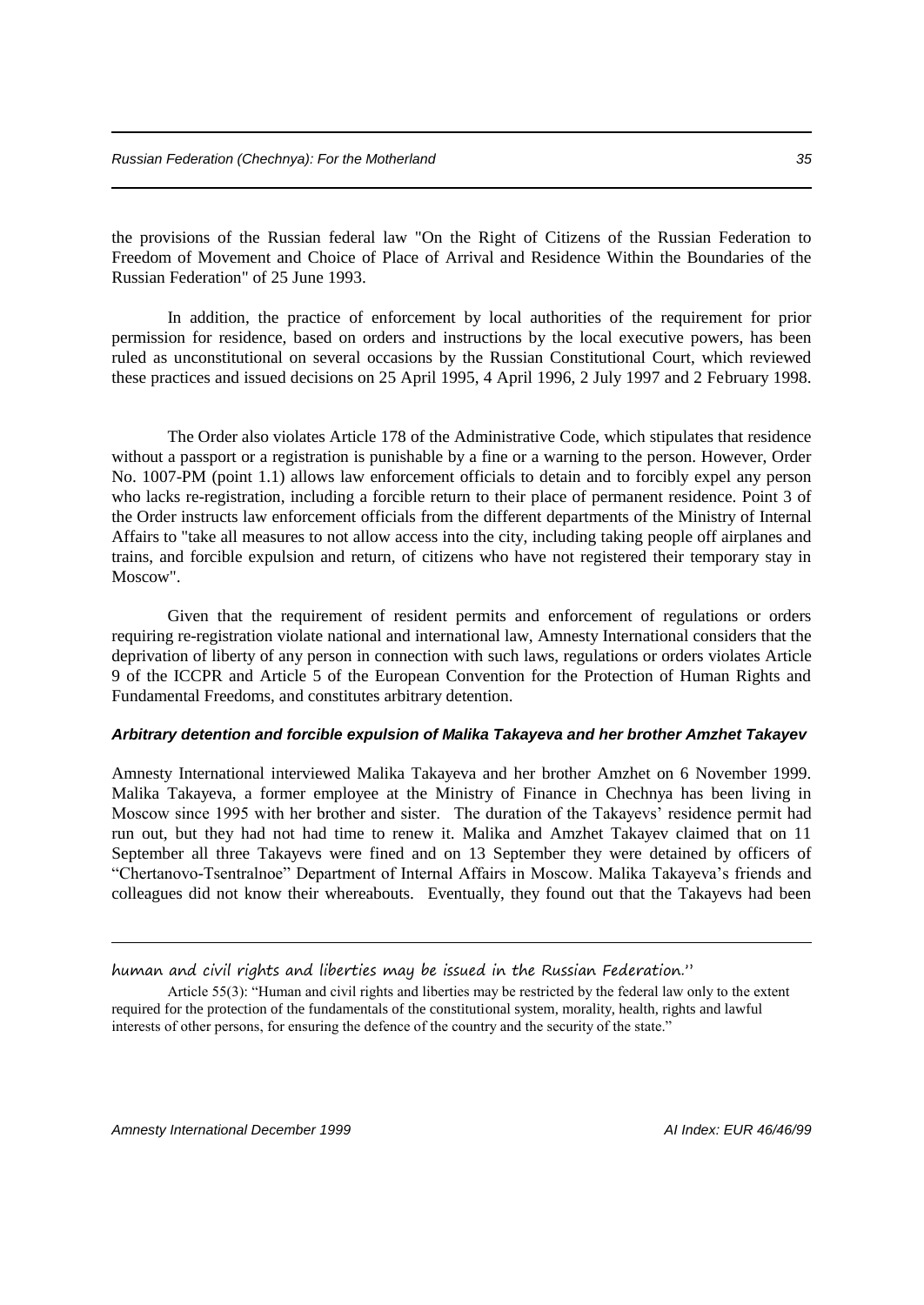the provisions of the Russian federal law "On the Right of Citizens of the Russian Federation to Freedom of Movement and Choice of Place of Arrival and Residence Within the Boundaries of the Russian Federation" of 25 June 1993.

In addition, the practice of enforcement by local authorities of the requirement for prior permission for residence, based on orders and instructions by the local executive powers, has been ruled as unconstitutional on several occasions by the Russian Constitutional Court, which reviewed these practices and issued decisions on 25 April 1995, 4 April 1996, 2 July 1997 and 2 February 1998.

The Order also violates Article 178 of the Administrative Code, which stipulates that residence without a passport or a registration is punishable by a fine or a warning to the person. However, Order No. 1007-PM (point 1.1) allows law enforcement officials to detain and to forcibly expel any person who lacks re-registration, including a forcible return to their place of permanent residence. Point 3 of the Order instructs law enforcement officials from the different departments of the Ministry of Internal Affairs to "take all measures to not allow access into the city, including taking people off airplanes and trains, and forcible expulsion and return, of citizens who have not registered their temporary stay in Moscow".

Given that the requirement of resident permits and enforcement of regulations or orders requiring re-registration violate national and international law, Amnesty International considers that the deprivation of liberty of any person in connection with such laws, regulations or orders violates Article 9 of the ICCPR and Article 5 of the European Convention for the Protection of Human Rights and Fundamental Freedoms, and constitutes arbitrary detention.

#### *Arbitrary detention and forcible expulsion of Malika Takayeva and her brother Amzhet Takayev*

Amnesty International interviewed Malika Takayeva and her brother Amzhet on 6 November 1999. Malika Takayeva, a former employee at the Ministry of Finance in Chechnya has been living in Moscow since 1995 with her brother and sister. The duration of the Takayevs' residence permit had run out, but they had not had time to renew it. Malika and Amzhet Takayev claimed that on 11 September all three Takayevs were fined and on 13 September they were detained by officers of "Chertanovo-Tsentralnoe" Department of Internal Affairs in Moscow. Malika Takayeva's friends and colleagues did not know their whereabouts. Eventually, they found out that the Takayevs had been

---

human and civil rights and liberties may be issued in the Russian Federation."

Article 55(3): "Human and civil rights and liberties may be restricted by the federal law only to the extent required for the protection of the fundamentals of the constitutional system, morality, health, rights and lawful interests of other persons, for ensuring the defence of the country and the security of the state."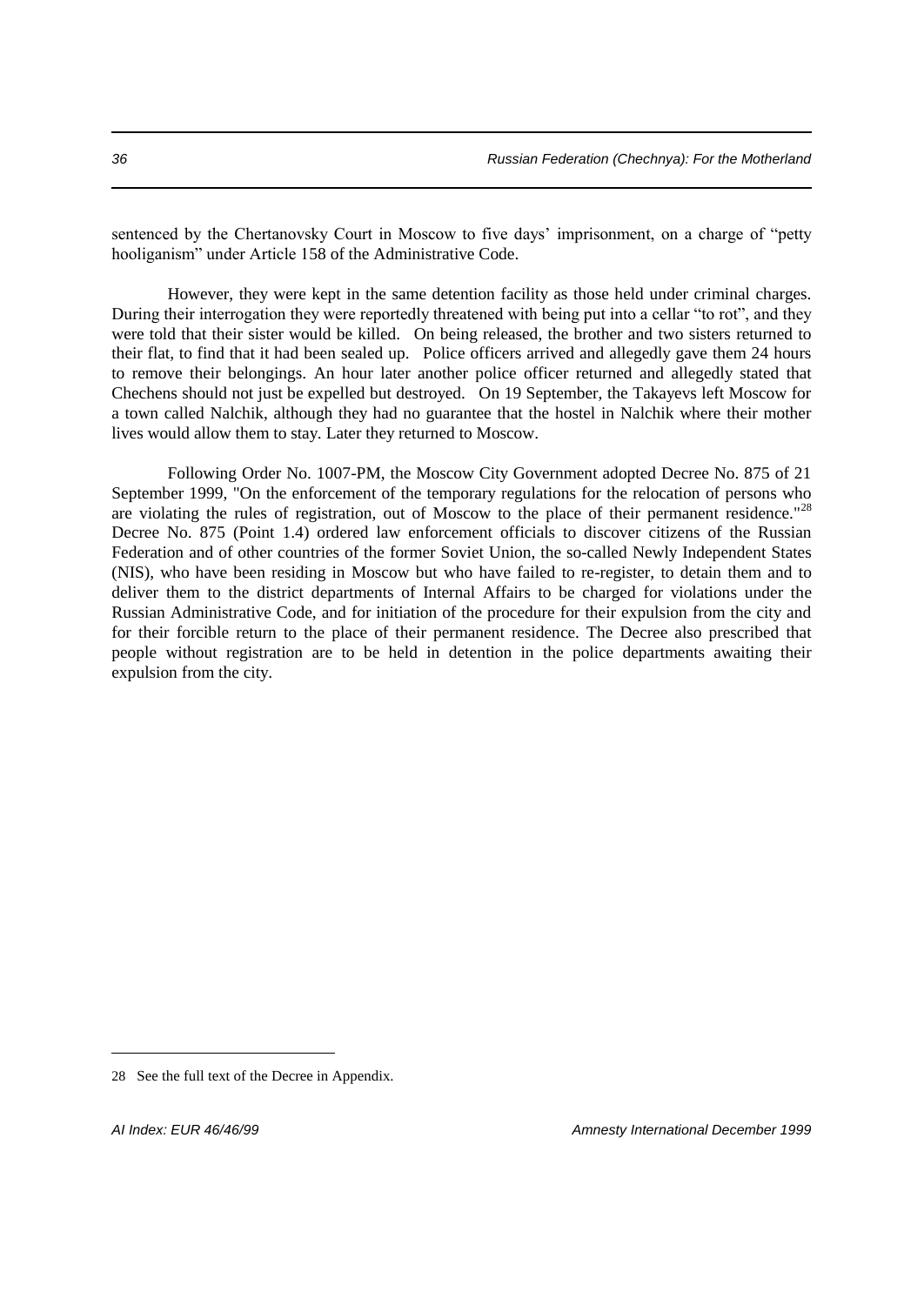sentenced by the Chertanovsky Court in Moscow to five days' imprisonment, on a charge of "petty hooliganism" under Article 158 of the Administrative Code.

However, they were kept in the same detention facility as those held under criminal charges. During their interrogation they were reportedly threatened with being put into a cellar "to rot", and they were told that their sister would be killed. On being released, the brother and two sisters returned to their flat, to find that it had been sealed up. Police officers arrived and allegedly gave them 24 hours to remove their belongings. An hour later another police officer returned and allegedly stated that Chechens should not just be expelled but destroyed. On 19 September, the Takayevs left Moscow for a town called Nalchik, although they had no guarantee that the hostel in Nalchik where their mother lives would allow them to stay. Later they returned to Moscow.

Following Order No. 1007-PM, the Moscow City Government adopted Decree No. 875 of 21 September 1999, "On the enforcement of the temporary regulations for the relocation of persons who are violating the rules of registration, out of Moscow to the place of their permanent residence."[28] Decree No. 875 (Point 1.4) ordered law enforcement officials to discover citizens of the Russian Federation and of other countries of the former Soviet Union, the so-called Newly Independent States (NIS), who have been residing in Moscow but who have failed to re-register, to detain them and to deliver them to the district departments of Internal Affairs to be charged for violations under the Russian Administrative Code, and for initiation of the procedure for their expulsion from the city and for their forcible return to the place of their permanent residence. The Decree also prescribed that people without registration are to be held in detention in the police departments awaiting their expulsion from the city.

28 See the full text of the Decree in Appendix.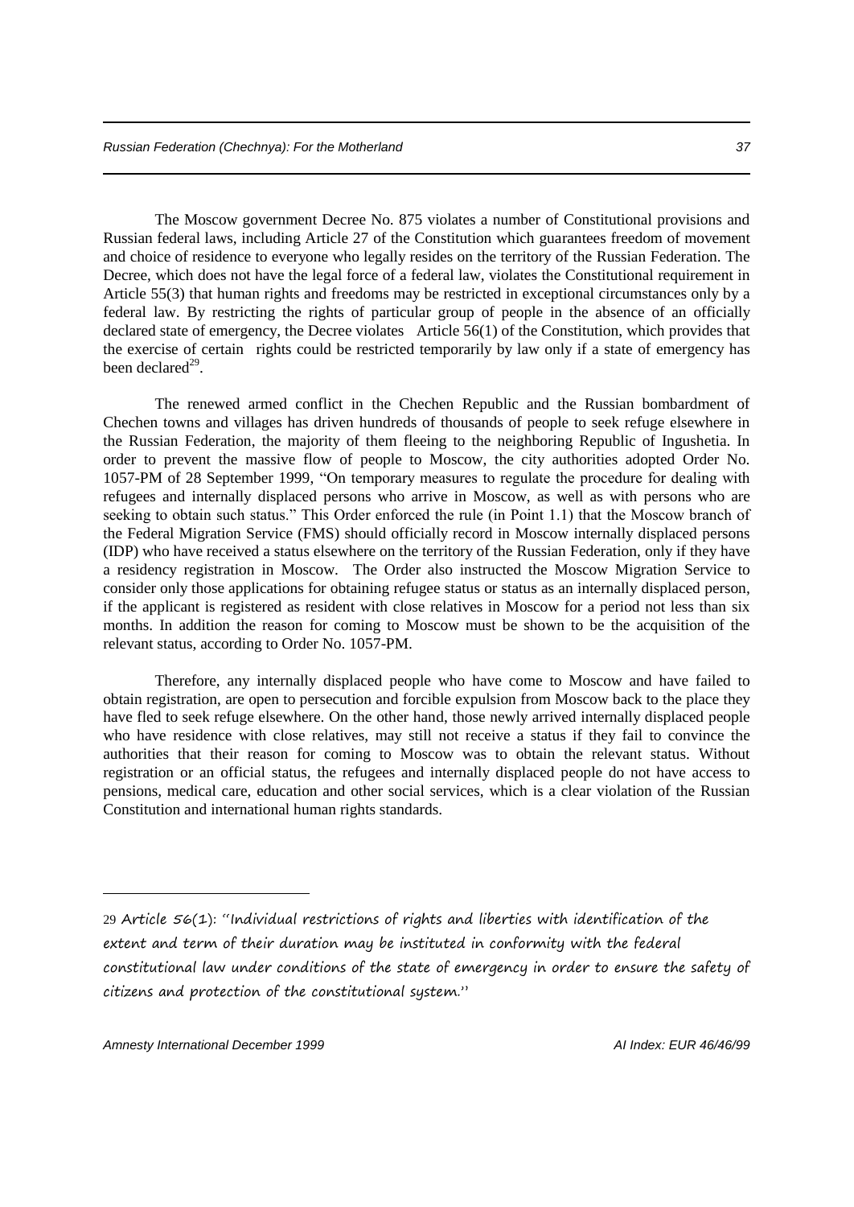The Moscow government Decree No. 875 violates a number of Constitutional provisions and Russian federal laws, including Article 27 of the Constitution which guarantees freedom of movement and choice of residence to everyone who legally resides on the territory of the Russian Federation. The Decree, which does not have the legal force of a federal law, violates the Constitutional requirement in Article 55(3) that human rights and freedoms may be restricted in exceptional circumstances only by a federal law. By restricting the rights of particular group of people in the absence of an officially declared state of emergency, the Decree violates  Article 56(1) of the Constitution, which provides that the exercise of certain  rights could be restricted temporarily by law only if a state of emergency has been declared[29].

The renewed armed conflict in the Chechen Republic and the Russian bombardment of Chechen towns and villages has driven hundreds of thousands of people to seek refuge elsewhere in the Russian Federation, the majority of them fleeing to the neighboring Republic of Ingushetia. In order to prevent the massive flow of people to Moscow, the city authorities adopted Order No. 1057-PM of 28 September 1999, "On temporary measures to regulate the procedure for dealing with refugees and internally displaced persons who arrive in Moscow, as well as with persons who are seeking to obtain such status." This Order enforced the rule (in Point 1.1) that the Moscow branch of the Federal Migration Service (FMS) should officially record in Moscow internally displaced persons (IDP) who have received a status elsewhere on the territory of the Russian Federation, only if they have a residency registration in Moscow.  The Order also instructed the Moscow Migration Service to consider only those applications for obtaining refugee status or status as an internally displaced person, if the applicant is registered as resident with close relatives in Moscow for a period not less than six months. In addition the reason for coming to Moscow must be shown to be the acquisition of the relevant status, according to Order No. 1057-PM.

Therefore, any internally displaced people who have come to Moscow and have failed to obtain registration, are open to persecution and forcible expulsion from Moscow back to the place they have fled to seek refuge elsewhere. On the other hand, those newly arrived internally displaced people who have residence with close relatives, may still not receive a status if they fail to convince the authorities that their reason for coming to Moscow was to obtain the relevant status. Without registration or an official status, the refugees and internally displaced people do not have access to pensions, medical care, education and other social services, which is a clear violation of the Russian Constitution and international human rights standards.

---

29 Article 56(1): "Individual restrictions of rights and liberties with identification of the extent and term of their duration may be instituted in conformity with the federal constitutional law under conditions of the state of emergency in order to ensure the safety of citizens and protection of the constitutional system."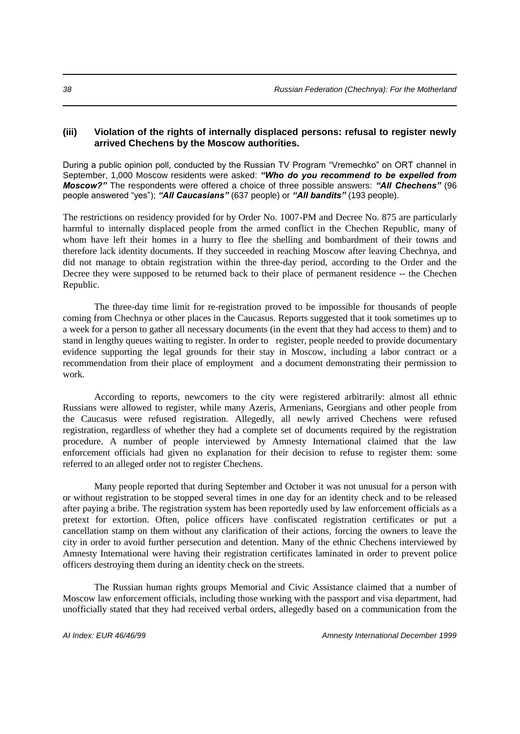### (iii) Violation of the rights of internally displaced persons: refusal to register newly arrived Chechens by the Moscow authorities.

During a public opinion poll, conducted by the Russian TV Program "Vremechko" on ORT channel in September, 1,000 Moscow residents were asked: ***"Who do you recommend to be expelled from Moscow?"*** The respondents were offered a choice of three possible answers: ***"All Chechens"*** (96 people answered "yes"); ***"All Caucasians"*** (637 people) or ***"All bandits"*** (193 people).

The restrictions on residency provided for by Order No. 1007-PM and Decree No. 875 are particularly harmful to internally displaced people from the armed conflict in the Chechen Republic, many of whom have left their homes in a hurry to flee the shelling and bombardment of their towns and therefore lack identity documents. If they succeeded in reaching Moscow after leaving Chechnya, and did not manage to obtain registration within the three-day period, according to the Order and the Decree they were supposed to be returned back to their place of permanent residence -- the Chechen Republic.

The three-day time limit for re-registration proved to be impossible for thousands of people coming from Chechnya or other places in the Caucasus. Reports suggested that it took sometimes up to a week for a person to gather all necessary documents (in the event that they had access to them) and to stand in lengthy queues waiting to register. In order to register, people needed to provide documentary evidence supporting the legal grounds for their stay in Moscow, including a labor contract or a recommendation from their place of employment and a document demonstrating their permission to work.

According to reports, newcomers to the city were registered arbitrarily: almost all ethnic Russians were allowed to register, while many Azeris, Armenians, Georgians and other people from the Caucasus were refused registration. Allegedly, all newly arrived Chechens were refused registration, regardless of whether they had a complete set of documents required by the registration procedure. A number of people interviewed by Amnesty International claimed that the law enforcement officials had given no explanation for their decision to refuse to register them: some referred to an alleged order not to register Chechens.

Many people reported that during September and October it was not unusual for a person with or without registration to be stopped several times in one day for an identity check and to be released after paying a bribe. The registration system has been reportedly used by law enforcement officials as a pretext for extortion. Often, police officers have confiscated registration certificates or put a cancellation stamp on them without any clarification of their actions, forcing the owners to leave the city in order to avoid further persecution and detention. Many of the ethnic Chechens interviewed by Amnesty International were having their registration certificates laminated in order to prevent police officers destroying them during an identity check on the streets.

The Russian human rights groups Memorial and Civic Assistance claimed that a number of Moscow law enforcement officials, including those working with the passport and visa department, had unofficially stated that they had received verbal orders, allegedly based on a communication from the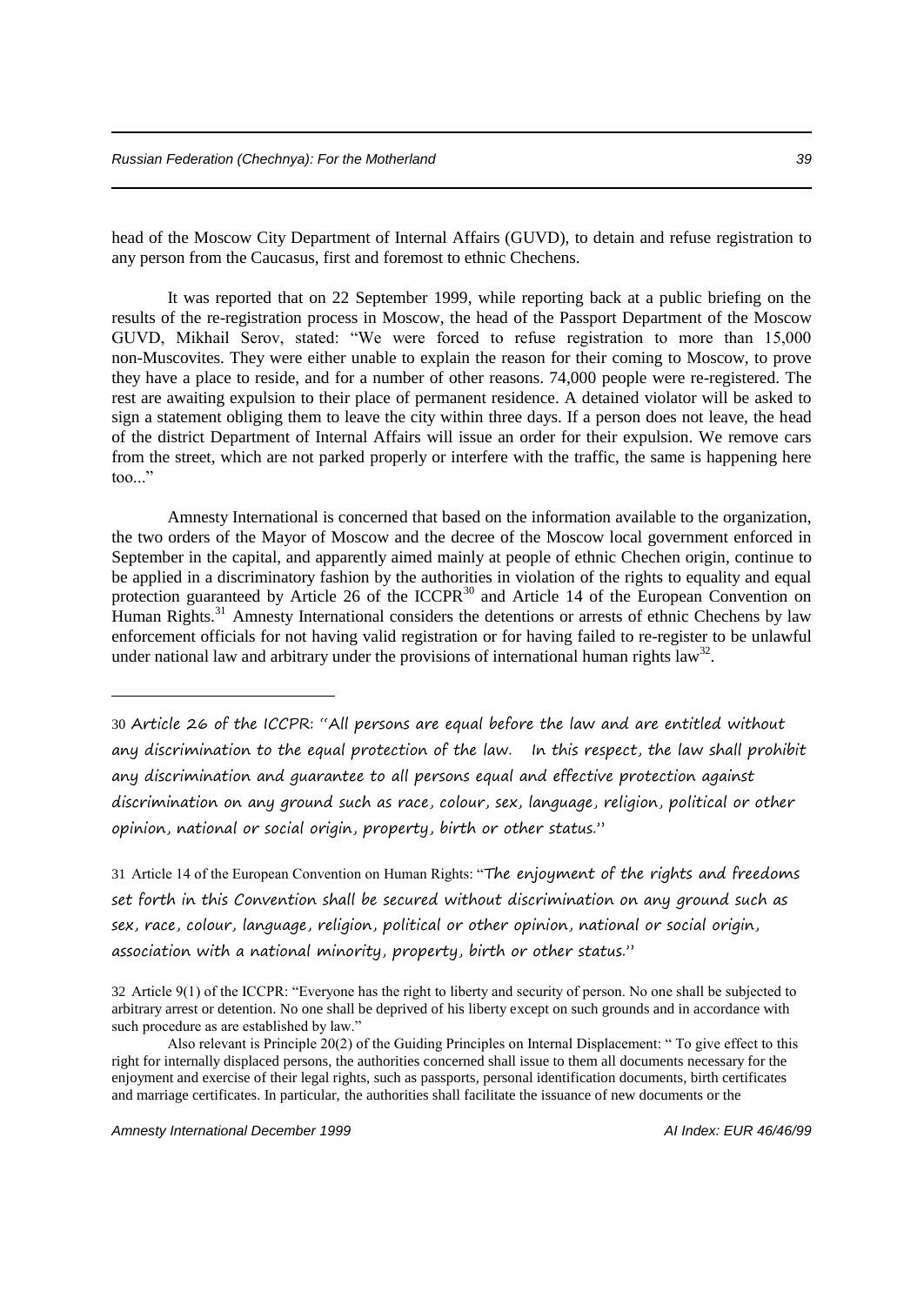head of the Moscow City Department of Internal Affairs (GUVD), to detain and refuse registration to any person from the Caucasus, first and foremost to ethnic Chechens.

It was reported that on 22 September 1999, while reporting back at a public briefing on the results of the re-registration process in Moscow, the head of the Passport Department of the Moscow GUVD, Mikhail Serov, stated: "We were forced to refuse registration to more than 15,000 non-Muscovites. They were either unable to explain the reason for their coming to Moscow, to prove they have a place to reside, and for a number of other reasons. 74,000 people were re-registered. The rest are awaiting expulsion to their place of permanent residence. A detained violator will be asked to sign a statement obliging them to leave the city within three days. If a person does not leave, the head of the district Department of Internal Affairs will issue an order for their expulsion. We remove cars from the street, which are not parked properly or interfere with the traffic, the same is happening here too..."

Amnesty International is concerned that based on the information available to the organization, the two orders of the Mayor of Moscow and the decree of the Moscow local government enforced in September in the capital, and apparently aimed mainly at people of ethnic Chechen origin, continue to be applied in a discriminatory fashion by the authorities in violation of the rights to equality and equal protection guaranteed by Article 26 of the ICCPR[30] and Article 14 of the European Convention on Human Rights.[31] Amnesty International considers the detentions or arrests of ethnic Chechens by law enforcement officials for not having valid registration or for having failed to re-register to be unlawful under national law and arbitrary under the provisions of international human rights law[32].

---

30 Article 26 of the ICCPR: "All persons are equal before the law and are entitled without any discrimination to the equal protection of the law. In this respect, the law shall prohibit any discrimination and guarantee to all persons equal and effective protection against discrimination on any ground such as race, colour, sex, language, religion, political or other opinion, national or social origin, property, birth or other status."

31 Article 14 of the European Convention on Human Rights: "The enjoyment of the rights and freedoms set forth in this Convention shall be secured without discrimination on any ground such as sex, race, colour, language, religion, political or other opinion, national or social origin, association with a national minority, property, birth or other status."

32 Article 9(1) of the ICCPR: "Everyone has the right to liberty and security of person. No one shall be subjected to arbitrary arrest or detention. No one shall be deprived of his liberty except on such grounds and in accordance with such procedure as are established by law."

Also relevant is Principle 20(2) of the Guiding Principles on Internal Displacement: " To give effect to this right for internally displaced persons, the authorities concerned shall issue to them all documents necessary for the enjoyment and exercise of their legal rights, such as passports, personal identification documents, birth certificates and marriage certificates. In particular, the authorities shall facilitate the issuance of new documents or the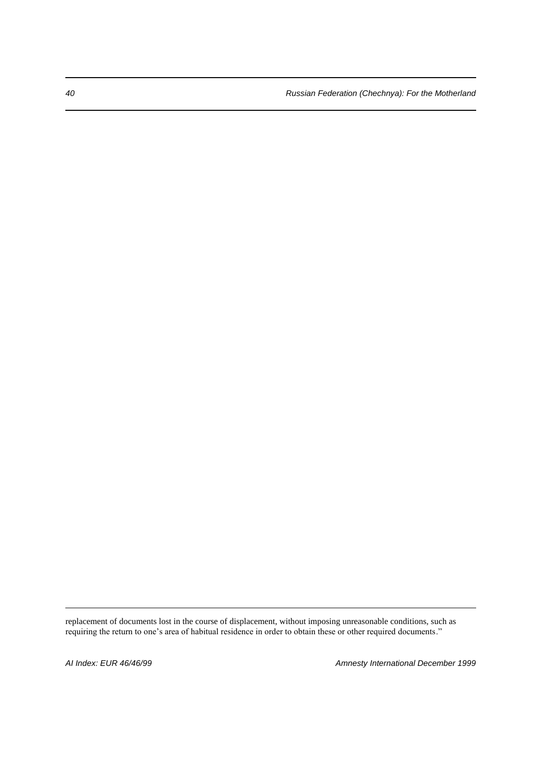replacement of documents lost in the course of displacement, without imposing unreasonable conditions, such as requiring the return to one's area of habitual residence in order to obtain these or other required documents."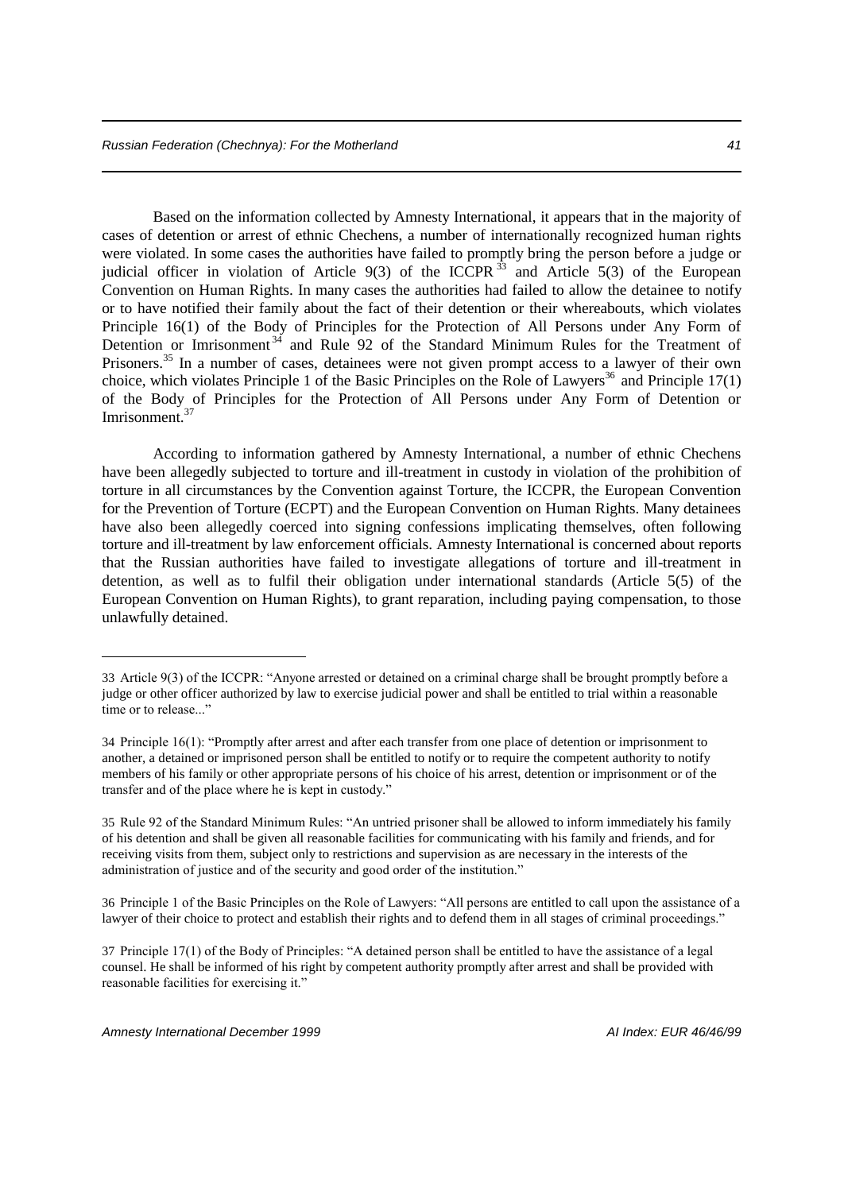Based on the information collected by Amnesty International, it appears that in the majority of cases of detention or arrest of ethnic Chechens, a number of internationally recognized human rights were violated. In some cases the authorities have failed to promptly bring the person before a judge or judicial officer in violation of Article 9(3) of the ICCPR[33] and Article 5(3) of the European Convention on Human Rights. In many cases the authorities had failed to allow the detainee to notify or to have notified their family about the fact of their detention or their whereabouts, which violates Principle 16(1) of the Body of Principles for the Protection of All Persons under Any Form of Detention or Imrisonment[34] and Rule 92 of the Standard Minimum Rules for the Treatment of Prisoners.[35] In a number of cases, detainees were not given prompt access to a lawyer of their own choice, which violates Principle 1 of the Basic Principles on the Role of Lawyers[36] and Principle 17(1) of the Body of Principles for the Protection of All Persons under Any Form of Detention or Imrisonment.[37]

According to information gathered by Amnesty International, a number of ethnic Chechens have been allegedly subjected to torture and ill-treatment in custody in violation of the prohibition of torture in all circumstances by the Convention against Torture, the ICCPR, the European Convention for the Prevention of Torture (ECPT) and the European Convention on Human Rights. Many detainees have also been allegedly coerced into signing confessions implicating themselves, often following torture and ill-treatment by law enforcement officials. Amnesty International is concerned about reports that the Russian authorities have failed to investigate allegations of torture and ill-treatment in detention, as well as to fulfil their obligation under international standards (Article 5(5) of the European Convention on Human Rights), to grant reparation, including paying compensation, to those unlawfully detained.

---

33 Article 9(3) of the ICCPR: "Anyone arrested or detained on a criminal charge shall be brought promptly before a judge or other officer authorized by law to exercise judicial power and shall be entitled to trial within a reasonable time or to release..."

34 Principle 16(1): "Promptly after arrest and after each transfer from one place of detention or imprisonment to another, a detained or imprisoned person shall be entitled to notify or to require the competent authority to notify members of his family or other appropriate persons of his choice of his arrest, detention or imprisonment or of the transfer and of the place where he is kept in custody."

35 Rule 92 of the Standard Minimum Rules: "An untried prisoner shall be allowed to inform immediately his family of his detention and shall be given all reasonable facilities for communicating with his family and friends, and for receiving visits from them, subject only to restrictions and supervision as are necessary in the interests of the administration of justice and of the security and good order of the institution."

36 Principle 1 of the Basic Principles on the Role of Lawyers: "All persons are entitled to call upon the assistance of a lawyer of their choice to protect and establish their rights and to defend them in all stages of criminal proceedings."

37 Principle 17(1) of the Body of Principles: "A detained person shall be entitled to have the assistance of a legal counsel. He shall be informed of his right by competent authority promptly after arrest and shall be provided with reasonable facilities for exercising it."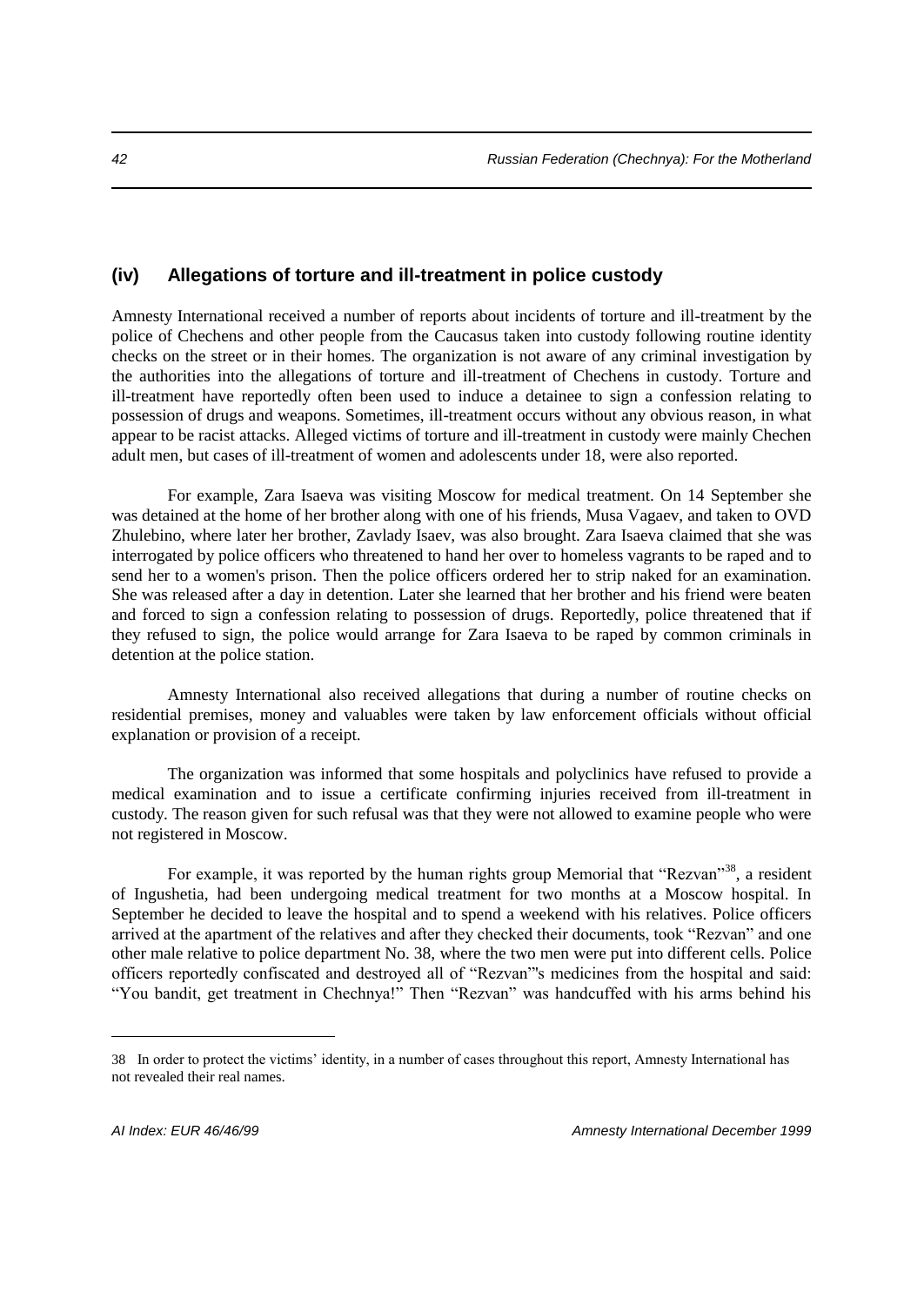## (iv) Allegations of torture and ill-treatment in police custody

Amnesty International received a number of reports about incidents of torture and ill-treatment by the police of Chechens and other people from the Caucasus taken into custody following routine identity checks on the street or in their homes. The organization is not aware of any criminal investigation by the authorities into the allegations of torture and ill-treatment of Chechens in custody. Torture and ill-treatment have reportedly often been used to induce a detainee to sign a confession relating to possession of drugs and weapons. Sometimes, ill-treatment occurs without any obvious reason, in what appear to be racist attacks. Alleged victims of torture and ill-treatment in custody were mainly Chechen adult men, but cases of ill-treatment of women and adolescents under 18, were also reported.

For example, Zara Isaeva was visiting Moscow for medical treatment. On 14 September she was detained at the home of her brother along with one of his friends, Musa Vagaev, and taken to OVD Zhulebino, where later her brother, Zavlady Isaev, was also brought. Zara Isaeva claimed that she was interrogated by police officers who threatened to hand her over to homeless vagrants to be raped and to send her to a women's prison. Then the police officers ordered her to strip naked for an examination. She was released after a day in detention. Later she learned that her brother and his friend were beaten and forced to sign a confession relating to possession of drugs. Reportedly, police threatened that if they refused to sign, the police would arrange for Zara Isaeva to be raped by common criminals in detention at the police station.

Amnesty International also received allegations that during a number of routine checks on residential premises, money and valuables were taken by law enforcement officials without official explanation or provision of a receipt.

The organization was informed that some hospitals and polyclinics have refused to provide a medical examination and to issue a certificate confirming injuries received from ill-treatment in custody. The reason given for such refusal was that they were not allowed to examine people who were not registered in Moscow.

For example, it was reported by the human rights group Memorial that "Rezvan"[38], a resident of Ingushetia, had been undergoing medical treatment for two months at a Moscow hospital. In September he decided to leave the hospital and to spend a weekend with his relatives. Police officers arrived at the apartment of the relatives and after they checked their documents, took "Rezvan" and one other male relative to police department No. 38, where the two men were put into different cells. Police officers reportedly confiscated and destroyed all of "Rezvan"'s medicines from the hospital and said: "You bandit, get treatment in Chechnya!" Then "Rezvan" was handcuffed with his arms behind his

---

38 In order to protect the victims' identity, in a number of cases throughout this report, Amnesty International has not revealed their real names.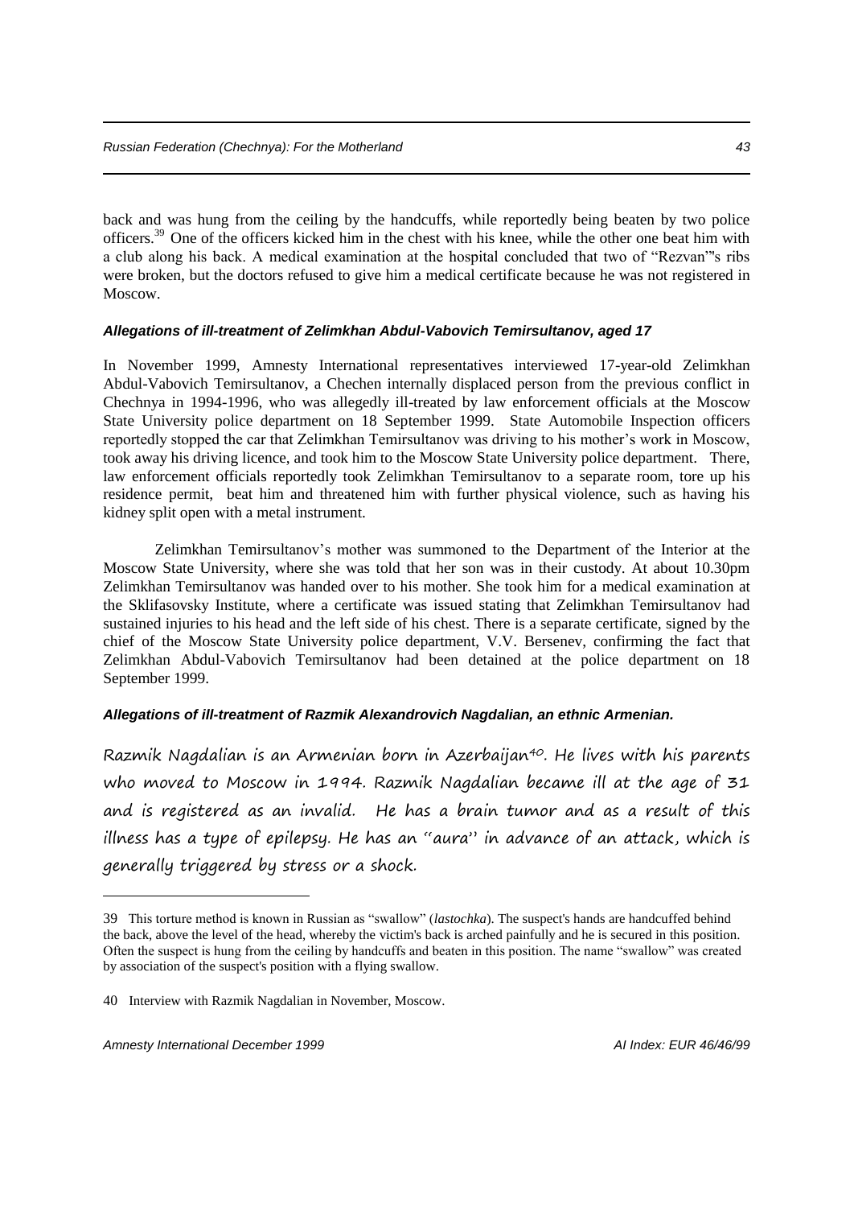back and was hung from the ceiling by the handcuffs, while reportedly being beaten by two police officers.[39] One of the officers kicked him in the chest with his knee, while the other one beat him with a club along his back. A medical examination at the hospital concluded that two of "Rezvan"'s ribs were broken, but the doctors refused to give him a medical certificate because he was not registered in Moscow.

#### *Allegations of ill-treatment of Zelimkhan Abdul-Vabovich Temirsultanov, aged 17*

In November 1999, Amnesty International representatives interviewed 17-year-old Zelimkhan Abdul-Vabovich Temirsultanov, a Chechen internally displaced person from the previous conflict in Chechnya in 1994-1996, who was allegedly ill-treated by law enforcement officials at the Moscow State University police department on 18 September 1999. State Automobile Inspection officers reportedly stopped the car that Zelimkhan Temirsultanov was driving to his mother's work in Moscow, took away his driving licence, and took him to the Moscow State University police department. There, law enforcement officials reportedly took Zelimkhan Temirsultanov to a separate room, tore up his residence permit, beat him and threatened him with further physical violence, such as having his kidney split open with a metal instrument.

Zelimkhan Temirsultanov's mother was summoned to the Department of the Interior at the Moscow State University, where she was told that her son was in their custody. At about 10.30pm Zelimkhan Temirsultanov was handed over to his mother. She took him for a medical examination at the Sklifasovsky Institute, where a certificate was issued stating that Zelimkhan Temirsultanov had sustained injuries to his head and the left side of his chest. There is a separate certificate, signed by the chief of the Moscow State University police department, V.V. Bersenev, confirming the fact that Zelimkhan Abdul-Vabovich Temirsultanov had been detained at the police department on 18 September 1999.

#### *Allegations of ill-treatment of Razmik Alexandrovich Nagdalian, an ethnic Armenian.*

Razmik Nagdalian is an Armenian born in Azerbaijan[40]. He lives with his parents who moved to Moscow in 1994. Razmik Nagdalian became ill at the age of 31 and is registered as an invalid. He has a brain tumor and as a result of this illness has a type of epilepsy. He has an "aura" in advance of an attack, which is generally triggered by stress or a shock.

---

39 This torture method is known in Russian as "swallow" (*lastochka*). The suspect's hands are handcuffed behind the back, above the level of the head, whereby the victim's back is arched painfully and he is secured in this position. Often the suspect is hung from the ceiling by handcuffs and beaten in this position. The name "swallow" was created by association of the suspect's position with a flying swallow.

40 Interview with Razmik Nagdalian in November, Moscow.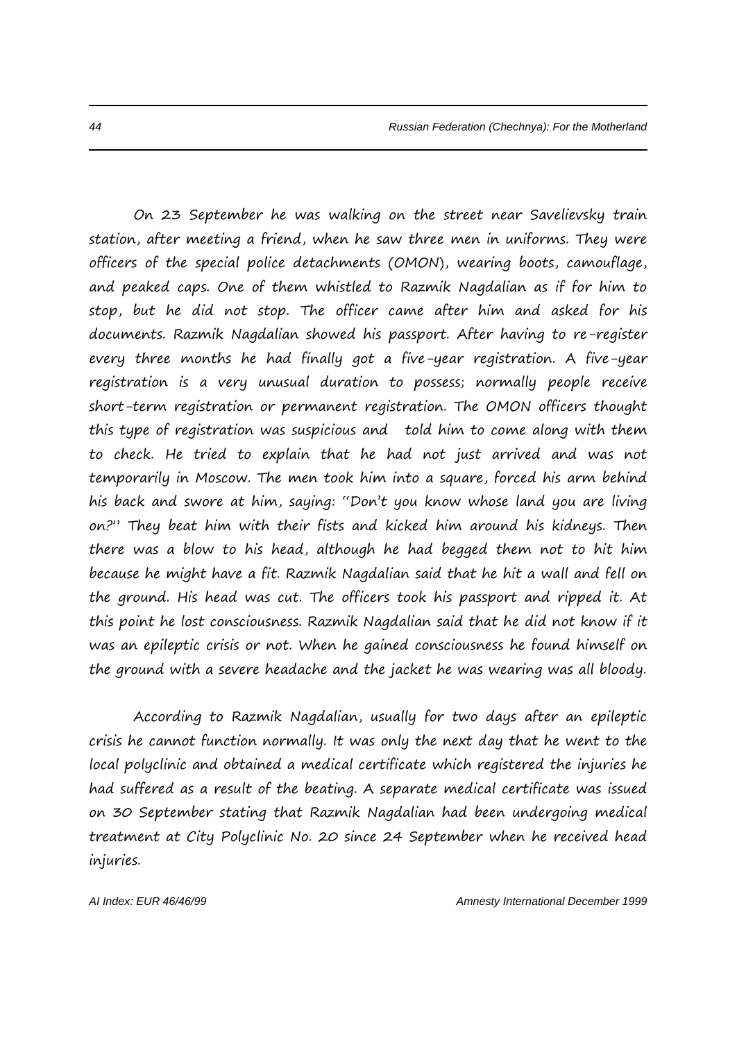On 23 September he was walking on the street near Savelievsky train station, after meeting a friend, when he saw three men in uniforms. They were officers of the special police detachments (OMON), wearing boots, camouflage, and peaked caps. One of them whistled to Razmik Nagdalian as if for him to stop, but he did not stop. The officer came after him and asked for his documents. Razmik Nagdalian showed his passport. After having to re-register every three months he had finally got a five-year registration. A five-year registration is a very unusual duration to possess; normally people receive short-term registration or permanent registration. The OMON officers thought this type of registration was suspicious and told him to come along with them to check. He tried to explain that he had not just arrived and was not temporarily in Moscow. The men took him into a square, forced his arm behind his back and swore at him, saying: "Don't you know whose land you are living on?" They beat him with their fists and kicked him around his kidneys. Then there was a blow to his head, although he had begged them not to hit him because he might have a fit. Razmik Nagdalian said that he hit a wall and fell on the ground. His head was cut. The officers took his passport and ripped it. At this point he lost consciousness. Razmik Nagdalian said that he did not know if it was an epileptic crisis or not. When he gained consciousness he found himself on the ground with a severe headache and the jacket he was wearing was all bloody.

According to Razmik Nagdalian, usually for two days after an epileptic crisis he cannot function normally. It was only the next day that he went to the local polyclinic and obtained a medical certificate which registered the injuries he had suffered as a result of the beating. A separate medical certificate was issued on 30 September stating that Razmik Nagdalian had been undergoing medical treatment at City Polyclinic No. 20 since 24 September when he received head injuries.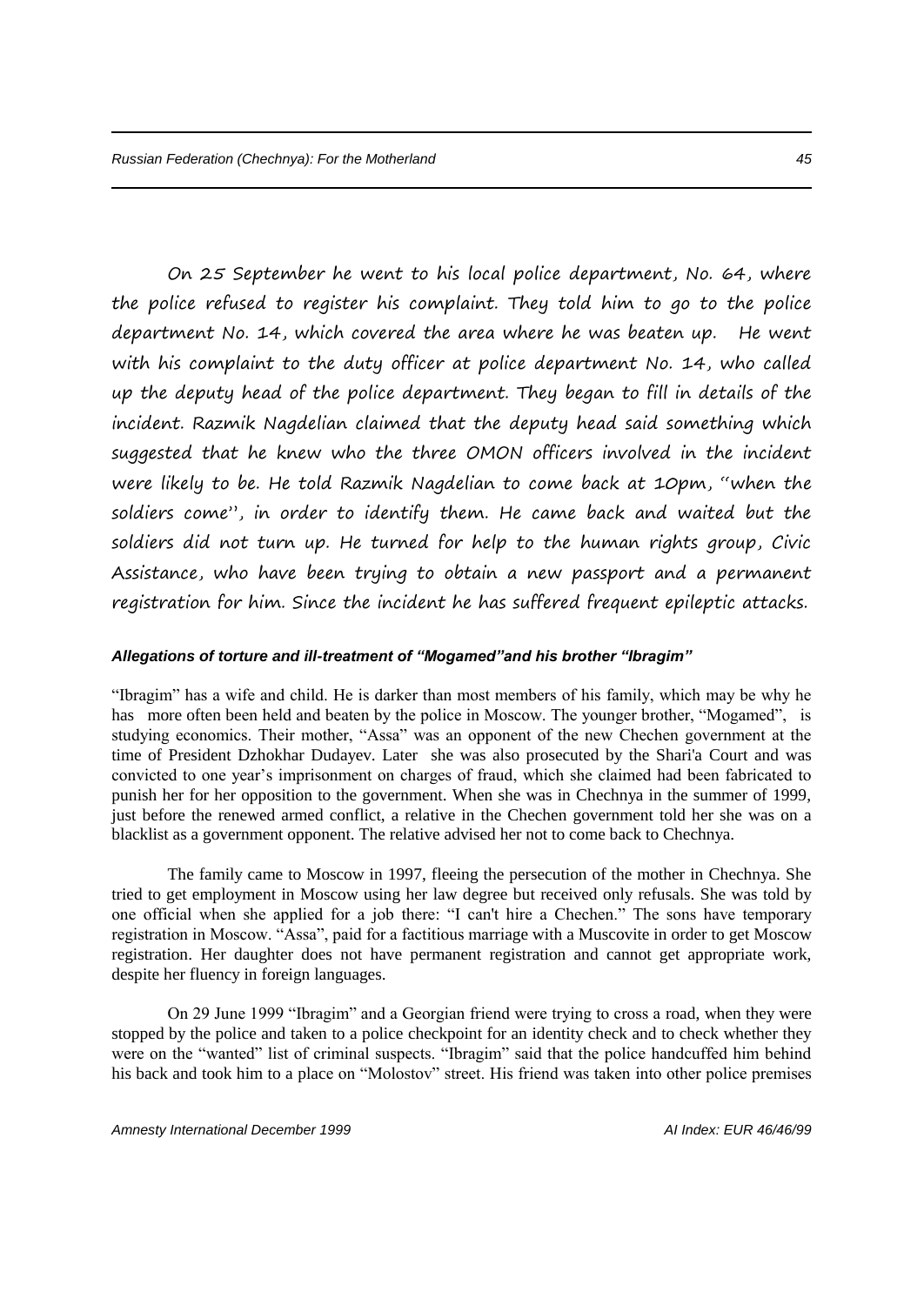On 25 September he went to his local police department, No. 64, where the police refused to register his complaint. They told him to go to the police department No. 14, which covered the area where he was beaten up.  He went with his complaint to the duty officer at police department No. 14, who called up the deputy head of the police department. They began to fill in details of the incident. Razmik Nagdelian claimed that the deputy head said something which suggested that he knew who the three OMON officers involved in the incident were likely to be. He told Razmik Nagdelian to come back at 10pm, "when the soldiers come", in order to identify them. He came back and waited but the soldiers did not turn up. He turned for help to the human rights group, Civic Assistance, who have been trying to obtain a new passport and a permanent registration for him. Since the incident he has suffered frequent epileptic attacks.

***Allegations of torture and ill-treatment of "Mogamed"and his brother "Ibragim"***

"Ibragim" has a wife and child. He is darker than most members of his family, which may be why he has  more often been held and beaten by the police in Moscow. The younger brother, "Mogamed",  is studying economics. Their mother, "Assa" was an opponent of the new Chechen government at the time of President Dzhokhar Dudayev. Later  she was also prosecuted by the Shari'a Court and was convicted to one year's imprisonment on charges of fraud, which she claimed had been fabricated to punish her for her opposition to the government. When she was in Chechnya in the summer of 1999, just before the renewed armed conflict, a relative in the Chechen government told her she was on a blacklist as a government opponent. The relative advised her not to come back to Chechnya.

The family came to Moscow in 1997, fleeing the persecution of the mother in Chechnya. She tried to get employment in Moscow using her law degree but received only refusals. She was told by one official when she applied for a job there: "I can't hire a Chechen." The sons have temporary registration in Moscow. "Assa", paid for a factitious marriage with a Muscovite in order to get Moscow registration. Her daughter does not have permanent registration and cannot get appropriate work, despite her fluency in foreign languages.

On 29 June 1999 "Ibragim" and a Georgian friend were trying to cross a road, when they were stopped by the police and taken to a police checkpoint for an identity check and to check whether they were on the "wanted" list of criminal suspects. "Ibragim" said that the police handcuffed him behind his back and took him to a place on "Molostov" street. His friend was taken into other police premises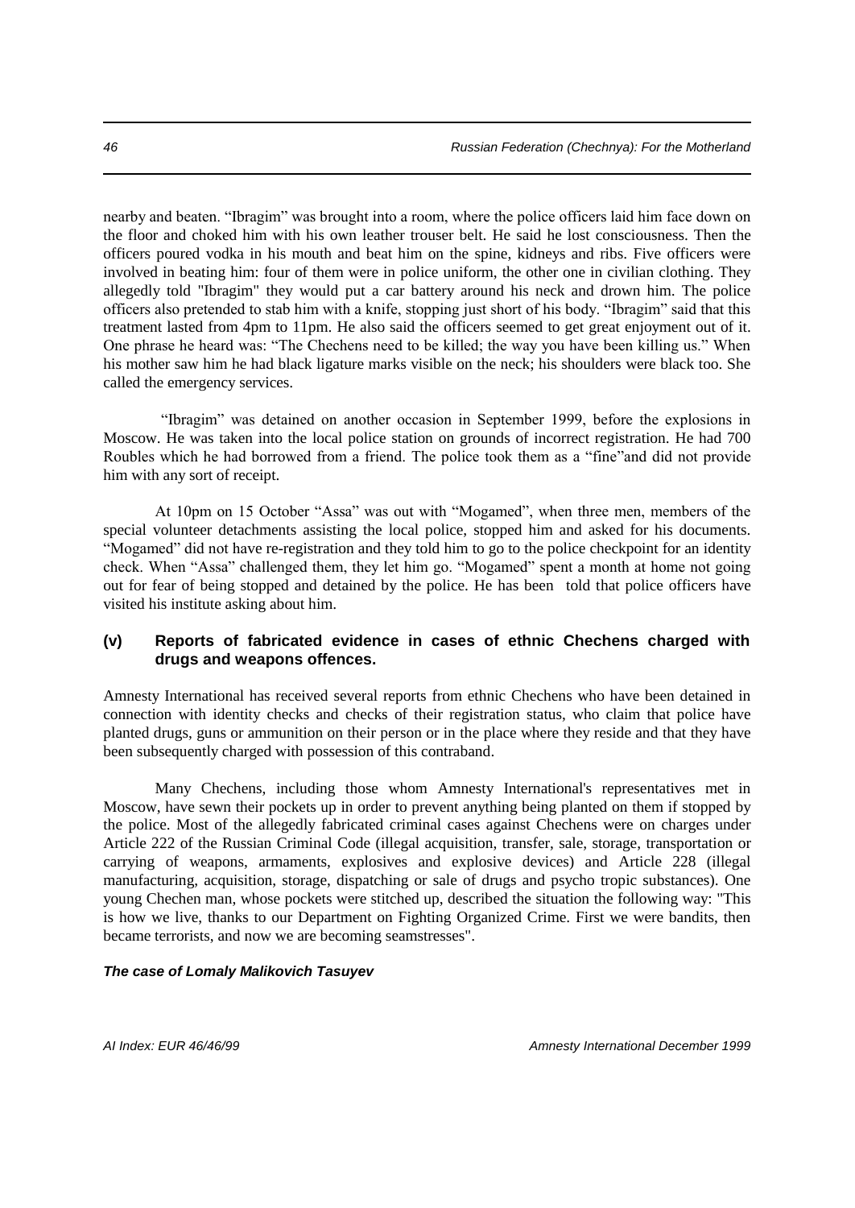nearby and beaten. "Ibragim" was brought into a room, where the police officers laid him face down on the floor and choked him with his own leather trouser belt. He said he lost consciousness. Then the officers poured vodka in his mouth and beat him on the spine, kidneys and ribs. Five officers were involved in beating him: four of them were in police uniform, the other one in civilian clothing. They allegedly told "Ibragim" they would put a car battery around his neck and drown him. The police officers also pretended to stab him with a knife, stopping just short of his body. "Ibragim" said that this treatment lasted from 4pm to 11pm. He also said the officers seemed to get great enjoyment out of it. One phrase he heard was: "The Chechens need to be killed; the way you have been killing us." When his mother saw him he had black ligature marks visible on the neck; his shoulders were black too. She called the emergency services.

"Ibragim" was detained on another occasion in September 1999, before the explosions in Moscow. He was taken into the local police station on grounds of incorrect registration. He had 700 Roubles which he had borrowed from a friend. The police took them as a "fine"and did not provide him with any sort of receipt.

At 10pm on 15 October "Assa" was out with "Mogamed", when three men, members of the special volunteer detachments assisting the local police, stopped him and asked for his documents. "Mogamed" did not have re-registration and they told him to go to the police checkpoint for an identity check. When "Assa" challenged them, they let him go. "Mogamed" spent a month at home not going out for fear of being stopped and detained by the police. He has been told that police officers have visited his institute asking about him.

### (v) Reports of fabricated evidence in cases of ethnic Chechens charged with drugs and weapons offences.

Amnesty International has received several reports from ethnic Chechens who have been detained in connection with identity checks and checks of their registration status, who claim that police have planted drugs, guns or ammunition on their person or in the place where they reside and that they have been subsequently charged with possession of this contraband.

Many Chechens, including those whom Amnesty International's representatives met in Moscow, have sewn their pockets up in order to prevent anything being planted on them if stopped by the police. Most of the allegedly fabricated criminal cases against Chechens were on charges under Article 222 of the Russian Criminal Code (illegal acquisition, transfer, sale, storage, transportation or carrying of weapons, armaments, explosives and explosive devices) and Article 228 (illegal manufacturing, acquisition, storage, dispatching or sale of drugs and psycho tropic substances). One young Chechen man, whose pockets were stitched up, described the situation the following way: "This is how we live, thanks to our Department on Fighting Organized Crime. First we were bandits, then became terrorists, and now we are becoming seamstresses".

***The case of Lomaly Malikovich Tasuyev***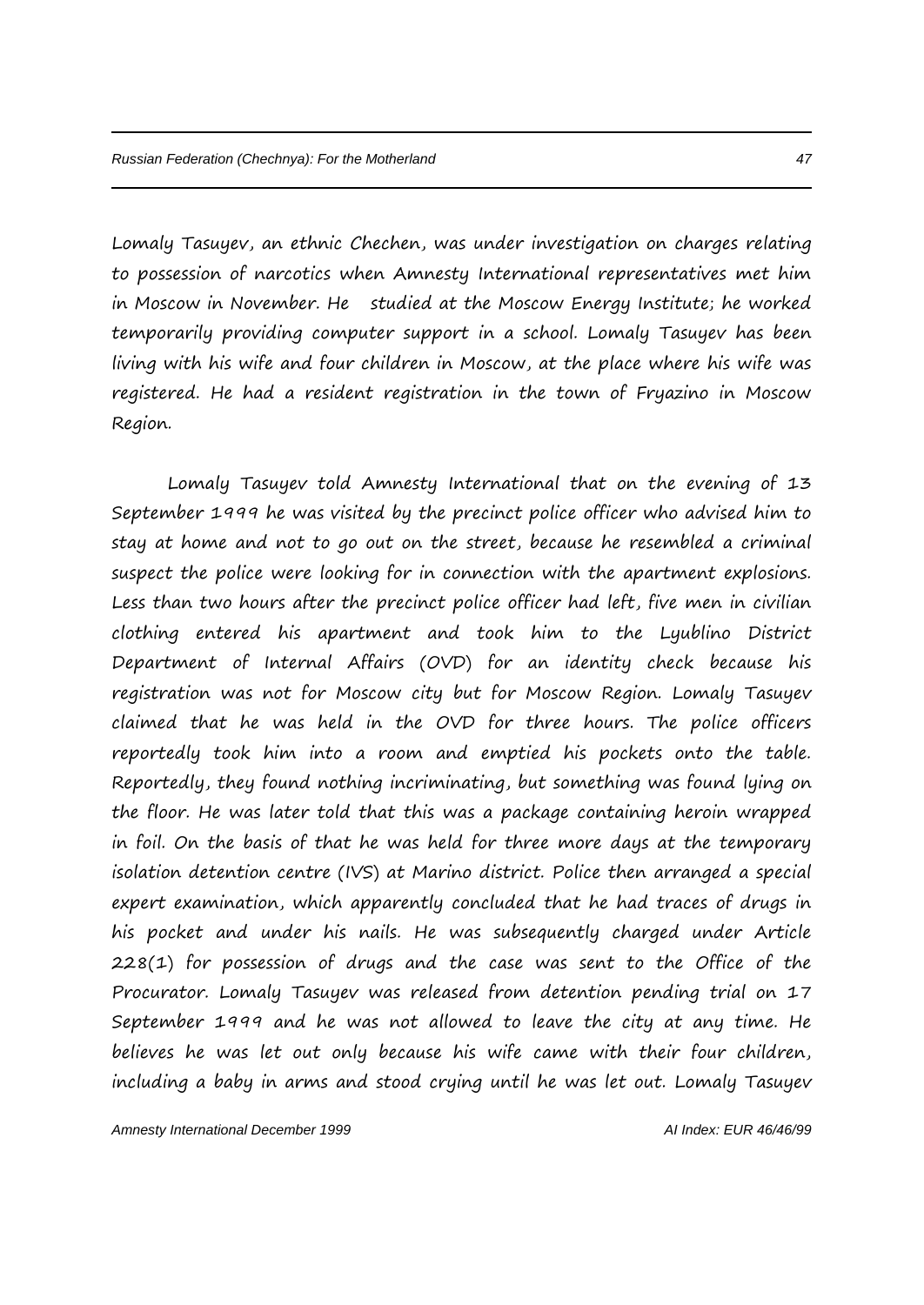Lomaly Tasuyev, an ethnic Chechen, was under investigation on charges relating to possession of narcotics when Amnesty International representatives met him in Moscow in November. He  studied at the Moscow Energy Institute; he worked temporarily providing computer support in a school. Lomaly Tasuyev has been living with his wife and four children in Moscow, at the place where his wife was registered. He had a resident registration in the town of Fryazino in Moscow Region.

Lomaly Tasuyev told Amnesty International that on the evening of 13 September 1999 he was visited by the precinct police officer who advised him to stay at home and not to go out on the street, because he resembled a criminal suspect the police were looking for in connection with the apartment explosions. Less than two hours after the precinct police officer had left, five men in civilian clothing entered his apartment and took him to the Lyublino District Department of Internal Affairs (OVD) for an identity check because his registration was not for Moscow city but for Moscow Region. Lomaly Tasuyev claimed that he was held in the OVD for three hours. The police officers reportedly took him into a room and emptied his pockets onto the table. Reportedly, they found nothing incriminating, but something was found lying on the floor. He was later told that this was a package containing heroin wrapped in foil. On the basis of that he was held for three more days at the temporary isolation detention centre (IVS) at Marino district. Police then arranged a special expert examination, which apparently concluded that he had traces of drugs in his pocket and under his nails. He was subsequently charged under Article 228(1) for possession of drugs and the case was sent to the Office of the Procurator. Lomaly Tasuyev was released from detention pending trial on 17 September 1999 and he was not allowed to leave the city at any time. He believes he was let out only because his wife came with their four children, including a baby in arms and stood crying until he was let out. Lomaly Tasuyev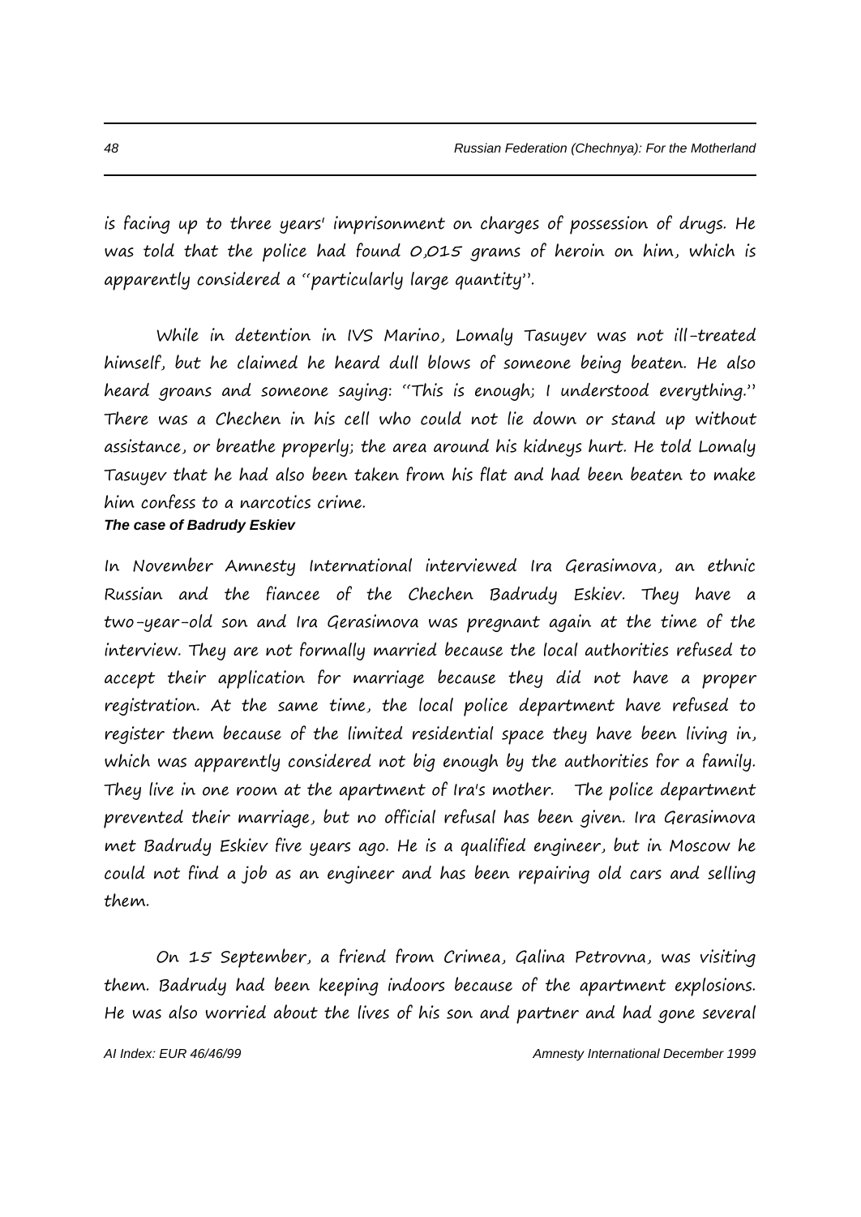is facing up to three years' imprisonment on charges of possession of drugs. He was told that the police had found 0,015 grams of heroin on him, which is apparently considered a "particularly large quantity".

While in detention in IVS Marino, Lomaly Tasuyev was not ill-treated himself, but he claimed he heard dull blows of someone being beaten. He also heard groans and someone saying: "This is enough; I understood everything." There was a Chechen in his cell who could not lie down or stand up without assistance, or breathe properly; the area around his kidneys hurt. He told Lomaly Tasuyev that he had also been taken from his flat and had been beaten to make him confess to a narcotics crime.

***The case of Badrudy Eskiev***

In November Amnesty International interviewed Ira Gerasimova, an ethnic Russian and the fiancee of the Chechen Badrudy Eskiev. They have a two-year-old son and Ira Gerasimova was pregnant again at the time of the interview. They are not formally married because the local authorities refused to accept their application for marriage because they did not have a proper registration. At the same time, the local police department have refused to register them because of the limited residential space they have been living in, which was apparently considered not big enough by the authorities for a family. They live in one room at the apartment of Ira's mother. The police department prevented their marriage, but no official refusal has been given. Ira Gerasimova met Badrudy Eskiev five years ago. He is a qualified engineer, but in Moscow he could not find a job as an engineer and has been repairing old cars and selling them.

On 15 September, a friend from Crimea, Galina Petrovna, was visiting them. Badrudy had been keeping indoors because of the apartment explosions. He was also worried about the lives of his son and partner and had gone several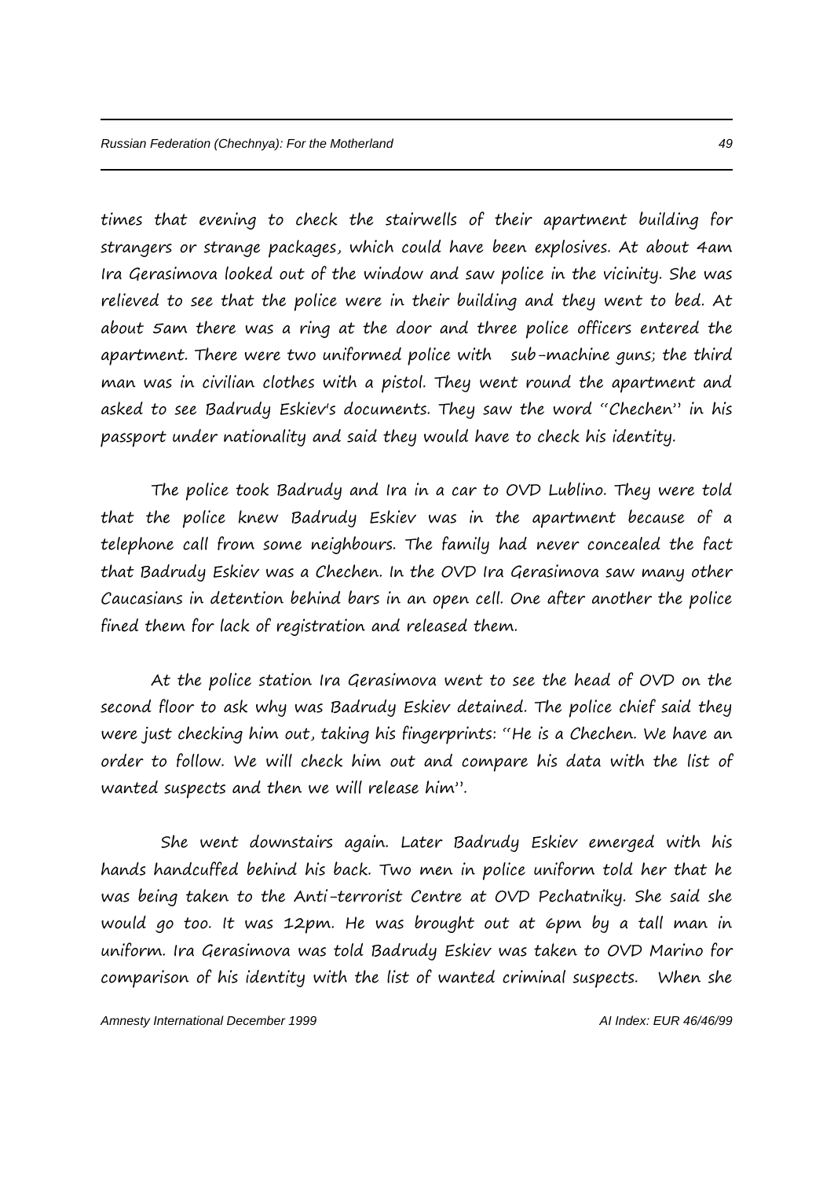times that evening to check the stairwells of their apartment building for strangers or strange packages, which could have been explosives. At about 4am Ira Gerasimova looked out of the window and saw police in the vicinity. She was relieved to see that the police were in their building and they went to bed. At about 5am there was a ring at the door and three police officers entered the apartment. There were two uniformed police with sub-machine guns; the third man was in civilian clothes with a pistol. They went round the apartment and asked to see Badrudy Eskiev's documents. They saw the word "Chechen" in his passport under nationality and said they would have to check his identity.

The police took Badrudy and Ira in a car to OVD Lublino. They were told that the police knew Badrudy Eskiev was in the apartment because of a telephone call from some neighbours. The family had never concealed the fact that Badrudy Eskiev was a Chechen. In the OVD Ira Gerasimova saw many other Caucasians in detention behind bars in an open cell. One after another the police fined them for lack of registration and released them.

At the police station Ira Gerasimova went to see the head of OVD on the second floor to ask why was Badrudy Eskiev detained. The police chief said they were just checking him out, taking his fingerprints: "He is a Chechen. We have an order to follow. We will check him out and compare his data with the list of wanted suspects and then we will release him".

She went downstairs again. Later Badrudy Eskiev emerged with his hands handcuffed behind his back. Two men in police uniform told her that he was being taken to the Anti-terrorist Centre at OVD Pechatniky. She said she would go too. It was 12pm. He was brought out at 6pm by a tall man in uniform. Ira Gerasimova was told Badrudy Eskiev was taken to OVD Marino for comparison of his identity with the list of wanted criminal suspects. When she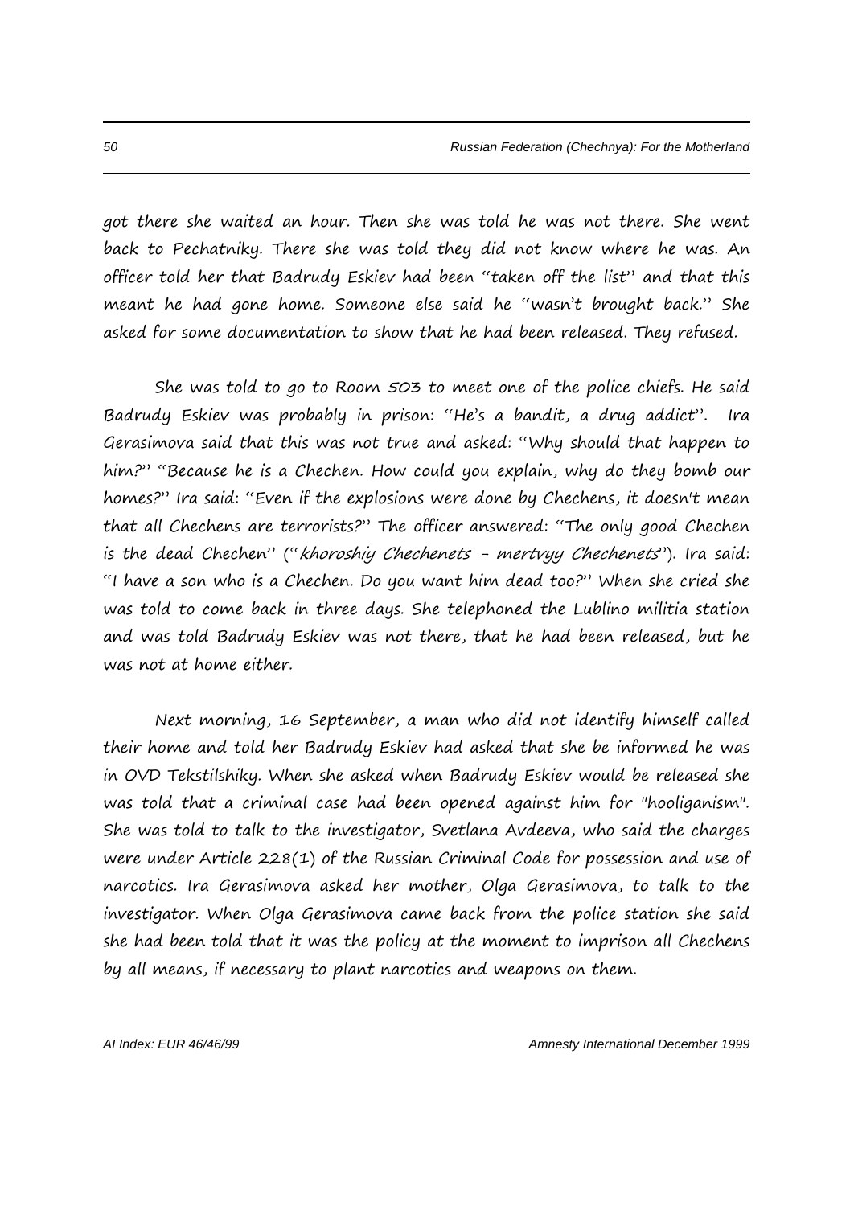got there she waited an hour. Then she was told he was not there. She went back to Pechatniky. There she was told they did not know where he was. An officer told her that Badrudy Eskiev had been "taken off the list" and that this meant he had gone home. Someone else said he "wasn't brought back." She asked for some documentation to show that he had been released. They refused.

She was told to go to Room 503 to meet one of the police chiefs. He said Badrudy Eskiev was probably in prison: "He's a bandit, a drug addict". Ira Gerasimova said that this was not true and asked: "Why should that happen to him?" "Because he is a Chechen. How could you explain, why do they bomb our homes?" Ira said: "Even if the explosions were done by Chechens, it doesn't mean that all Chechens are terrorists?" The officer answered: "The only good Chechen is the dead Chechen" ("*khoroshiy Chechenets - mertvyy Chechenets*"). Ira said: "I have a son who is a Chechen. Do you want him dead too?" When she cried she was told to come back in three days. She telephoned the Lublino militia station and was told Badrudy Eskiev was not there, that he had been released, but he was not at home either.

Next morning, 16 September, a man who did not identify himself called their home and told her Badrudy Eskiev had asked that she be informed he was in OVD Tekstilshiky. When she asked when Badrudy Eskiev would be released she was told that a criminal case had been opened against him for "hooliganism". She was told to talk to the investigator, Svetlana Avdeeva, who said the charges were under Article 228(1) of the Russian Criminal Code for possession and use of narcotics. Ira Gerasimova asked her mother, Olga Gerasimova, to talk to the investigator. When Olga Gerasimova came back from the police station she said she had been told that it was the policy at the moment to imprison all Chechens by all means, if necessary to plant narcotics and weapons on them.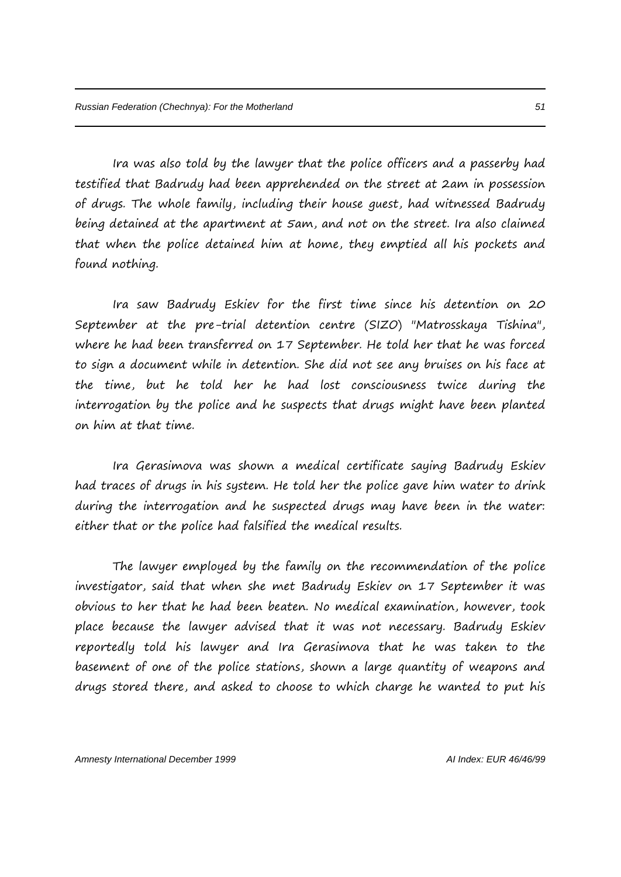Ira was also told by the lawyer that the police officers and a passerby had testified that Badrudy had been apprehended on the street at 2am in possession of drugs. The whole family, including their house guest, had witnessed Badrudy being detained at the apartment at 5am, and not on the street. Ira also claimed that when the police detained him at home, they emptied all his pockets and found nothing.

Ira saw Badrudy Eskiev for the first time since his detention on 20 September at the pre-trial detention centre (SIZO) "Matrosskaya Tishina", where he had been transferred on 17 September. He told her that he was forced to sign a document while in detention. She did not see any bruises on his face at the time, but he told her he had lost consciousness twice during the interrogation by the police and he suspects that drugs might have been planted on him at that time.

Ira Gerasimova was shown a medical certificate saying Badrudy Eskiev had traces of drugs in his system. He told her the police gave him water to drink during the interrogation and he suspected drugs may have been in the water: either that or the police had falsified the medical results.

The lawyer employed by the family on the recommendation of the police investigator, said that when she met Badrudy Eskiev on 17 September it was obvious to her that he had been beaten. No medical examination, however, took place because the lawyer advised that it was not necessary. Badrudy Eskiev reportedly told his lawyer and Ira Gerasimova that he was taken to the basement of one of the police stations, shown a large quantity of weapons and drugs stored there, and asked to choose to which charge he wanted to put his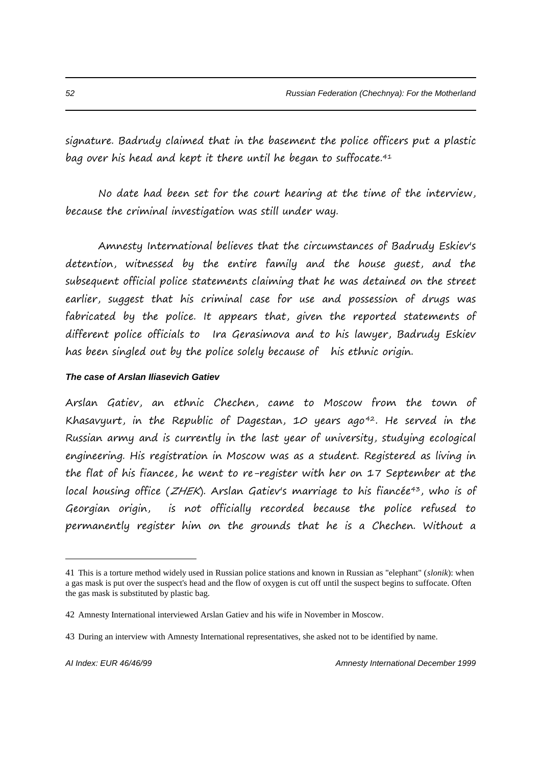signature. Badrudy claimed that in the basement the police officers put a plastic bag over his head and kept it there until he began to suffocate.[41]

No date had been set for the court hearing at the time of the interview, because the criminal investigation was still under way.

Amnesty International believes that the circumstances of Badrudy Eskiev's detention, witnessed by the entire family and the house guest, and the subsequent official police statements claiming that he was detained on the street earlier, suggest that his criminal case for use and possession of drugs was fabricated by the police. It appears that, given the reported statements of different police officials to Ira Gerasimova and to his lawyer, Badrudy Eskiev has been singled out by the police solely because of his ethnic origin.

***The case of Arslan Iliasevich Gatiev***

Arslan Gatiev, an ethnic Chechen, came to Moscow from the town of Khasavyurt, in the Republic of Dagestan, 10 years ago[42]. He served in the Russian army and is currently in the last year of university, studying ecological engineering. His registration in Moscow was as a student. Registered as living in the flat of his fiancee, he went to re-register with her on 17 September at the local housing office (*ZHEK*). Arslan Gatiev's marriage to his fiancée[43], who is of Georgian origin, is not officially recorded because the police refused to permanently register him on the grounds that he is a Chechen. Without a

---

41 This is a torture method widely used in Russian police stations and known in Russian as "elephant" (*slonik*): when a gas mask is put over the suspect's head and the flow of oxygen is cut off until the suspect begins to suffocate. Often the gas mask is substituted by plastic bag.

42 Amnesty International interviewed Arslan Gatiev and his wife in November in Moscow.

43 During an interview with Amnesty International representatives, she asked not to be identified by name.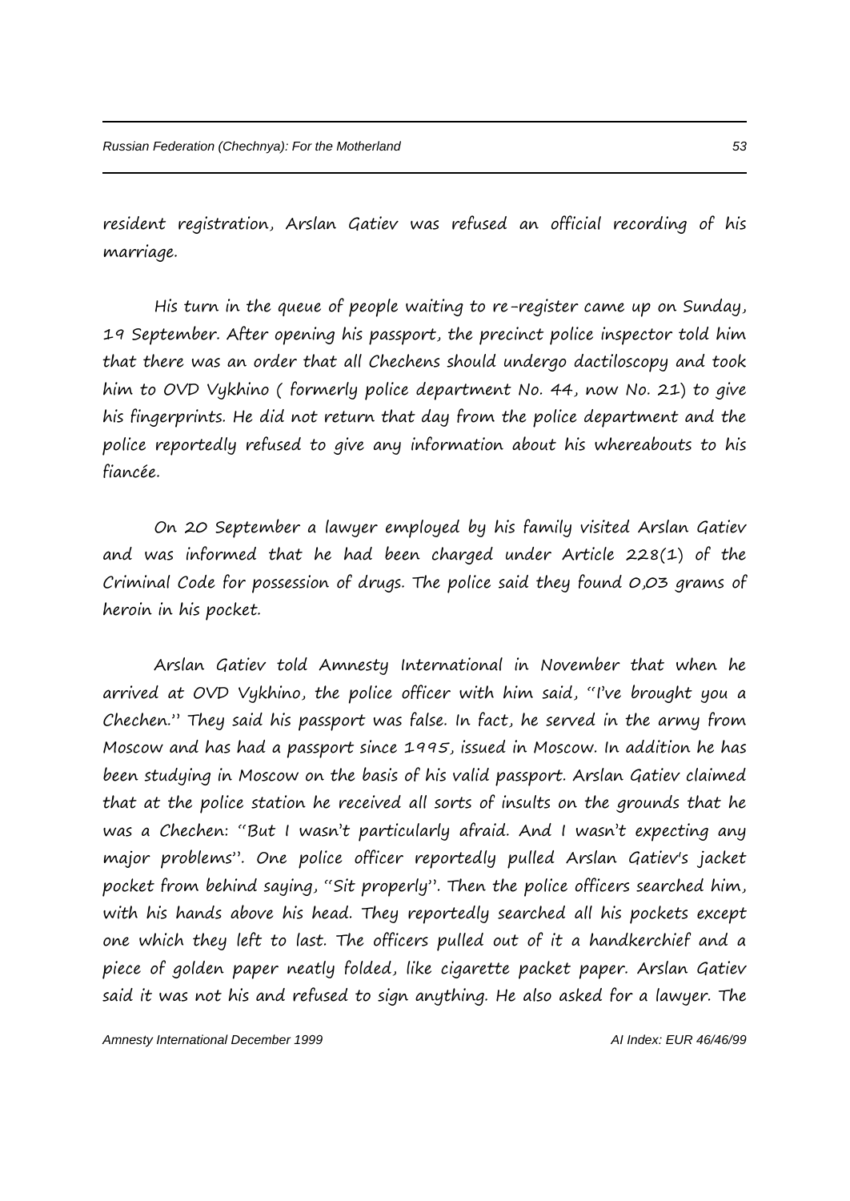resident registration, Arslan Gatiev was refused an official recording of his marriage.

His turn in the queue of people waiting to re-register came up on Sunday, 19 September. After opening his passport, the precinct police inspector told him that there was an order that all Chechens should undergo dactiloscopy and took him to OVD Vykhino ( formerly police department No. 44, now No. 21) to give his fingerprints. He did not return that day from the police department and the police reportedly refused to give any information about his whereabouts to his fiancée.

On 20 September a lawyer employed by his family visited Arslan Gatiev and was informed that he had been charged under Article 228(1) of the Criminal Code for possession of drugs. The police said they found 0,03 grams of heroin in his pocket.

Arslan Gatiev told Amnesty International in November that when he arrived at OVD Vykhino, the police officer with him said, "I've brought you a Chechen." They said his passport was false. In fact, he served in the army from Moscow and has had a passport since 1995, issued in Moscow. In addition he has been studying in Moscow on the basis of his valid passport. Arslan Gatiev claimed that at the police station he received all sorts of insults on the grounds that he was a Chechen: "But I wasn't particularly afraid. And I wasn't expecting any major problems". One police officer reportedly pulled Arslan Gatiev's jacket pocket from behind saying, "Sit properly". Then the police officers searched him, with his hands above his head. They reportedly searched all his pockets except one which they left to last. The officers pulled out of it a handkerchief and a piece of golden paper neatly folded, like cigarette packet paper. Arslan Gatiev said it was not his and refused to sign anything. He also asked for a lawyer. The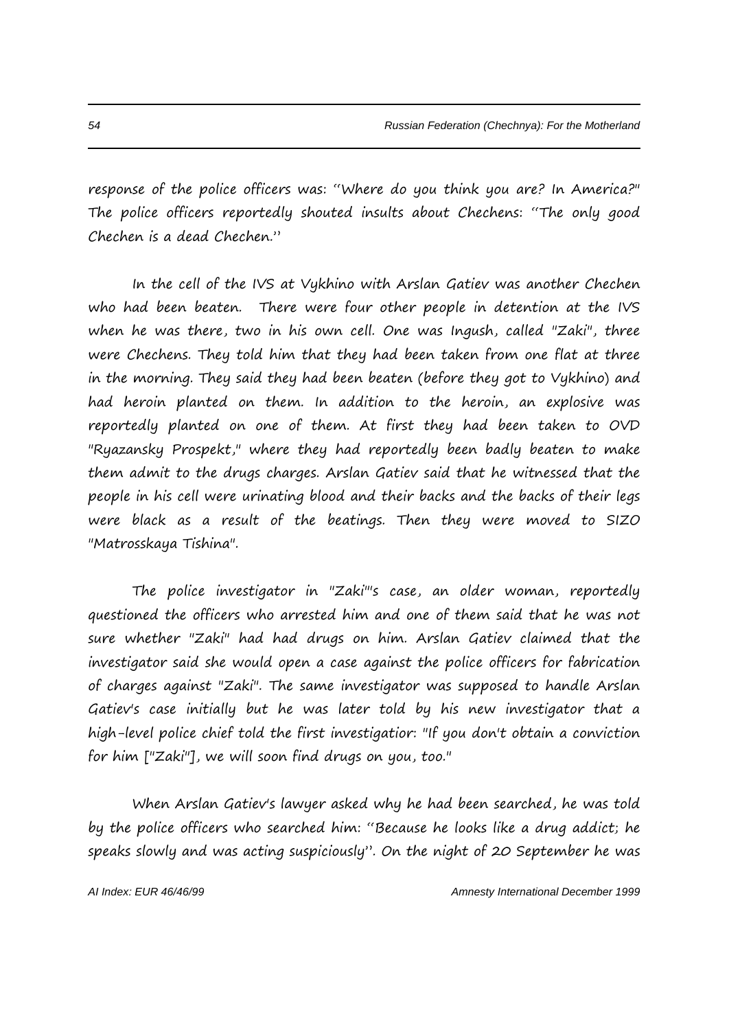response of the police officers was: "Where do you think you are? In America?" The police officers reportedly shouted insults about Chechens: "The only good Chechen is a dead Chechen."

In the cell of the IVS at Vykhino with Arslan Gatiev was another Chechen who had been beaten. There were four other people in detention at the IVS when he was there, two in his own cell. One was Ingush, called "Zaki", three were Chechens. They told him that they had been taken from one flat at three in the morning. They said they had been beaten (before they got to Vykhino) and had heroin planted on them. In addition to the heroin, an explosive was reportedly planted on one of them. At first they had been taken to OVD "Ryazansky Prospekt," where they had reportedly been badly beaten to make them admit to the drugs charges. Arslan Gatiev said that he witnessed that the people in his cell were urinating blood and their backs and the backs of their legs were black as a result of the beatings. Then they were moved to SIZO "Matrosskaya Tishina".

The police investigator in "Zaki"'s case, an older woman, reportedly questioned the officers who arrested him and one of them said that he was not sure whether "Zaki" had had drugs on him. Arslan Gatiev claimed that the investigator said she would open a case against the police officers for fabrication of charges against "Zaki". The same investigator was supposed to handle Arslan Gatiev's case initially but he was later told by his new investigator that a high-level police chief told the first investigatior: "If you don't obtain a conviction for him ["Zaki"], we will soon find drugs on you, too."

When Arslan Gatiev's lawyer asked why he had been searched, he was told by the police officers who searched him: "Because he looks like a drug addict; he speaks slowly and was acting suspiciously". On the night of 20 September he was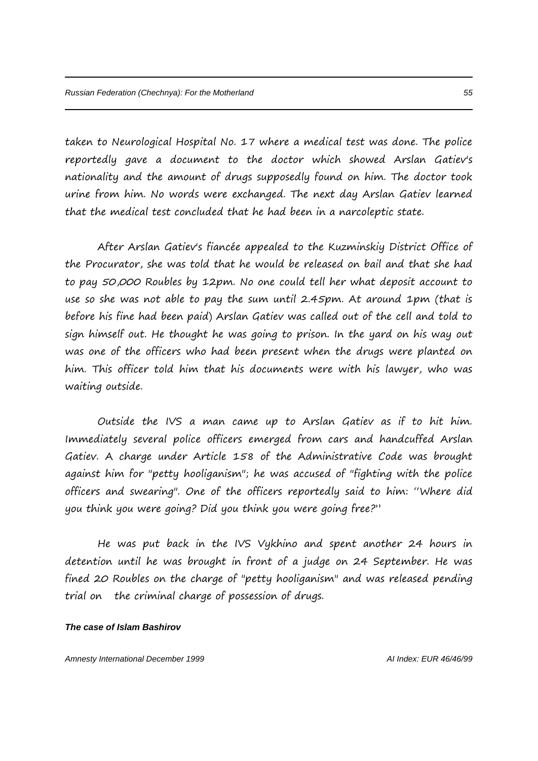taken to Neurological Hospital No. 17 where a medical test was done. The police reportedly gave a document to the doctor which showed Arslan Gatiev's nationality and the amount of drugs supposedly found on him. The doctor took urine from him. No words were exchanged. The next day Arslan Gatiev learned that the medical test concluded that he had been in a narcoleptic state.

After Arslan Gatiev's fiancée appealed to the Kuzminskiy District Office of the Procurator, she was told that he would be released on bail and that she had to pay 50,000 Roubles by 12pm. No one could tell her what deposit account to use so she was not able to pay the sum until 2.45pm. At around 1pm (that is before his fine had been paid) Arslan Gatiev was called out of the cell and told to sign himself out. He thought he was going to prison. In the yard on his way out was one of the officers who had been present when the drugs were planted on him. This officer told him that his documents were with his lawyer, who was waiting outside.

Outside the IVS a man came up to Arslan Gatiev as if to hit him. Immediately several police officers emerged from cars and handcuffed Arslan Gatiev. A charge under Article 158 of the Administrative Code was brought against him for "petty hooliganism"; he was accused of "fighting with the police officers and swearing". One of the officers reportedly said to him: "Where did you think you were going? Did you think you were going free?"

He was put back in the IVS Vykhino and spent another 24 hours in detention until he was brought in front of a judge on 24 September. He was fined 20 Roubles on the charge of "petty hooliganism" and was released pending trial on the criminal charge of possession of drugs.

***The case of Islam Bashirov***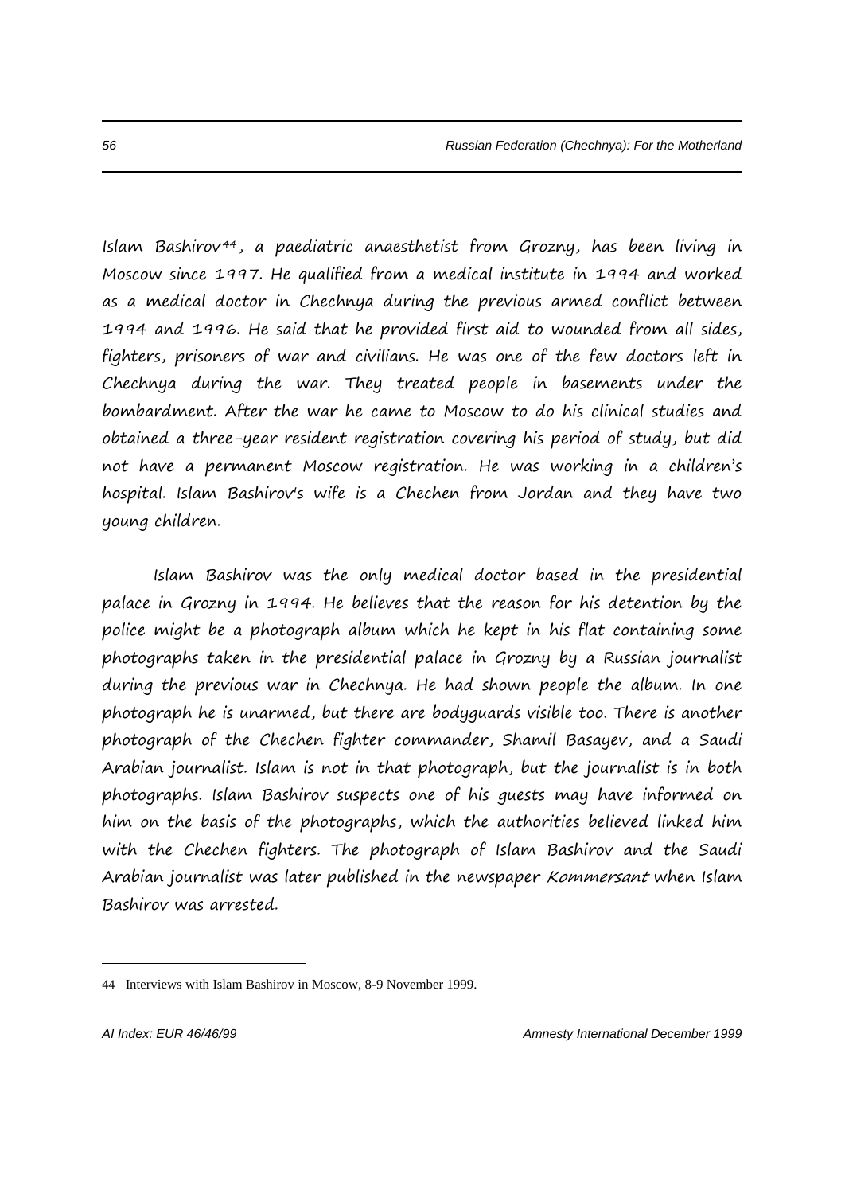Islam Bashirov[44], a paediatric anaesthetist from Grozny, has been living in Moscow since 1997. He qualified from a medical institute in 1994 and worked as a medical doctor in Chechnya during the previous armed conflict between 1994 and 1996. He said that he provided first aid to wounded from all sides, fighters, prisoners of war and civilians. He was one of the few doctors left in Chechnya during the war. They treated people in basements under the bombardment. After the war he came to Moscow to do his clinical studies and obtained a three-year resident registration covering his period of study, but did not have a permanent Moscow registration. He was working in a children's hospital. Islam Bashirov's wife is a Chechen from Jordan and they have two young children.

Islam Bashirov was the only medical doctor based in the presidential palace in Grozny in 1994. He believes that the reason for his detention by the police might be a photograph album which he kept in his flat containing some photographs taken in the presidential palace in Grozny by a Russian journalist during the previous war in Chechnya. He had shown people the album. In one photograph he is unarmed, but there are bodyguards visible too. There is another photograph of the Chechen fighter commander, Shamil Basayev, and a Saudi Arabian journalist. Islam is not in that photograph, but the journalist is in both photographs. Islam Bashirov suspects one of his guests may have informed on him on the basis of the photographs, which the authorities believed linked him with the Chechen fighters. The photograph of Islam Bashirov and the Saudi Arabian journalist was later published in the newspaper *Kommersant* when Islam Bashirov was arrested.

---

44 Interviews with Islam Bashirov in Moscow, 8-9 November 1999.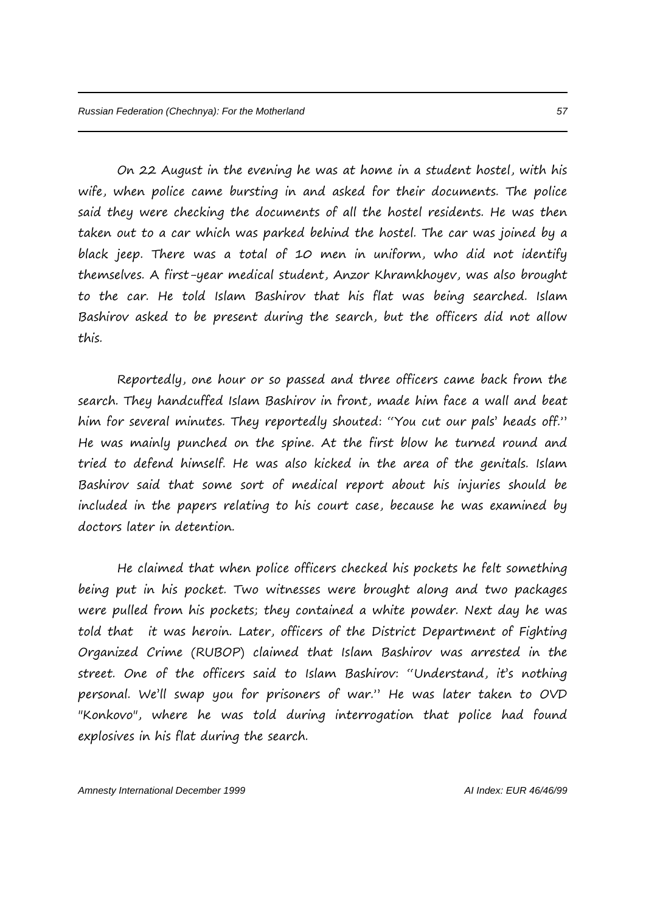On 22 August in the evening he was at home in a student hostel, with his wife, when police came bursting in and asked for their documents. The police said they were checking the documents of all the hostel residents. He was then taken out to a car which was parked behind the hostel. The car was joined by a black jeep. There was a total of 10 men in uniform, who did not identify themselves. A first-year medical student, Anzor Khramkhoyev, was also brought to the car. He told Islam Bashirov that his flat was being searched. Islam Bashirov asked to be present during the search, but the officers did not allow this.

Reportedly, one hour or so passed and three officers came back from the search. They handcuffed Islam Bashirov in front, made him face a wall and beat him for several minutes. They reportedly shouted: "You cut our pals' heads off." He was mainly punched on the spine. At the first blow he turned round and tried to defend himself. He was also kicked in the area of the genitals. Islam Bashirov said that some sort of medical report about his injuries should be included in the papers relating to his court case, because he was examined by doctors later in detention.

He claimed that when police officers checked his pockets he felt something being put in his pocket. Two witnesses were brought along and two packages were pulled from his pockets; they contained a white powder. Next day he was told that it was heroin. Later, officers of the District Department of Fighting Organized Crime (RUBOP) claimed that Islam Bashirov was arrested in the street. One of the officers said to Islam Bashirov: "Understand, it's nothing personal. We'll swap you for prisoners of war." He was later taken to OVD "Konkovo", where he was told during interrogation that police had found explosives in his flat during the search.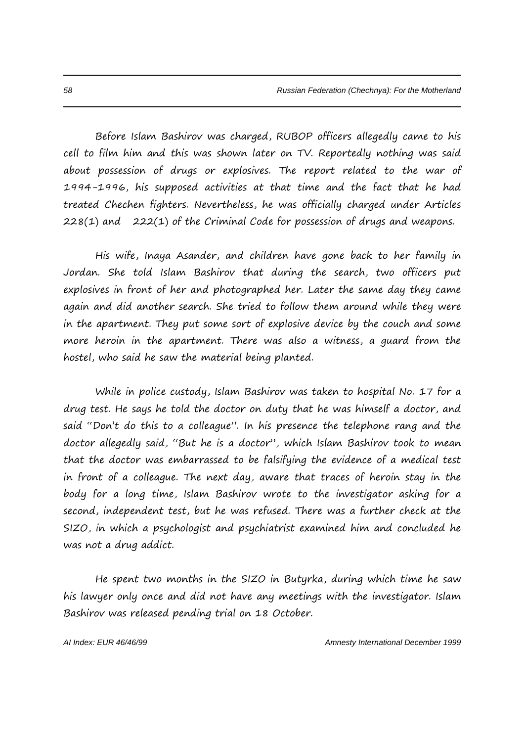Before Islam Bashirov was charged, RUBOP officers allegedly came to his cell to film him and this was shown later on TV. Reportedly nothing was said about possession of drugs or explosives. The report related to the war of 1994-1996, his supposed activities at that time and the fact that he had treated Chechen fighters. Nevertheless, he was officially charged under Articles 228(1) and 222(1) of the Criminal Code for possession of drugs and weapons.

His wife, Inaya Asander, and children have gone back to her family in Jordan. She told Islam Bashirov that during the search, two officers put explosives in front of her and photographed her. Later the same day they came again and did another search. She tried to follow them around while they were in the apartment. They put some sort of explosive device by the couch and some more heroin in the apartment. There was also a witness, a guard from the hostel, who said he saw the material being planted.

While in police custody, Islam Bashirov was taken to hospital No. 17 for a drug test. He says he told the doctor on duty that he was himself a doctor, and said "Don't do this to a colleague". In his presence the telephone rang and the doctor allegedly said, "But he is a doctor", which Islam Bashirov took to mean that the doctor was embarrassed to be falsifying the evidence of a medical test in front of a colleague. The next day, aware that traces of heroin stay in the body for a long time, Islam Bashirov wrote to the investigator asking for a second, independent test, but he was refused. There was a further check at the SIZO, in which a psychologist and psychiatrist examined him and concluded he was not a drug addict.

He spent two months in the SIZO in Butyrka, during which time he saw his lawyer only once and did not have any meetings with the investigator. Islam Bashirov was released pending trial on 18 October.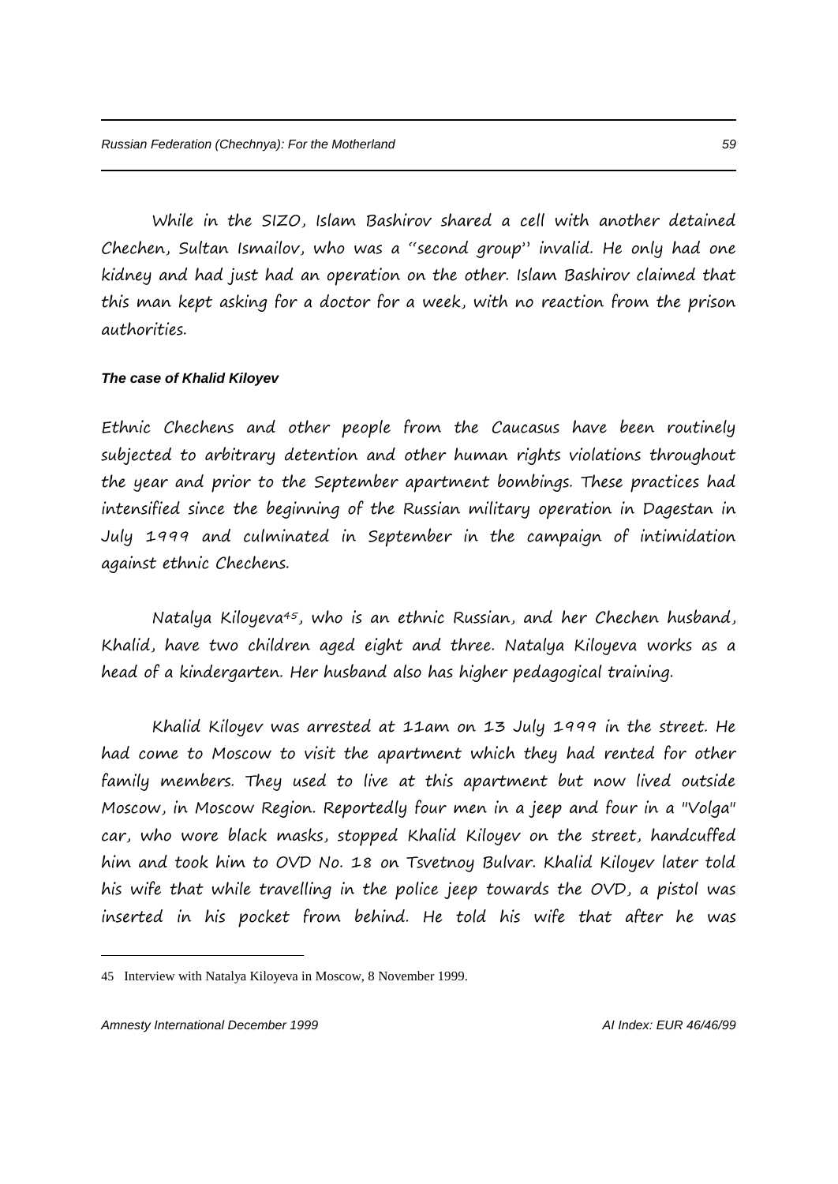While in the SIZO, Islam Bashirov shared a cell with another detained Chechen, Sultan Ismailov, who was a "second group" invalid. He only had one kidney and had just had an operation on the other. Islam Bashirov claimed that this man kept asking for a doctor for a week, with no reaction from the prison authorities.

***The case of Khalid Kiloyev***

Ethnic Chechens and other people from the Caucasus have been routinely subjected to arbitrary detention and other human rights violations throughout the year and prior to the September apartment bombings. These practices had intensified since the beginning of the Russian military operation in Dagestan in July 1999 and culminated in September in the campaign of intimidation against ethnic Chechens.

Natalya Kiloyeva[45], who is an ethnic Russian, and her Chechen husband, Khalid, have two children aged eight and three. Natalya Kiloyeva works as a head of a kindergarten. Her husband also has higher pedagogical training.

Khalid Kiloyev was arrested at 11am on 13 July 1999 in the street. He had come to Moscow to visit the apartment which they had rented for other family members. They used to live at this apartment but now lived outside Moscow, in Moscow Region. Reportedly four men in a jeep and four in a "Volga" car, who wore black masks, stopped Khalid Kiloyev on the street, handcuffed him and took him to OVD No. 18 on Tsvetnoy Bulvar. Khalid Kiloyev later told his wife that while travelling in the police jeep towards the OVD, a pistol was inserted in his pocket from behind. He told his wife that after he was

45 Interview with Natalya Kiloyeva in Moscow, 8 November 1999.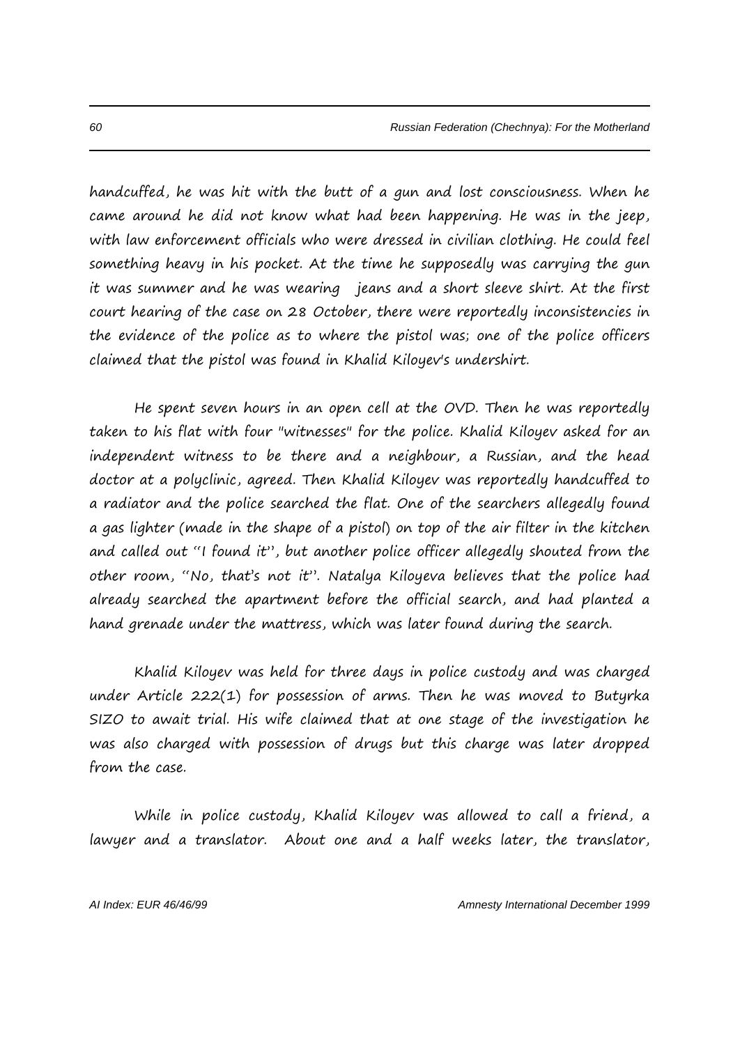handcuffed, he was hit with the butt of a gun and lost consciousness. When he came around he did not know what had been happening. He was in the jeep, with law enforcement officials who were dressed in civilian clothing. He could feel something heavy in his pocket. At the time he supposedly was carrying the gun it was summer and he was wearing  jeans and a short sleeve shirt. At the first court hearing of the case on 28 October, there were reportedly inconsistencies in the evidence of the police as to where the pistol was; one of the police officers claimed that the pistol was found in Khalid Kiloyev's undershirt.

He spent seven hours in an open cell at the OVD. Then he was reportedly taken to his flat with four "witnesses" for the police. Khalid Kiloyev asked for an independent witness to be there and a neighbour, a Russian, and the head doctor at a polyclinic, agreed. Then Khalid Kiloyev was reportedly handcuffed to a radiator and the police searched the flat. One of the searchers allegedly found a gas lighter (made in the shape of a pistol) on top of the air filter in the kitchen and called out "I found it", but another police officer allegedly shouted from the other room, "No, that's not it". Natalya Kiloyeva believes that the police had already searched the apartment before the official search, and had planted a hand grenade under the mattress, which was later found during the search.

Khalid Kiloyev was held for three days in police custody and was charged under Article 222(1) for possession of arms. Then he was moved to Butyrka SIZO to await trial. His wife claimed that at one stage of the investigation he was also charged with possession of drugs but this charge was later dropped from the case.

While in police custody, Khalid Kiloyev was allowed to call a friend, a lawyer and a translator.  About one and a half weeks later, the translator,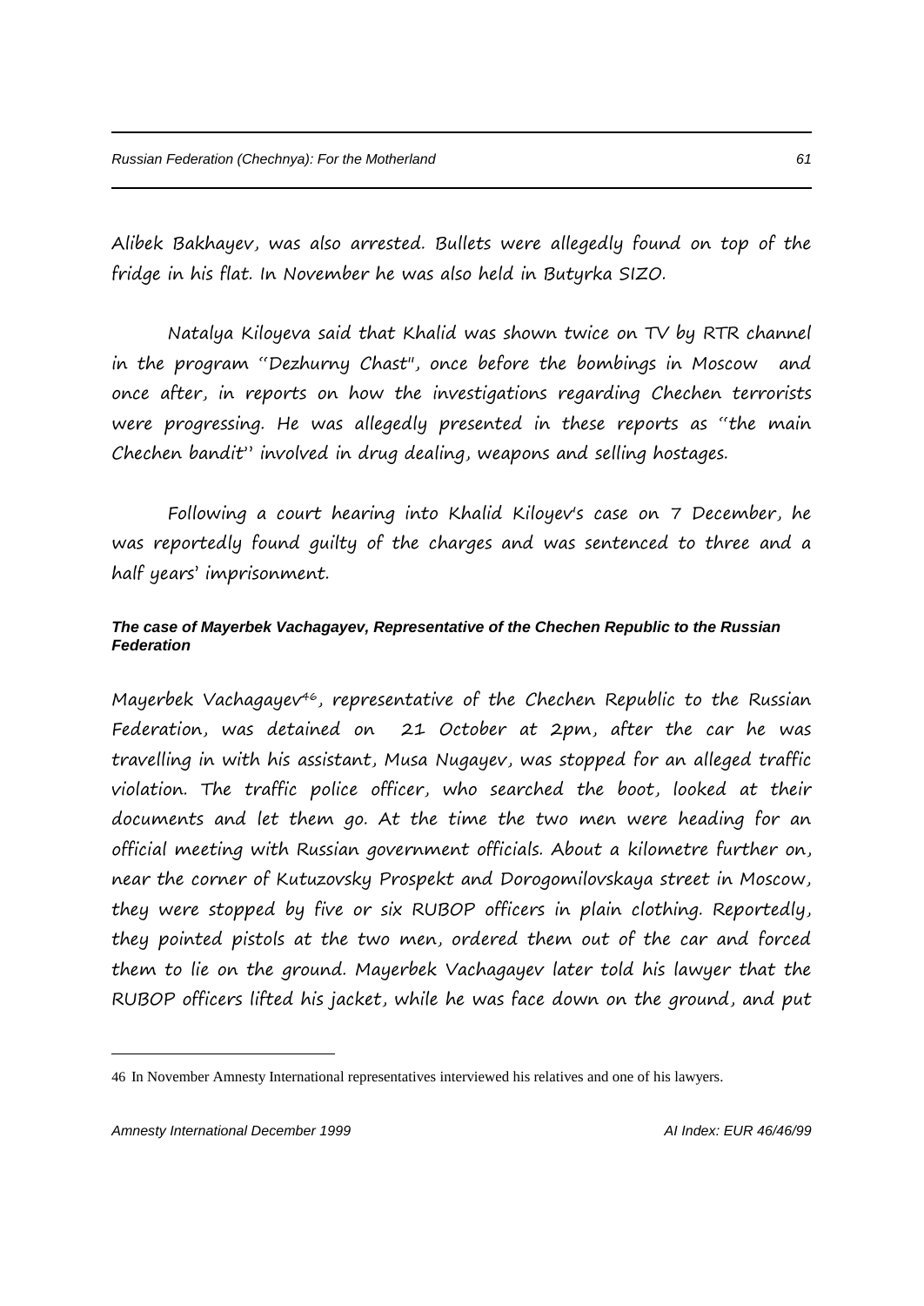Alibek Bakhayev, was also arrested. Bullets were allegedly found on top of the fridge in his flat. In November he was also held in Butyrka SIZO.

Natalya Kiloyeva said that Khalid was shown twice on TV by RTR channel in the program "Dezhurny Chast", once before the bombings in Moscow and once after, in reports on how the investigations regarding Chechen terrorists were progressing. He was allegedly presented in these reports as "the main Chechen bandit" involved in drug dealing, weapons and selling hostages.

Following a court hearing into Khalid Kiloyev's case on 7 December, he was reportedly found guilty of the charges and was sentenced to three and a half years' imprisonment.

#### *The case of Mayerbek Vachagayev, Representative of the Chechen Republic to the Russian Federation*

Mayerbek Vachagayev[46], representative of the Chechen Republic to the Russian Federation, was detained on 21 October at 2pm, after the car he was travelling in with his assistant, Musa Nugayev, was stopped for an alleged traffic violation. The traffic police officer, who searched the boot, looked at their documents and let them go. At the time the two men were heading for an official meeting with Russian government officials. About a kilometre further on, near the corner of Kutuzovsky Prospekt and Dorogomilovskaya street in Moscow, they were stopped by five or six RUBOP officers in plain clothing. Reportedly, they pointed pistols at the two men, ordered them out of the car and forced them to lie on the ground. Mayerbek Vachagayev later told his lawyer that the RUBOP officers lifted his jacket, while he was face down on the ground, and put

---

46 In November Amnesty International representatives interviewed his relatives and one of his lawyers.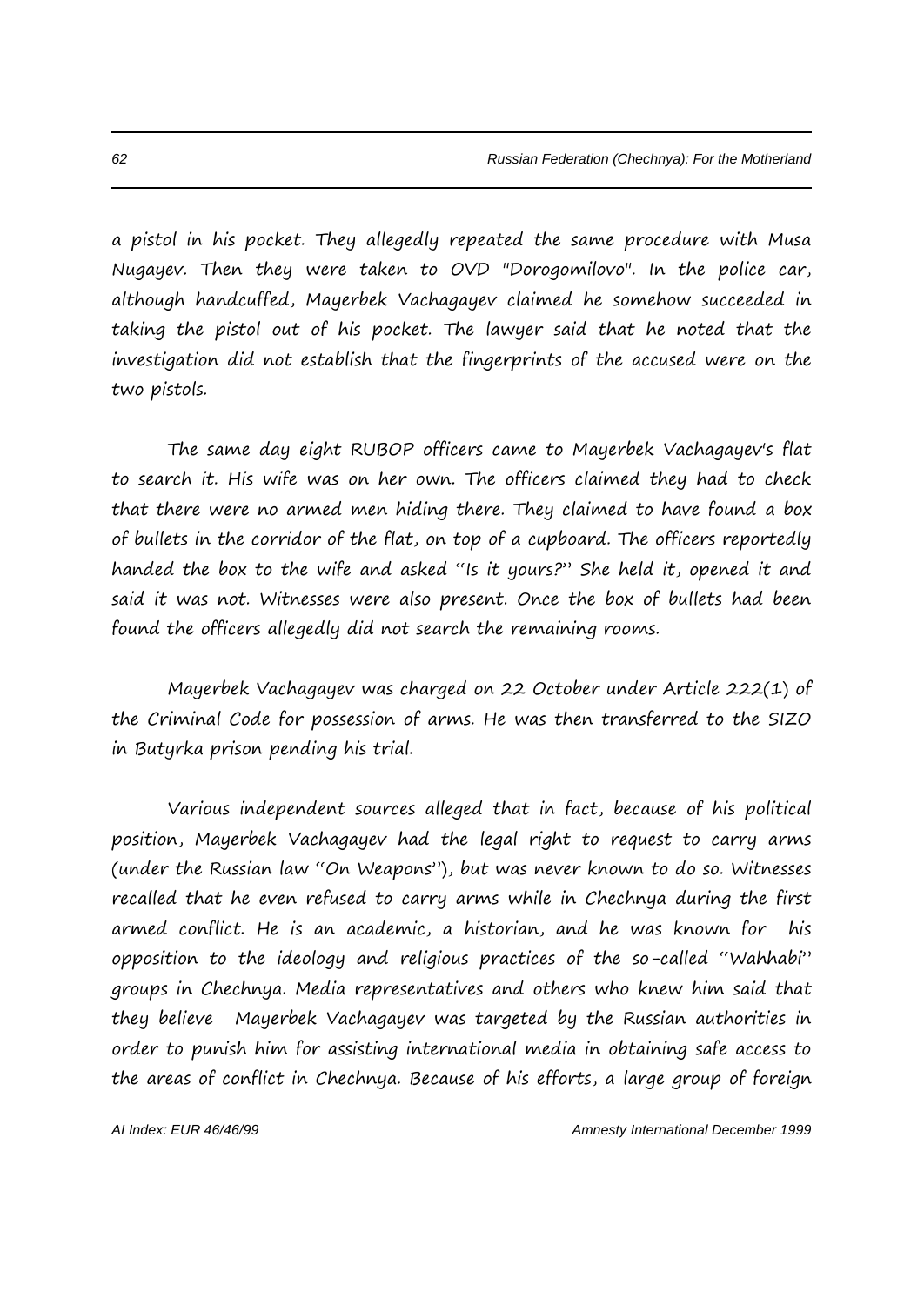a pistol in his pocket. They allegedly repeated the same procedure with Musa Nugayev. Then they were taken to OVD "Dorogomilovo". In the police car, although handcuffed, Mayerbek Vachagayev claimed he somehow succeeded in taking the pistol out of his pocket. The lawyer said that he noted that the investigation did not establish that the fingerprints of the accused were on the two pistols.

The same day eight RUBOP officers came to Mayerbek Vachagayev's flat to search it. His wife was on her own. The officers claimed they had to check that there were no armed men hiding there. They claimed to have found a box of bullets in the corridor of the flat, on top of a cupboard. The officers reportedly handed the box to the wife and asked "Is it yours?" She held it, opened it and said it was not. Witnesses were also present. Once the box of bullets had been found the officers allegedly did not search the remaining rooms.

Mayerbek Vachagayev was charged on 22 October under Article 222(1) of the Criminal Code for possession of arms. He was then transferred to the SIZO in Butyrka prison pending his trial.

Various independent sources alleged that in fact, because of his political position, Mayerbek Vachagayev had the legal right to request to carry arms (under the Russian law "On Weapons"), but was never known to do so. Witnesses recalled that he even refused to carry arms while in Chechnya during the first armed conflict. He is an academic, a historian, and he was known for his opposition to the ideology and religious practices of the so-called "Wahhabi" groups in Chechnya. Media representatives and others who knew him said that they believe Mayerbek Vachagayev was targeted by the Russian authorities in order to punish him for assisting international media in obtaining safe access to the areas of conflict in Chechnya. Because of his efforts, a large group of foreign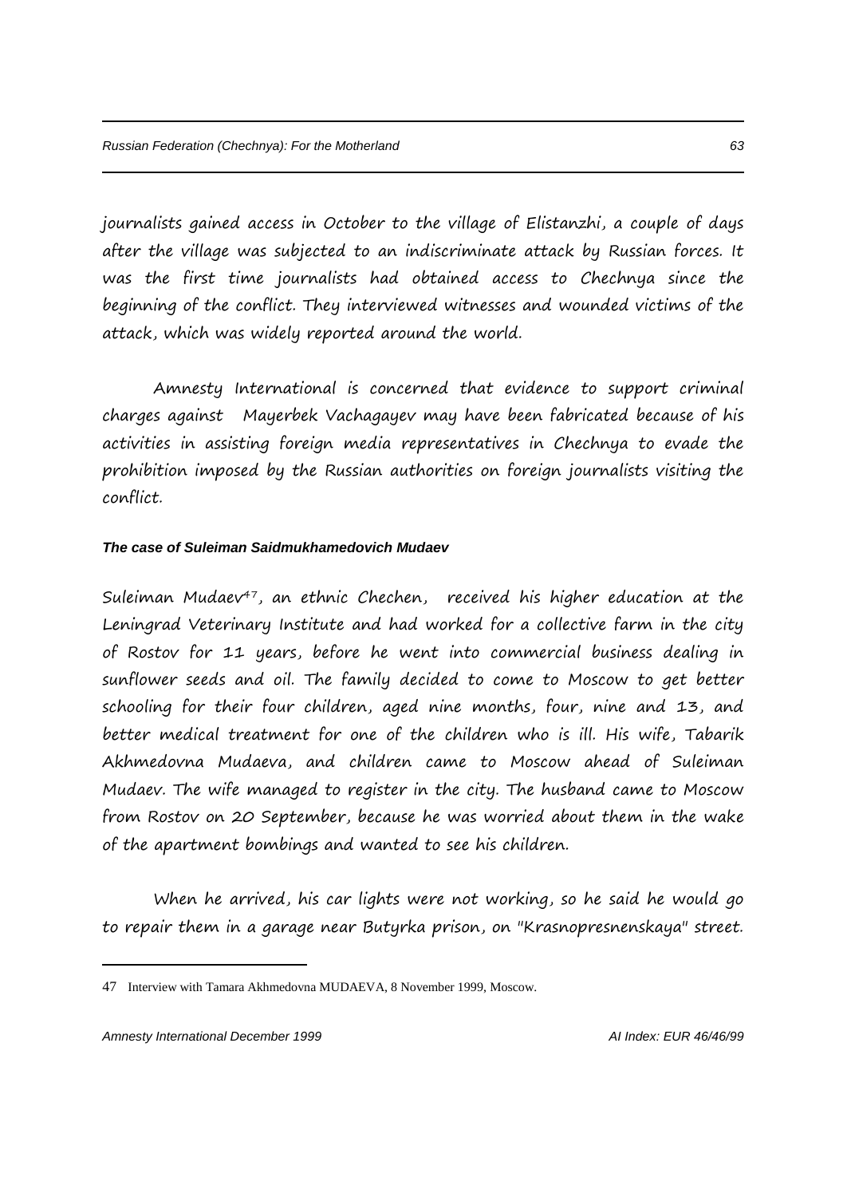journalists gained access in October to the village of Elistanzhi, a couple of days after the village was subjected to an indiscriminate attack by Russian forces. It was the first time journalists had obtained access to Chechnya since the beginning of the conflict. They interviewed witnesses and wounded victims of the attack, which was widely reported around the world.

Amnesty International is concerned that evidence to support criminal charges against Mayerbek Vachagayev may have been fabricated because of his activities in assisting foreign media representatives in Chechnya to evade the prohibition imposed by the Russian authorities on foreign journalists visiting the conflict.

#### *The case of Suleiman Saidmukhamedovich Mudaev*

Suleiman Mudaev[47], an ethnic Chechen, received his higher education at the Leningrad Veterinary Institute and had worked for a collective farm in the city of Rostov for 11 years, before he went into commercial business dealing in sunflower seeds and oil. The family decided to come to Moscow to get better schooling for their four children, aged nine months, four, nine and 13, and better medical treatment for one of the children who is ill. His wife, Tabarik Akhmedovna Mudaeva, and children came to Moscow ahead of Suleiman Mudaev. The wife managed to register in the city. The husband came to Moscow from Rostov on 20 September, because he was worried about them in the wake of the apartment bombings and wanted to see his children.

When he arrived, his car lights were not working, so he said he would go to repair them in a garage near Butyrka prison, on "Krasnopresnenskaya" street.

---

47 Interview with Tamara Akhmedovna MUDAEVA, 8 November 1999, Moscow.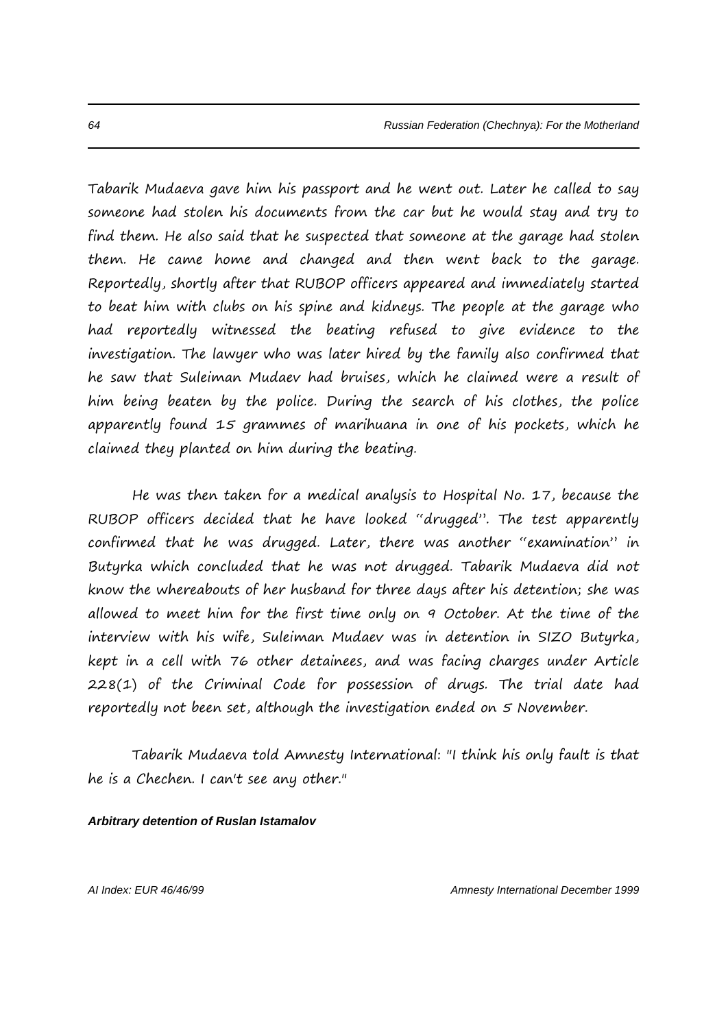Tabarik Mudaeva gave him his passport and he went out. Later he called to say someone had stolen his documents from the car but he would stay and try to find them. He also said that he suspected that someone at the garage had stolen them. He came home and changed and then went back to the garage. Reportedly, shortly after that RUBOP officers appeared and immediately started to beat him with clubs on his spine and kidneys. The people at the garage who had reportedly witnessed the beating refused to give evidence to the investigation. The lawyer who was later hired by the family also confirmed that he saw that Suleiman Mudaev had bruises, which he claimed were a result of him being beaten by the police. During the search of his clothes, the police apparently found 15 grammes of marihuana in one of his pockets, which he claimed they planted on him during the beating.

He was then taken for a medical analysis to Hospital No. 17, because the RUBOP officers decided that he have looked "drugged". The test apparently confirmed that he was drugged. Later, there was another "examination" in Butyrka which concluded that he was not drugged. Tabarik Mudaeva did not know the whereabouts of her husband for three days after his detention; she was allowed to meet him for the first time only on 9 October. At the time of the interview with his wife, Suleiman Mudaev was in detention in SIZO Butyrka, kept in a cell with 76 other detainees, and was facing charges under Article 228(1) of the Criminal Code for possession of drugs. The trial date had reportedly not been set, although the investigation ended on 5 November.

Tabarik Mudaeva told Amnesty International: "I think his only fault is that he is a Chechen. I can't see any other."

***Arbitrary detention of Ruslan Istamalov***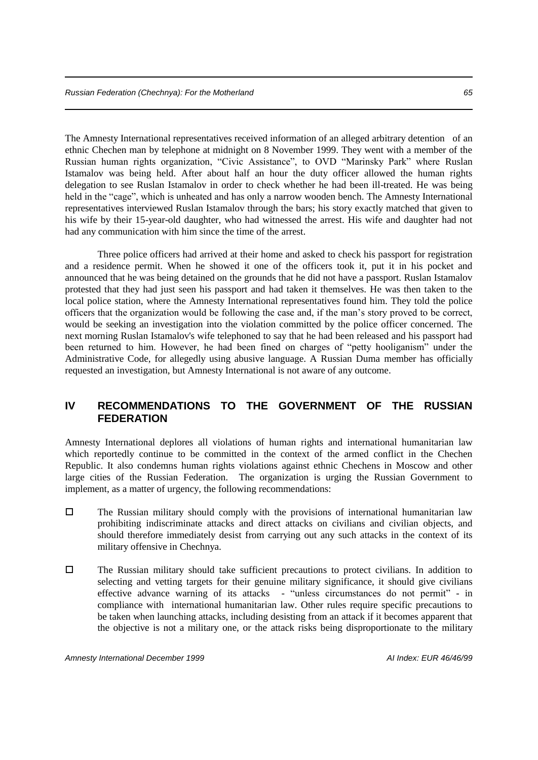The Amnesty International representatives received information of an alleged arbitrary detention of an ethnic Chechen man by telephone at midnight on 8 November 1999. They went with a member of the Russian human rights organization, "Civic Assistance", to OVD "Marinsky Park" where Ruslan Istamalov was being held. After about half an hour the duty officer allowed the human rights delegation to see Ruslan Istamalov in order to check whether he had been ill-treated. He was being held in the "cage", which is unheated and has only a narrow wooden bench. The Amnesty International representatives interviewed Ruslan Istamalov through the bars; his story exactly matched that given to his wife by their 15-year-old daughter, who had witnessed the arrest. His wife and daughter had not had any communication with him since the time of the arrest.

Three police officers had arrived at their home and asked to check his passport for registration and a residence permit. When he showed it one of the officers took it, put it in his pocket and announced that he was being detained on the grounds that he did not have a passport. Ruslan Istamalov protested that they had just seen his passport and had taken it themselves. He was then taken to the local police station, where the Amnesty International representatives found him. They told the police officers that the organization would be following the case and, if the man's story proved to be correct, would be seeking an investigation into the violation committed by the police officer concerned. The next morning Ruslan Istamalov's wife telephoned to say that he had been released and his passport had been returned to him. However, he had been fined on charges of "petty hooliganism" under the Administrative Code, for allegedly using abusive language. A Russian Duma member has officially requested an investigation, but Amnesty International is not aware of any outcome.

## IV RECOMMENDATIONS TO THE GOVERNMENT OF THE RUSSIAN FEDERATION

Amnesty International deplores all violations of human rights and international humanitarian law which reportedly continue to be committed in the context of the armed conflict in the Chechen Republic. It also condemns human rights violations against ethnic Chechens in Moscow and other large cities of the Russian Federation. The organization is urging the Russian Government to implement, as a matter of urgency, the following recommendations:

- The Russian military should comply with the provisions of international humanitarian law prohibiting indiscriminate attacks and direct attacks on civilians and civilian objects, and should therefore immediately desist from carrying out any such attacks in the context of its military offensive in Chechnya.

- The Russian military should take sufficient precautions to protect civilians. In addition to selecting and vetting targets for their genuine military significance, it should give civilians effective advance warning of its attacks - "unless circumstances do not permit" - in compliance with international humanitarian law. Other rules require specific precautions to be taken when launching attacks, including desisting from an attack if it becomes apparent that the objective is not a military one, or the attack risks being disproportionate to the military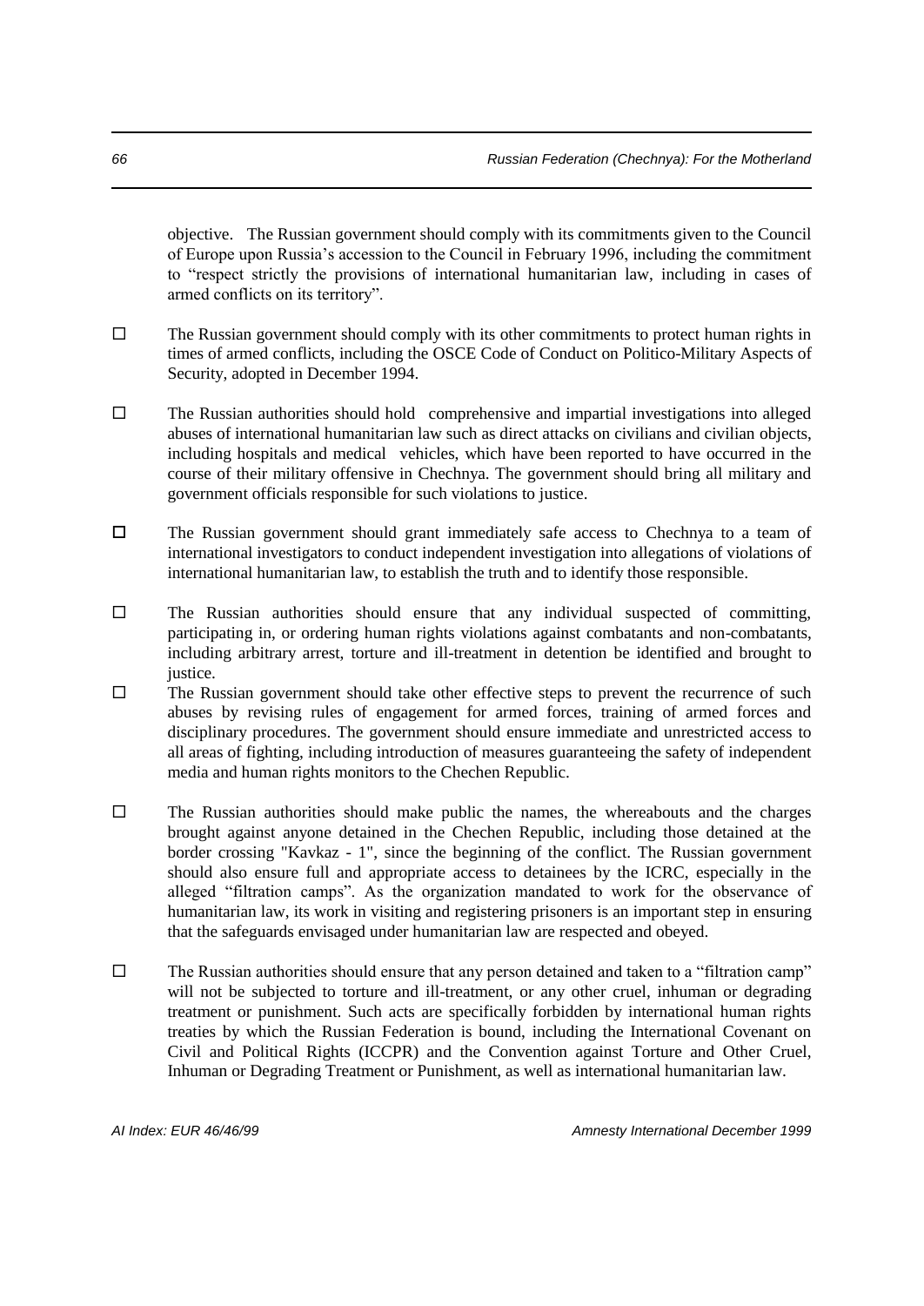objective. The Russian government should comply with its commitments given to the Council of Europe upon Russia's accession to the Council in February 1996, including the commitment to "respect strictly the provisions of international humanitarian law, including in cases of armed conflicts on its territory".

- The Russian government should comply with its other commitments to protect human rights in times of armed conflicts, including the OSCE Code of Conduct on Politico-Military Aspects of Security, adopted in December 1994.

- The Russian authorities should hold comprehensive and impartial investigations into alleged abuses of international humanitarian law such as direct attacks on civilians and civilian objects, including hospitals and medical vehicles, which have been reported to have occurred in the course of their military offensive in Chechnya. The government should bring all military and government officials responsible for such violations to justice.

- The Russian government should grant immediately safe access to Chechnya to a team of international investigators to conduct independent investigation into allegations of violations of international humanitarian law, to establish the truth and to identify those responsible.

- The Russian authorities should ensure that any individual suspected of committing, participating in, or ordering human rights violations against combatants and non-combatants, including arbitrary arrest, torture and ill-treatment in detention be identified and brought to justice.

- The Russian government should take other effective steps to prevent the recurrence of such abuses by revising rules of engagement for armed forces, training of armed forces and disciplinary procedures. The government should ensure immediate and unrestricted access to all areas of fighting, including introduction of measures guaranteeing the safety of independent media and human rights monitors to the Chechen Republic.

- The Russian authorities should make public the names, the whereabouts and the charges brought against anyone detained in the Chechen Republic, including those detained at the border crossing "Kavkaz - 1", since the beginning of the conflict. The Russian government should also ensure full and appropriate access to detainees by the ICRC, especially in the alleged "filtration camps". As the organization mandated to work for the observance of humanitarian law, its work in visiting and registering prisoners is an important step in ensuring that the safeguards envisaged under humanitarian law are respected and obeyed.

- The Russian authorities should ensure that any person detained and taken to a "filtration camp" will not be subjected to torture and ill-treatment, or any other cruel, inhuman or degrading treatment or punishment. Such acts are specifically forbidden by international human rights treaties by which the Russian Federation is bound, including the International Covenant on Civil and Political Rights (ICCPR) and the Convention against Torture and Other Cruel, Inhuman or Degrading Treatment or Punishment, as well as international humanitarian law.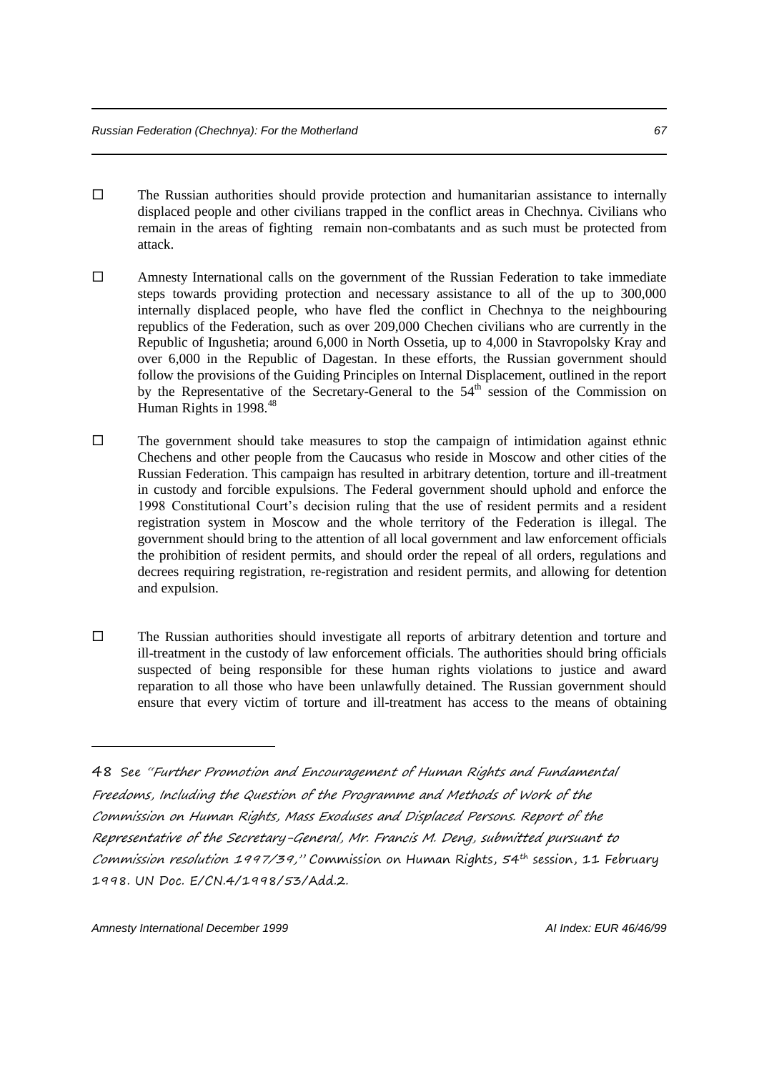- The Russian authorities should provide protection and humanitarian assistance to internally displaced people and other civilians trapped in the conflict areas in Chechnya. Civilians who remain in the areas of fighting remain non-combatants and as such must be protected from attack.

- Amnesty International calls on the government of the Russian Federation to take immediate steps towards providing protection and necessary assistance to all of the up to 300,000 internally displaced people, who have fled the conflict in Chechnya to the neighbouring republics of the Federation, such as over 209,000 Chechen civilians who are currently in the Republic of Ingushetia; around 6,000 in North Ossetia, up to 4,000 in Stavropolsky Kray and over 6,000 in the Republic of Dagestan. In these efforts, the Russian government should follow the provisions of the Guiding Principles on Internal Displacement, outlined in the report by the Representative of the Secretary-General to the 54th session of the Commission on Human Rights in 1998.[48]

- The government should take measures to stop the campaign of intimidation against ethnic Chechens and other people from the Caucasus who reside in Moscow and other cities of the Russian Federation. This campaign has resulted in arbitrary detention, torture and ill-treatment in custody and forcible expulsions. The Federal government should uphold and enforce the 1998 Constitutional Court's decision ruling that the use of resident permits and a resident registration system in Moscow and the whole territory of the Federation is illegal. The government should bring to the attention of all local government and law enforcement officials the prohibition of resident permits, and should order the repeal of all orders, regulations and decrees requiring registration, re-registration and resident permits, and allowing for detention and expulsion.

- The Russian authorities should investigate all reports of arbitrary detention and torture and ill-treatment in the custody of law enforcement officials. The authorities should bring officials suspected of being responsible for these human rights violations to justice and award reparation to all those who have been unlawfully detained. The Russian government should ensure that every victim of torture and ill-treatment has access to the means of obtaining

---

48 See *"Further Promotion and Encouragement of Human Rights and Fundamental Freedoms, Including the Question of the Programme and Methods of Work of the Commission on Human Rights, Mass Exoduses and Displaced Persons. Report of the Representative of the Secretary-General, Mr. Francis M. Deng, submitted pursuant to Commission resolution 1997/39,"* Commission on Human Rights, 54th session, 11 February 1998. UN Doc. E/CN.4/1998/53/Add.2.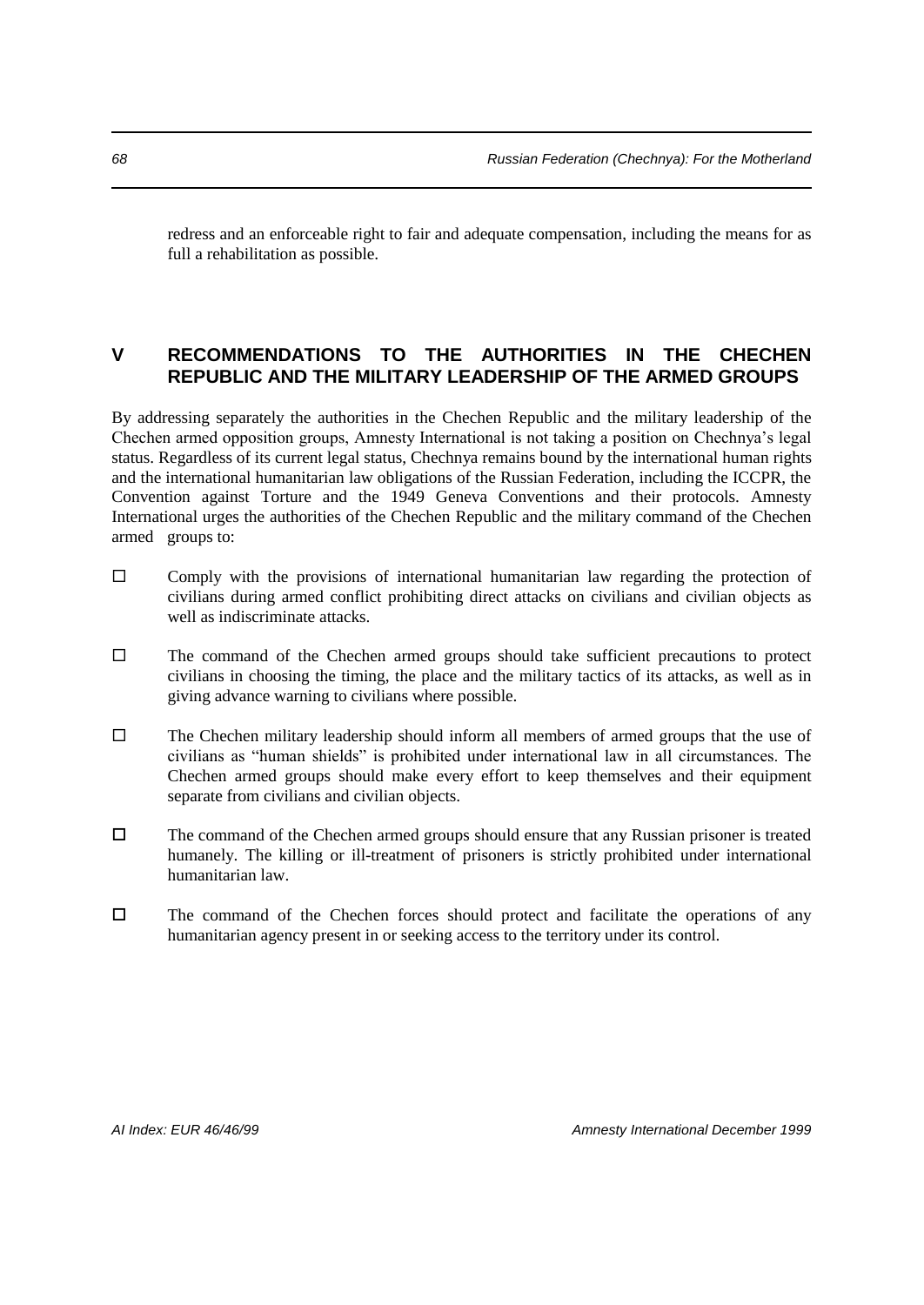redress and an enforceable right to fair and adequate compensation, including the means for as full a rehabilitation as possible.

## V RECOMMENDATIONS TO THE AUTHORITIES IN THE CHECHEN REPUBLIC AND THE MILITARY LEADERSHIP OF THE ARMED GROUPS

By addressing separately the authorities in the Chechen Republic and the military leadership of the Chechen armed opposition groups, Amnesty International is not taking a position on Chechnya's legal status. Regardless of its current legal status, Chechnya remains bound by the international human rights and the international humanitarian law obligations of the Russian Federation, including the ICCPR, the Convention against Torture and the 1949 Geneva Conventions and their protocols. Amnesty International urges the authorities of the Chechen Republic and the military command of the Chechen armed groups to:

- Comply with the provisions of international humanitarian law regarding the protection of civilians during armed conflict prohibiting direct attacks on civilians and civilian objects as well as indiscriminate attacks.
- The command of the Chechen armed groups should take sufficient precautions to protect civilians in choosing the timing, the place and the military tactics of its attacks, as well as in giving advance warning to civilians where possible.
- The Chechen military leadership should inform all members of armed groups that the use of civilians as "human shields" is prohibited under international law in all circumstances. The Chechen armed groups should make every effort to keep themselves and their equipment separate from civilians and civilian objects.
- The command of the Chechen armed groups should ensure that any Russian prisoner is treated humanely. The killing or ill-treatment of prisoners is strictly prohibited under international humanitarian law.
- The command of the Chechen forces should protect and facilitate the operations of any humanitarian agency present in or seeking access to the territory under its control.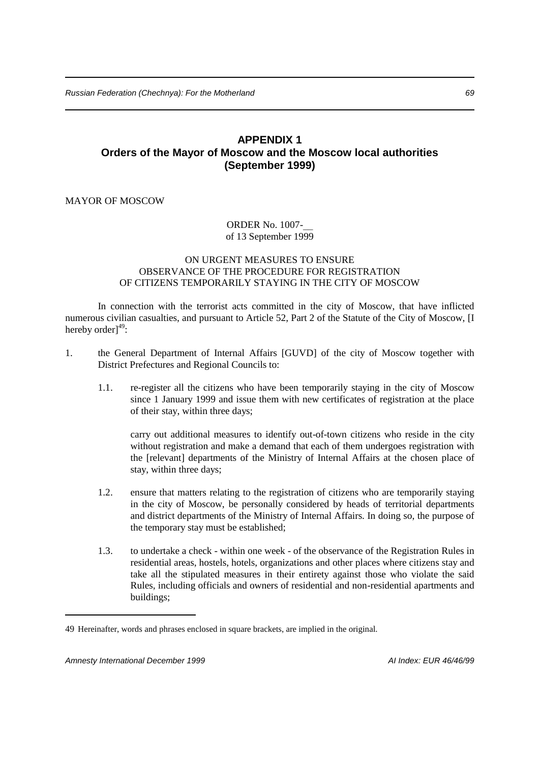## APPENDIX 1
## Orders of the Mayor of Moscow and the Moscow local authorities (September 1999)

MAYOR OF MOSCOW

ORDER No. 1007-__
of 13 September 1999

ON URGENT MEASURES TO ENSURE
OBSERVANCE OF THE PROCEDURE FOR REGISTRATION
OF CITIZENS TEMPORARILY STAYING IN THE CITY OF MOSCOW

In connection with the terrorist acts committed in the city of Moscow, that have inflicted numerous civilian casualties, and pursuant to Article 52, Part 2 of the Statute of the City of Moscow, [I hereby order][49]:

1. the General Department of Internal Affairs [GUVD] of the city of Moscow together with District Prefectures and Regional Councils to:

   1.1. re-register all the citizens who have been temporarily staying in the city of Moscow since 1 January 1999 and issue them with new certificates of registration at the place of their stay, within three days;

   carry out additional measures to identify out-of-town citizens who reside in the city without registration and make a demand that each of them undergoes registration with the [relevant] departments of the Ministry of Internal Affairs at the chosen place of stay, within three days;

   1.2. ensure that matters relating to the registration of citizens who are temporarily staying in the city of Moscow, be personally considered by heads of territorial departments and district departments of the Ministry of Internal Affairs. In doing so, the purpose of the temporary stay must be established;

   1.3. to undertake a check - within one week - of the observance of the Registration Rules in residential areas, hostels, hotels, organizations and other places where citizens stay and take all the stipulated measures in their entirety against those who violate the said Rules, including officials and owners of residential and non-residential apartments and buildings;

---

49 Hereinafter, words and phrases enclosed in square brackets, are implied in the original.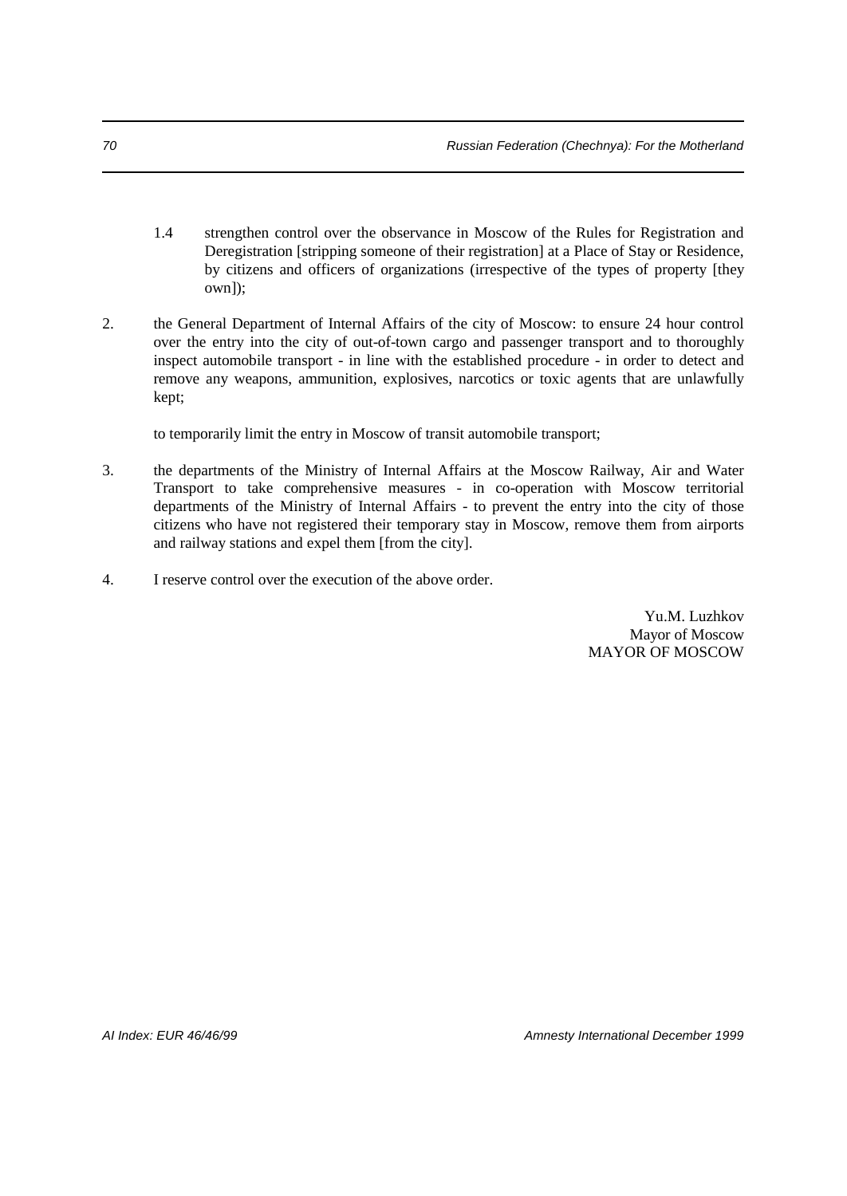1.4 strengthen control over the observance in Moscow of the Rules for Registration and Deregistration [stripping someone of their registration] at a Place of Stay or Residence, by citizens and officers of organizations (irrespective of the types of property [they own]);

2. the General Department of Internal Affairs of the city of Moscow: to ensure 24 hour control over the entry into the city of out-of-town cargo and passenger transport and to thoroughly inspect automobile transport - in line with the established procedure - in order to detect and remove any weapons, ammunition, explosives, narcotics or toxic agents that are unlawfully kept;

   to temporarily limit the entry in Moscow of transit automobile transport;

3. the departments of the Ministry of Internal Affairs at the Moscow Railway, Air and Water Transport to take comprehensive measures - in co-operation with Moscow territorial departments of the Ministry of Internal Affairs - to prevent the entry into the city of those citizens who have not registered their temporary stay in Moscow, remove them from airports and railway stations and expel them [from the city].

4. I reserve control over the execution of the above order.

Yu.M. Luzhkov
Mayor of Moscow
MAYOR OF MOSCOW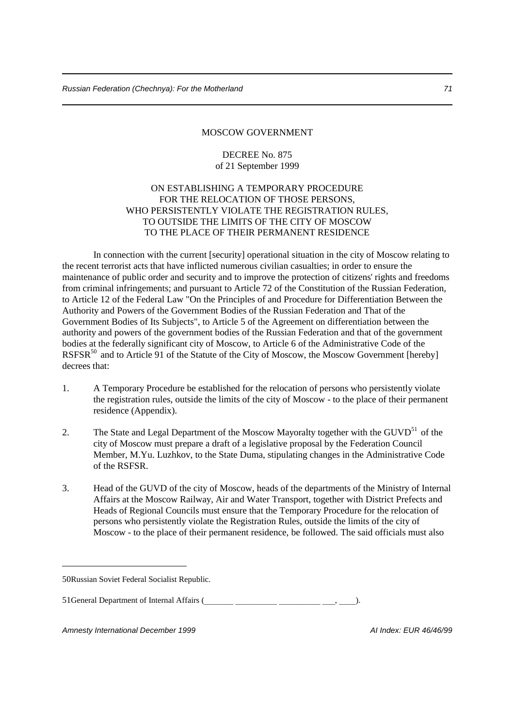MOSCOW GOVERNMENT

DECREE No. 875
of 21 September 1999

ON ESTABLISHING A TEMPORARY PROCEDURE
FOR THE RELOCATION OF THOSE PERSONS,
WHO PERSISTENTLY VIOLATE THE REGISTRATION RULES,
TO OUTSIDE THE LIMITS OF THE CITY OF MOSCOW
TO THE PLACE OF THEIR PERMANENT RESIDENCE

In connection with the current [security] operational situation in the city of Moscow relating to the recent terrorist acts that have inflicted numerous civilian casualties; in order to ensure the maintenance of public order and security and to improve the protection of citizens' rights and freedoms from criminal infringements; and pursuant to Article 72 of the Constitution of the Russian Federation, to Article 12 of the Federal Law "On the Principles of and Procedure for Differentiation Between the Authority and Powers of the Government Bodies of the Russian Federation and That of the Government Bodies of Its Subjects", to Article 5 of the Agreement on differentiation between the authority and powers of the government bodies of the Russian Federation and that of the government bodies at the federally significant city of Moscow, to Article 6 of the Administrative Code of the RSFSR[50] and to Article 91 of the Statute of the City of Moscow, the Moscow Government [hereby] decrees that:

1. A Temporary Procedure be established for the relocation of persons who persistently violate the registration rules, outside the limits of the city of Moscow - to the place of their permanent residence (Appendix).

2. The State and Legal Department of the Moscow Mayoralty together with the GUVD[51] of the city of Moscow must prepare a draft of a legislative proposal by the Federation Council Member, M.Yu. Luzhkov, to the State Duma, stipulating changes in the Administrative Code of the RSFSR.

3. Head of the GUVD of the city of Moscow, heads of the departments of the Ministry of Internal Affairs at the Moscow Railway, Air and Water Transport, together with District Prefects and Heads of Regional Councils must ensure that the Temporary Procedure for the relocation of persons who persistently violate the Registration Rules, outside the limits of the city of Moscow - to the place of their permanent residence, be followed. The said officials must also

---

50Russian Soviet Federal Socialist Republic.

51General Department of Internal Affairs (_______ __________ __________ ___, ____).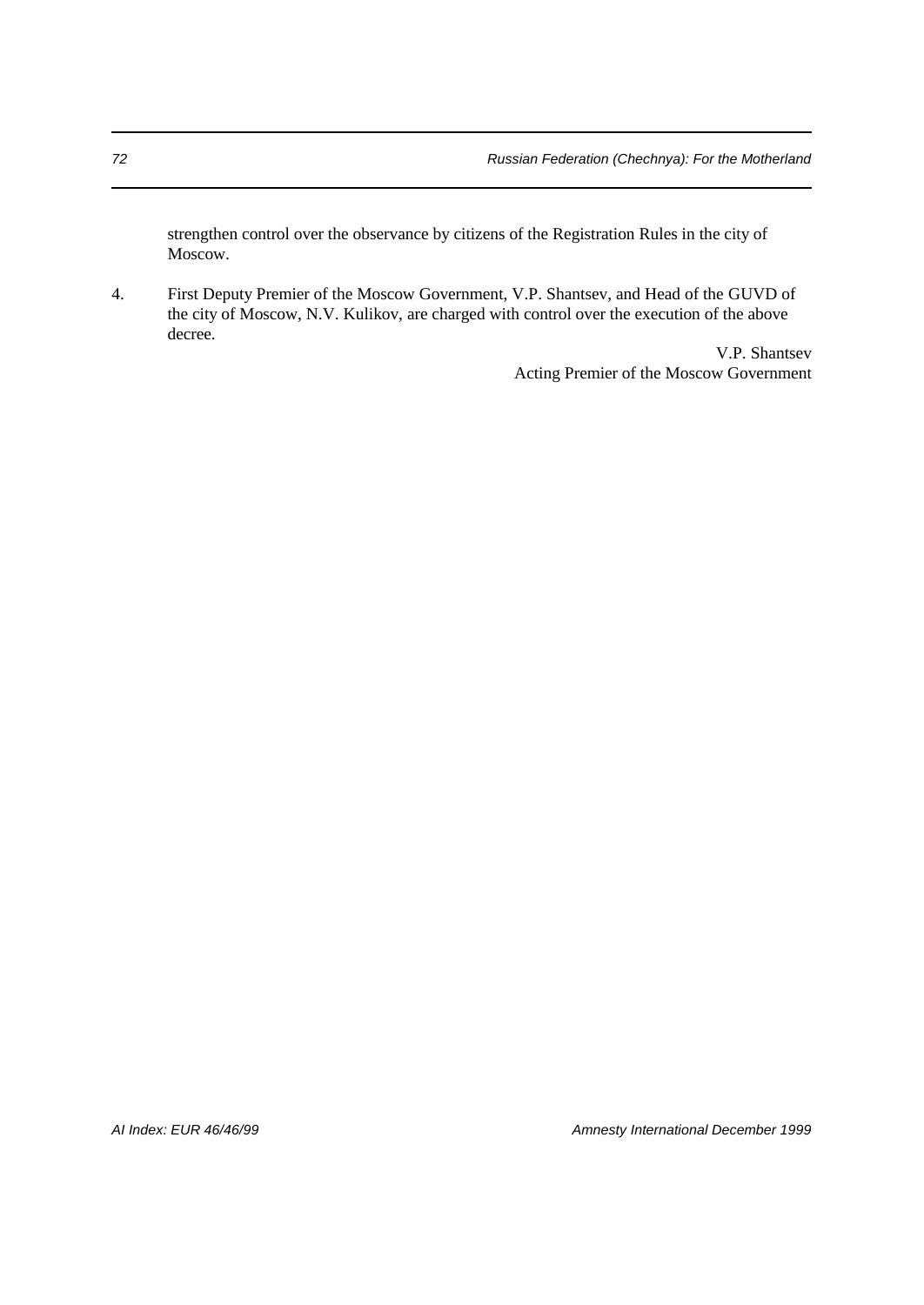strengthen control over the observance by citizens of the Registration Rules in the city of Moscow.

4. First Deputy Premier of the Moscow Government, V.P. Shantsev, and Head of the GUVD of the city of Moscow, N.V. Kulikov, are charged with control over the execution of the above decree.

V.P. Shantsev
Acting Premier of the Moscow Government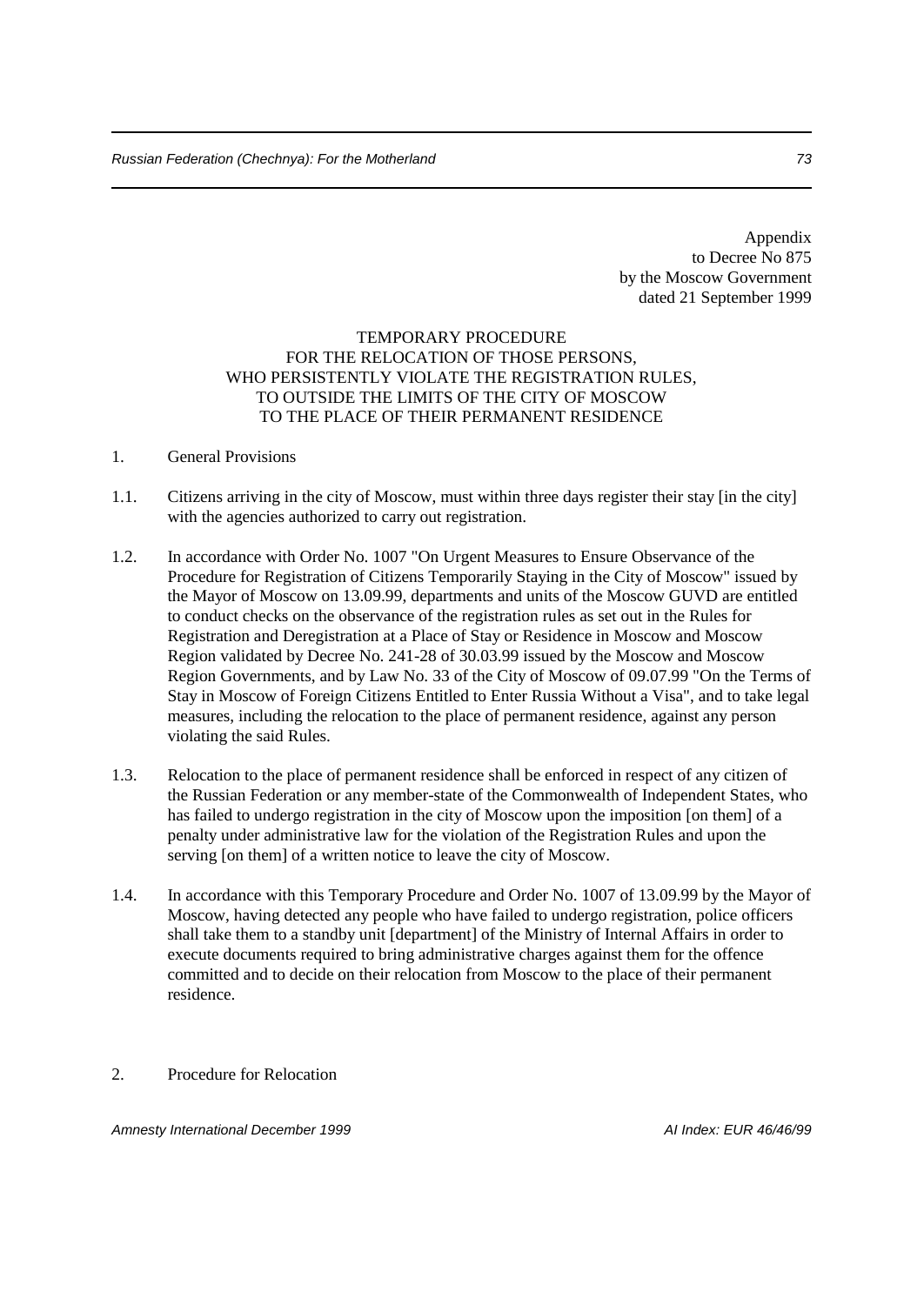Appendix
to Decree No 875
by the Moscow Government
dated 21 September 1999

## TEMPORARY PROCEDURE FOR THE RELOCATION OF THOSE PERSONS, WHO PERSISTENTLY VIOLATE THE REGISTRATION RULES, TO OUTSIDE THE LIMITS OF THE CITY OF MOSCOW TO THE PLACE OF THEIR PERMANENT RESIDENCE

1. General Provisions

1.1. Citizens arriving in the city of Moscow, must within three days register their stay [in the city] with the agencies authorized to carry out registration.

1.2. In accordance with Order No. 1007 "On Urgent Measures to Ensure Observance of the Procedure for Registration of Citizens Temporarily Staying in the City of Moscow" issued by the Mayor of Moscow on 13.09.99, departments and units of the Moscow GUVD are entitled to conduct checks on the observance of the registration rules as set out in the Rules for Registration and Deregistration at a Place of Stay or Residence in Moscow and Moscow Region validated by Decree No. 241-28 of 30.03.99 issued by the Moscow and Moscow Region Governments, and by Law No. 33 of the City of Moscow of 09.07.99 "On the Terms of Stay in Moscow of Foreign Citizens Entitled to Enter Russia Without a Visa", and to take legal measures, including the relocation to the place of permanent residence, against any person violating the said Rules.

1.3. Relocation to the place of permanent residence shall be enforced in respect of any citizen of the Russian Federation or any member-state of the Commonwealth of Independent States, who has failed to undergo registration in the city of Moscow upon the imposition [on them] of a penalty under administrative law for the violation of the Registration Rules and upon the serving [on them] of a written notice to leave the city of Moscow.

1.4. In accordance with this Temporary Procedure and Order No. 1007 of 13.09.99 by the Mayor of Moscow, having detected any people who have failed to undergo registration, police officers shall take them to a standby unit [department] of the Ministry of Internal Affairs in order to execute documents required to bring administrative charges against them for the offence committed and to decide on their relocation from Moscow to the place of their permanent residence.

2. Procedure for Relocation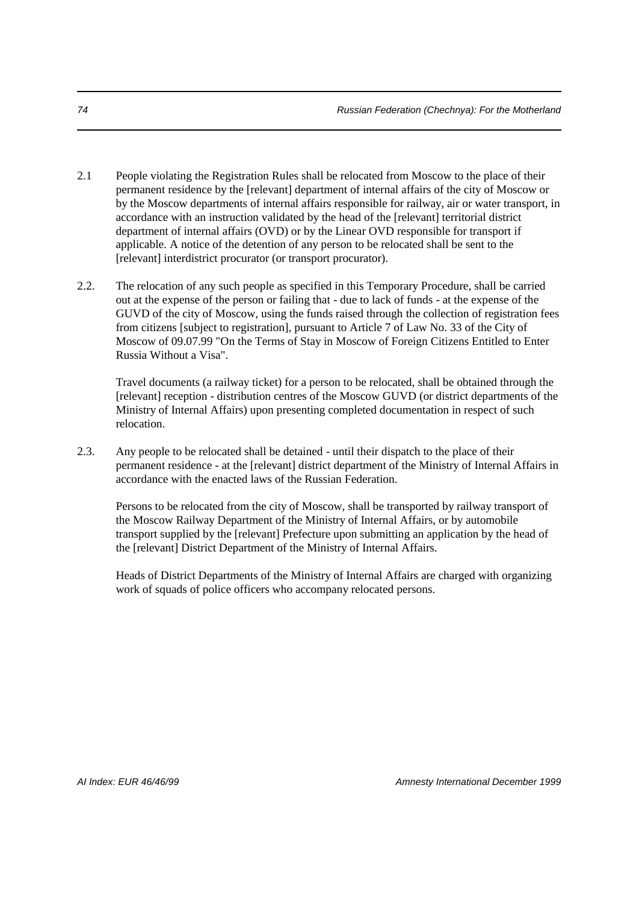2.1 People violating the Registration Rules shall be relocated from Moscow to the place of their permanent residence by the [relevant] department of internal affairs of the city of Moscow or by the Moscow departments of internal affairs responsible for railway, air or water transport, in accordance with an instruction validated by the head of the [relevant] territorial district department of internal affairs (OVD) or by the Linear OVD responsible for transport if applicable. A notice of the detention of any person to be relocated shall be sent to the [relevant] interdistrict procurator (or transport procurator).

2.2. The relocation of any such people as specified in this Temporary Procedure, shall be carried out at the expense of the person or failing that - due to lack of funds - at the expense of the GUVD of the city of Moscow, using the funds raised through the collection of registration fees from citizens [subject to registration], pursuant to Article 7 of Law No. 33 of the City of Moscow of 09.07.99 "On the Terms of Stay in Moscow of Foreign Citizens Entitled to Enter Russia Without a Visa".

Travel documents (a railway ticket) for a person to be relocated, shall be obtained through the [relevant] reception - distribution centres of the Moscow GUVD (or district departments of the Ministry of Internal Affairs) upon presenting completed documentation in respect of such relocation.

2.3. Any people to be relocated shall be detained - until their dispatch to the place of their permanent residence - at the [relevant] district department of the Ministry of Internal Affairs in accordance with the enacted laws of the Russian Federation.

Persons to be relocated from the city of Moscow, shall be transported by railway transport of the Moscow Railway Department of the Ministry of Internal Affairs, or by automobile transport supplied by the [relevant] Prefecture upon submitting an application by the head of the [relevant] District Department of the Ministry of Internal Affairs.

Heads of District Departments of the Ministry of Internal Affairs are charged with organizing work of squads of police officers who accompany relocated persons.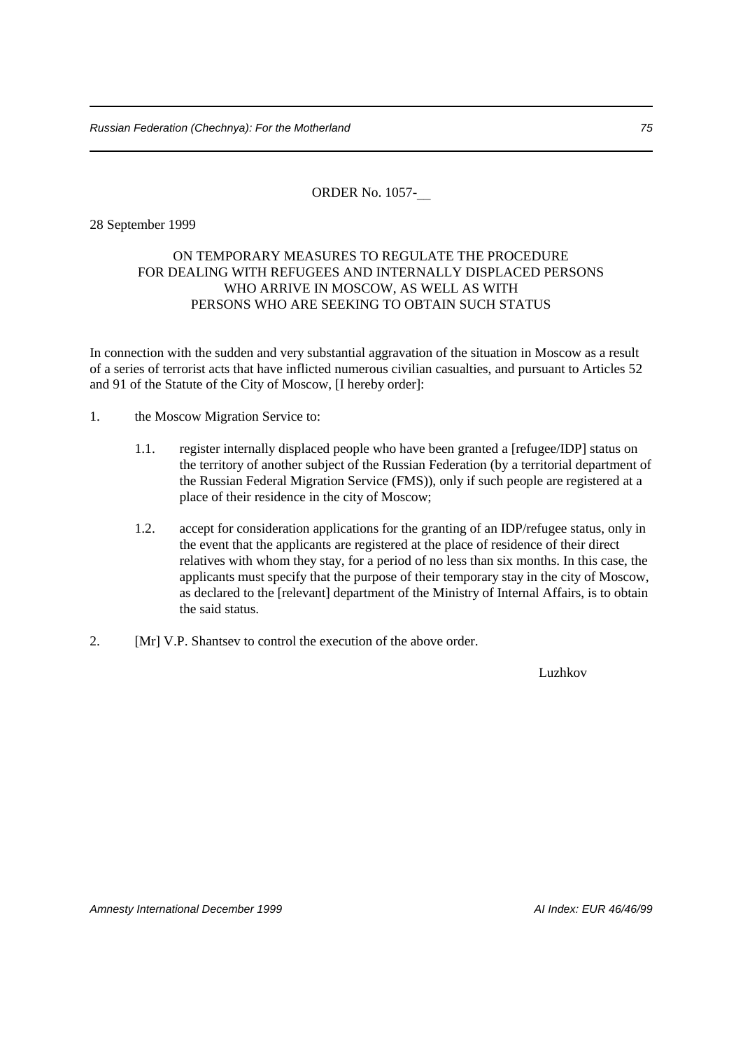ORDER No. 1057-__

28 September 1999

ON TEMPORARY MEASURES TO REGULATE THE PROCEDURE FOR DEALING WITH REFUGEES AND INTERNALLY DISPLACED PERSONS WHO ARRIVE IN MOSCOW, AS WELL AS WITH PERSONS WHO ARE SEEKING TO OBTAIN SUCH STATUS

In connection with the sudden and very substantial aggravation of the situation in Moscow as a result of a series of terrorist acts that have inflicted numerous civilian casualties, and pursuant to Articles 52 and 91 of the Statute of the City of Moscow, [I hereby order]:

1. the Moscow Migration Service to:

    1.1. register internally displaced people who have been granted a [refugee/IDP] status on the territory of another subject of the Russian Federation (by a territorial department of the Russian Federal Migration Service (FMS)), only if such people are registered at a place of their residence in the city of Moscow;

    1.2. accept for consideration applications for the granting of an IDP/refugee status, only in the event that the applicants are registered at the place of residence of their direct relatives with whom they stay, for a period of no less than six months. In this case, the applicants must specify that the purpose of their temporary stay in the city of Moscow, as declared to the [relevant] department of the Ministry of Internal Affairs, is to obtain the said status.

2. [Mr] V.P. Shantsev to control the execution of the above order.

Luzhkov